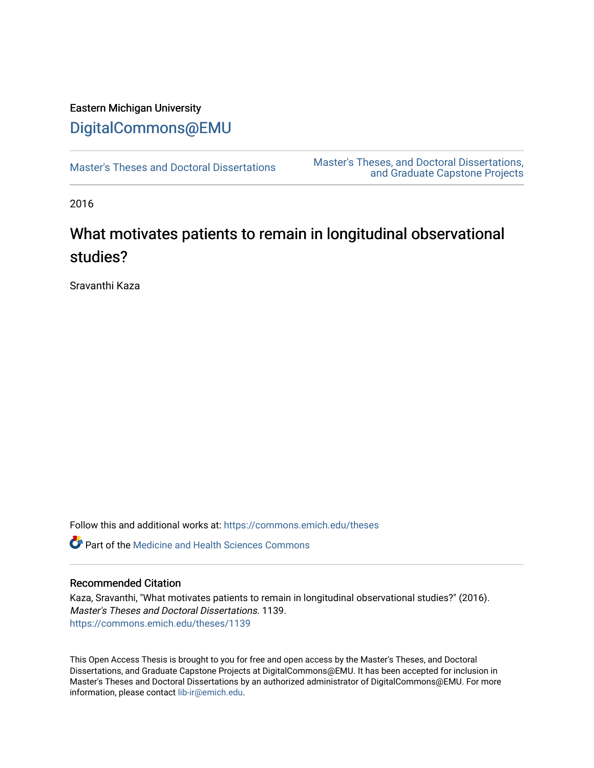Eastern Michigan University

# DigitalCommons@EMU

Master's Theses and Doctoral Dissertations

Master's Theses, and Doctoral Dissertations, and Graduate Capstone Projects

2016

# What motivates patients to remain in longitudinal observational studies?

Sravanthi Kaza

Follow this and additional works at: https://commons.emich.edu/theses

Part of the Medicine and Health Sciences Commons

### Recommended Citation

Kaza, Sravanthi, "What motivates patients to remain in longitudinal observational studies?" (2016). *Master's Theses and Doctoral Dissertations*. 1139.
https://commons.emich.edu/theses/1139

This Open Access Thesis is brought to you for free and open access by the Master's Theses, and Doctoral Dissertations, and Graduate Capstone Projects at DigitalCommons@EMU. It has been accepted for inclusion in Master's Theses and Doctoral Dissertations by an authorized administrator of DigitalCommons@EMU. For more information, please contact lib-ir@emich.edu.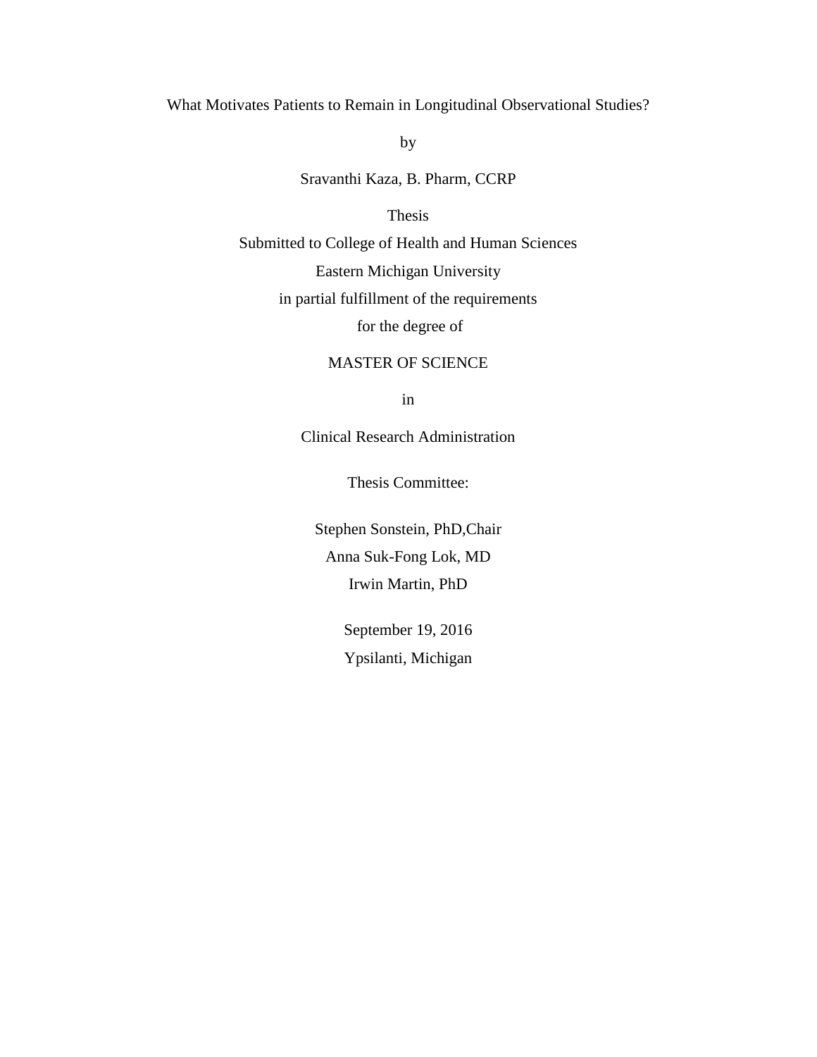What Motivates Patients to Remain in Longitudinal Observational Studies?

by

Sravanthi Kaza, B. Pharm, CCRP

Thesis

Submitted to College of Health and Human Sciences

Eastern Michigan University

in partial fulfillment of the requirements

for the degree of

MASTER OF SCIENCE

in

Clinical Research Administration

Thesis Committee:

Stephen Sonstein, PhD,Chair

Anna Suk-Fong Lok, MD

Irwin Martin, PhD

September 19, 2016

Ypsilanti, Michigan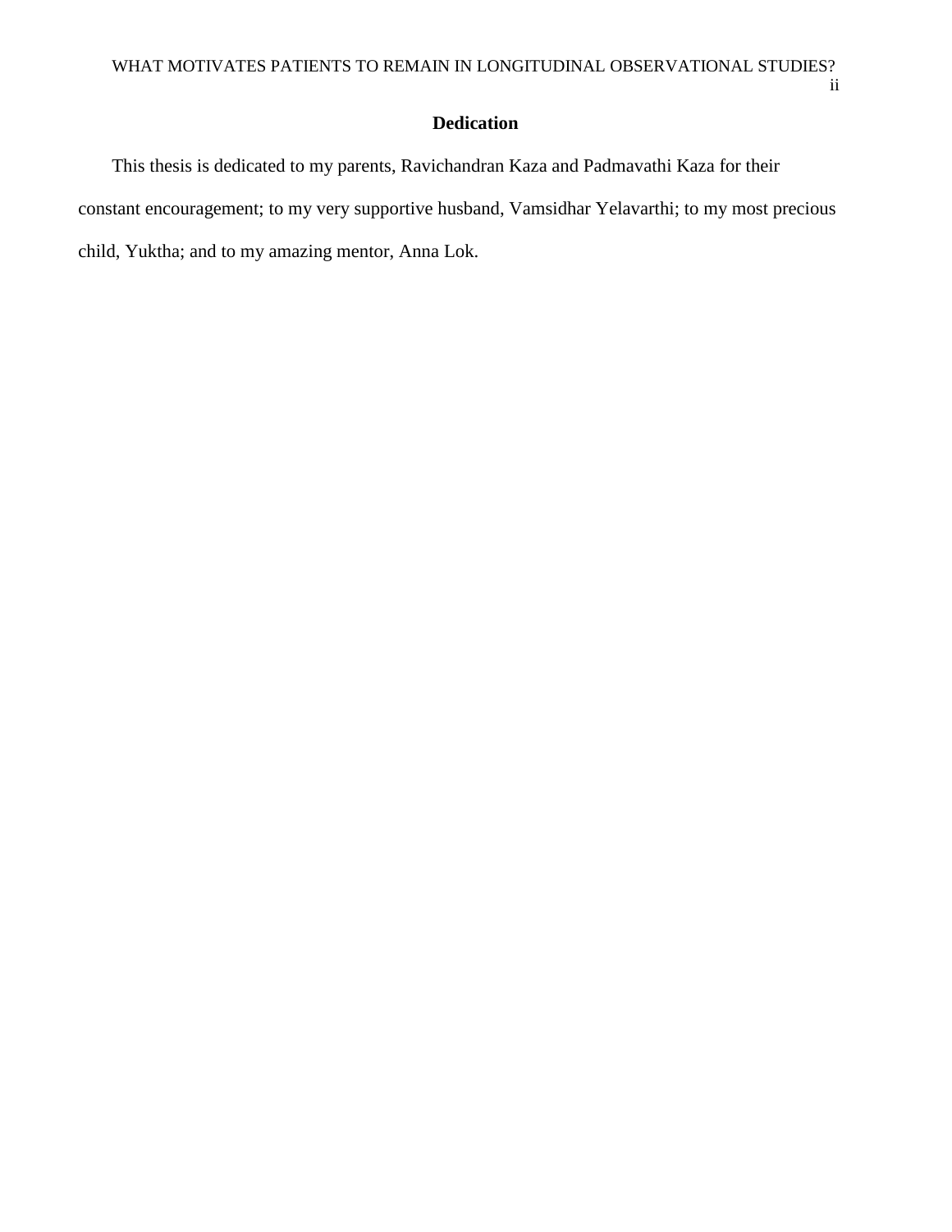# Dedication

This thesis is dedicated to my parents, Ravichandran Kaza and Padmavathi Kaza for their constant encouragement; to my very supportive husband, Vamsidhar Yelavarthi; to my most precious child, Yuktha; and to my amazing mentor, Anna Lok.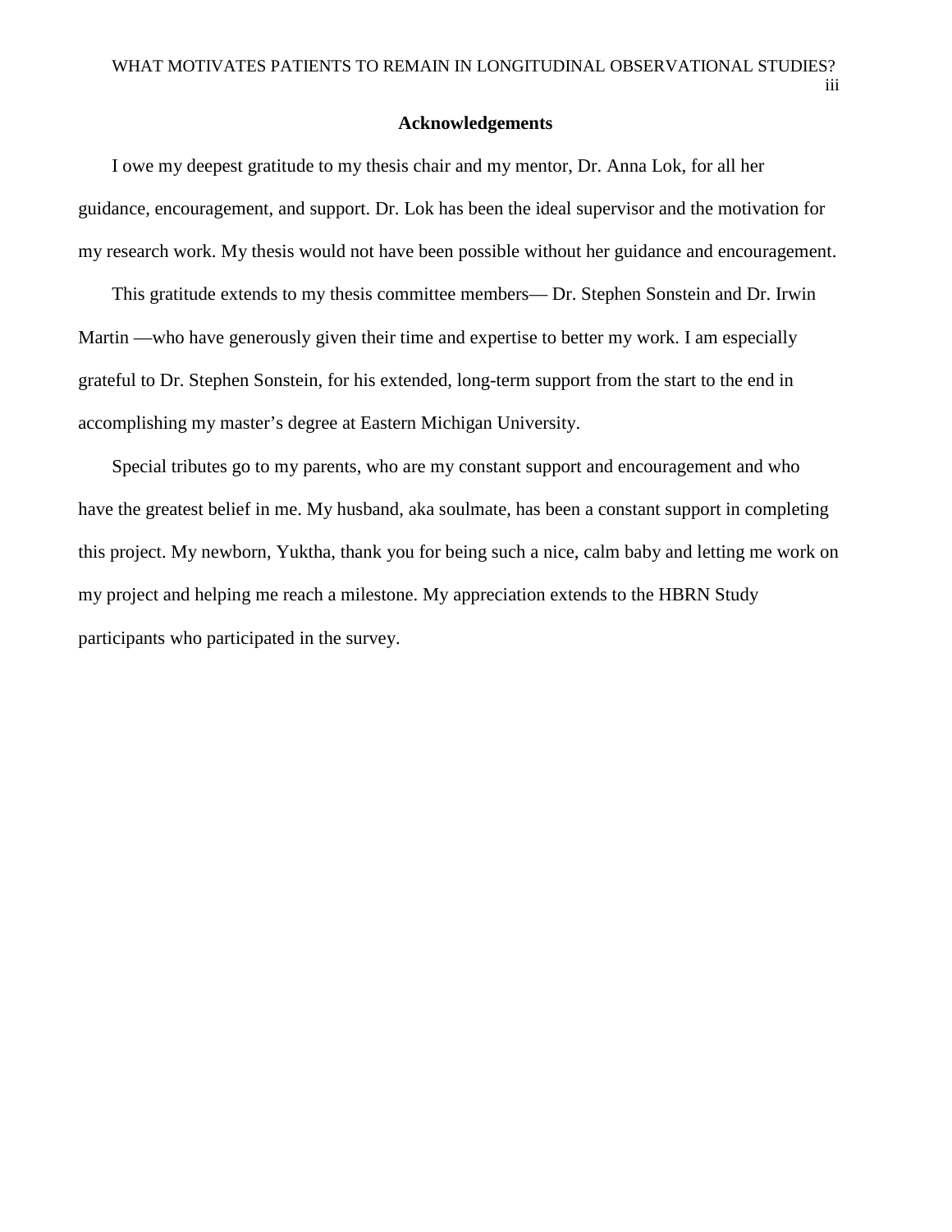## Acknowledgements

I owe my deepest gratitude to my thesis chair and my mentor, Dr. Anna Lok, for all her guidance, encouragement, and support. Dr. Lok has been the ideal supervisor and the motivation for my research work. My thesis would not have been possible without her guidance and encouragement.

This gratitude extends to my thesis committee members— Dr. Stephen Sonstein and Dr. Irwin Martin —who have generously given their time and expertise to better my work. I am especially grateful to Dr. Stephen Sonstein, for his extended, long-term support from the start to the end in accomplishing my master's degree at Eastern Michigan University.

Special tributes go to my parents, who are my constant support and encouragement and who have the greatest belief in me. My husband, aka soulmate, has been a constant support in completing this project. My newborn, Yuktha, thank you for being such a nice, calm baby and letting me work on my project and helping me reach a milestone. My appreciation extends to the HBRN Study participants who participated in the survey.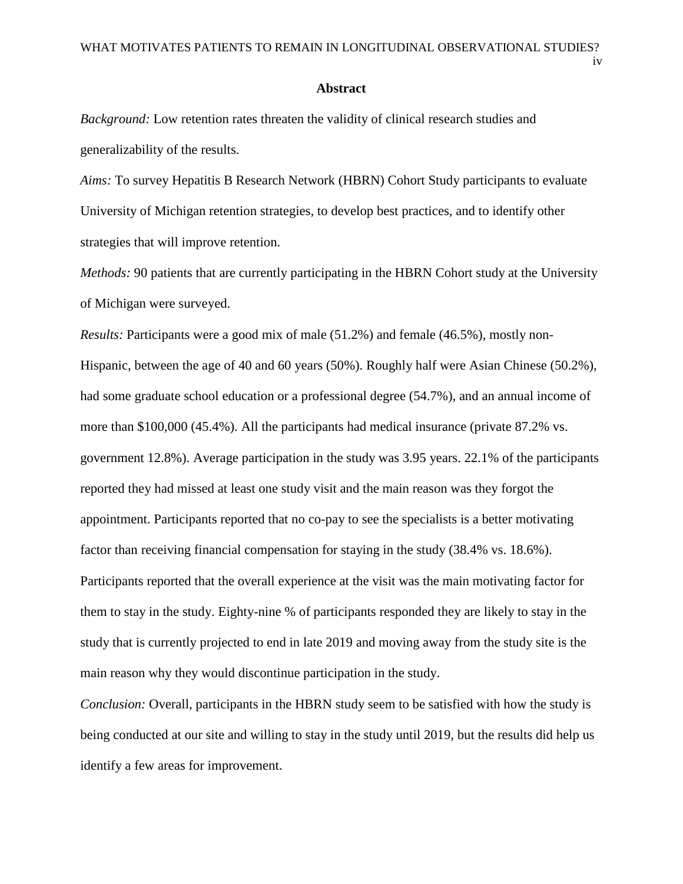## Abstract

*Background:* Low retention rates threaten the validity of clinical research studies and generalizability of the results.

*Aims:* To survey Hepatitis B Research Network (HBRN) Cohort Study participants to evaluate University of Michigan retention strategies, to develop best practices, and to identify other strategies that will improve retention.

*Methods:* 90 patients that are currently participating in the HBRN Cohort study at the University of Michigan were surveyed.

*Results:* Participants were a good mix of male (51.2%) and female (46.5%), mostly non-Hispanic, between the age of 40 and 60 years (50%). Roughly half were Asian Chinese (50.2%), had some graduate school education or a professional degree (54.7%), and an annual income of more than $100,000 (45.4%). All the participants had medical insurance (private 87.2% vs. government 12.8%). Average participation in the study was 3.95 years. 22.1% of the participants reported they had missed at least one study visit and the main reason was they forgot the appointment. Participants reported that no co-pay to see the specialists is a better motivating factor than receiving financial compensation for staying in the study (38.4% vs. 18.6%). Participants reported that the overall experience at the visit was the main motivating factor for them to stay in the study. Eighty-nine % of participants responded they are likely to stay in the study that is currently projected to end in late 2019 and moving away from the study site is the main reason why they would discontinue participation in the study.

*Conclusion:* Overall, participants in the HBRN study seem to be satisfied with how the study is being conducted at our site and willing to stay in the study until 2019, but the results did help us identify a few areas for improvement.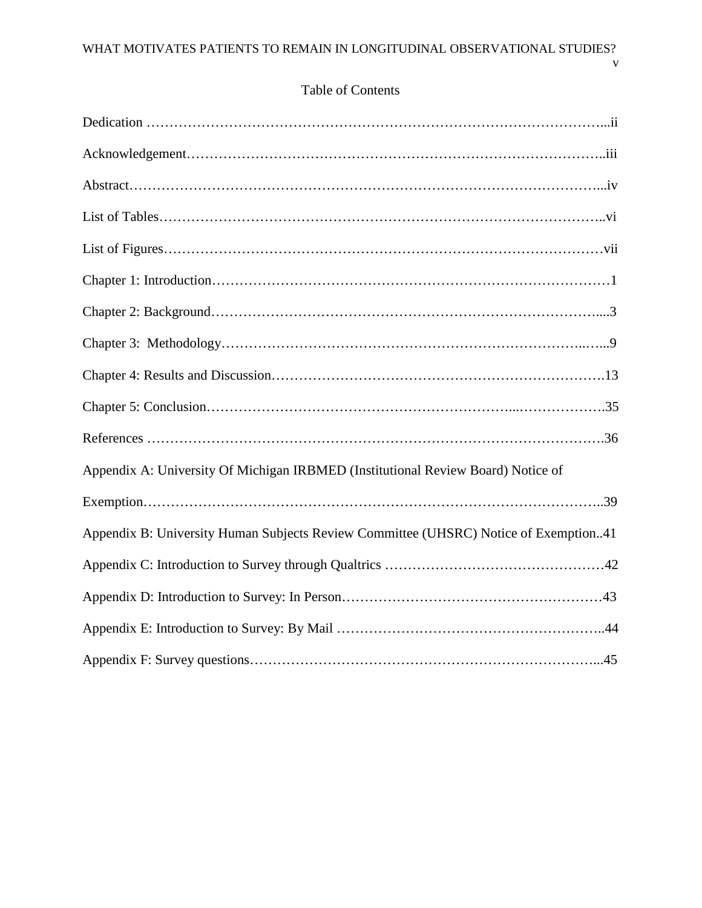# Table of Contents

Dedication ........................................................................................................ii

Acknowledgement...............................................................................................iii

Abstract............................................................................................................iv

List of Tables.....................................................................................................vi

List of Figures....................................................................................................vii

Chapter 1: Introduction........................................................................................1

Chapter 2: Background........................................................................................3

Chapter 3: Methodology.......................................................................................9

Chapter 4: Results and Discussion.......................................................................13

Chapter 5: Conclusion.........................................................................................35

References .......................................................................................................36

Appendix A: University Of Michigan IRBMED (Institutional Review Board) Notice of Exemption...........................................................................................................39

Appendix B: University Human Subjects Review Committee (UHSRC) Notice of Exemption..41

Appendix C: Introduction to Survey through Qualtrics ..........................................42

Appendix D: Introduction to Survey: In Person.....................................................43

Appendix E: Introduction to Survey: By Mail ........................................................44

Appendix F: Survey questions..............................................................................45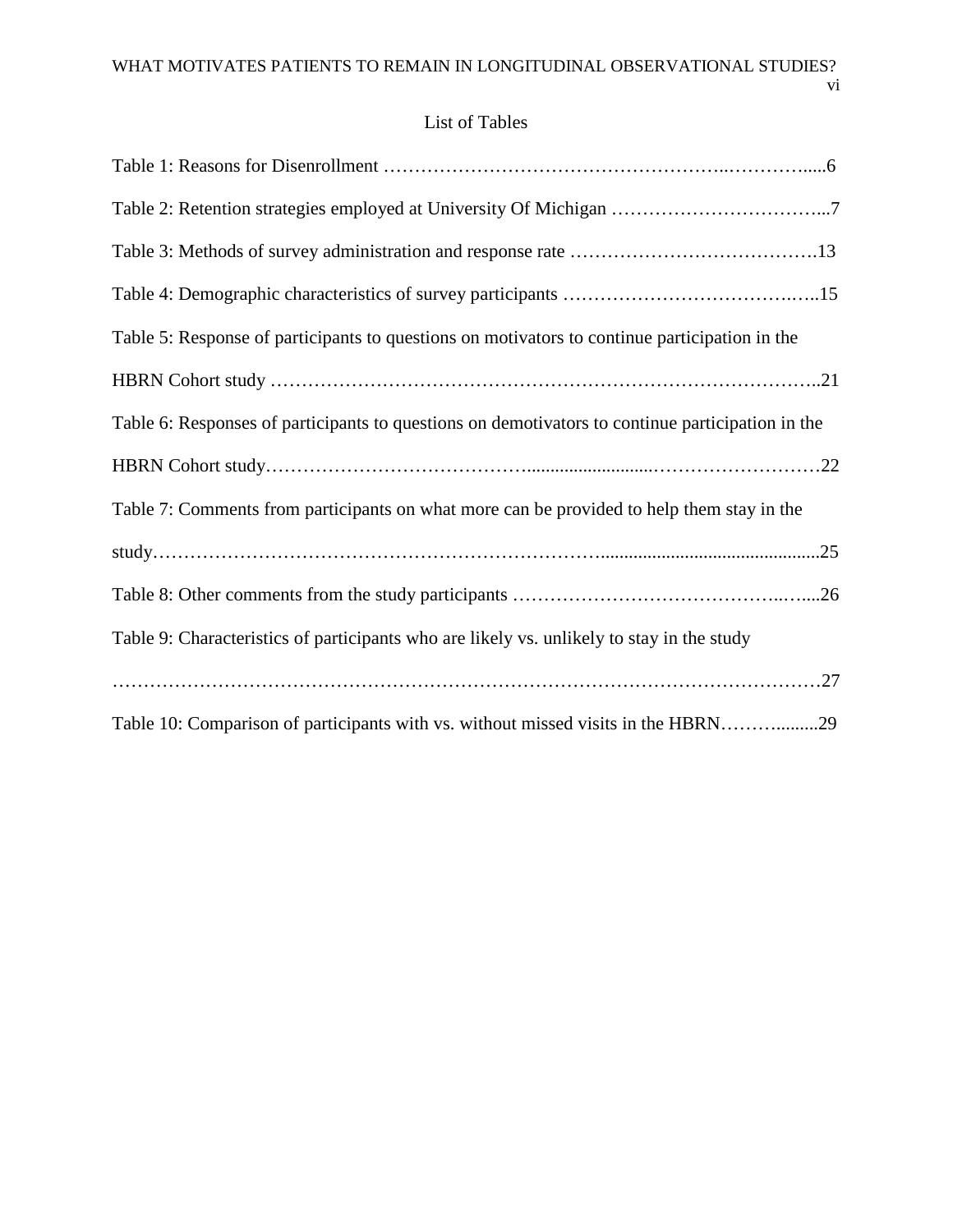## List of Tables

Table 1: Reasons for Disenrollment ……………………………………………..…………......6

Table 2: Retention strategies employed at University Of Michigan ……………………………...7

Table 3: Methods of survey administration and response rate ………………………………….13

Table 4: Demographic characteristics of survey participants ……………………………….…..15

Table 5: Response of participants to questions on motivators to continue participation in the HBRN Cohort study ………………………………………………………………………..21

Table 6: Responses of participants to questions on demotivators to continue participation in the HBRN Cohort study…………………………………..........................………………………22

Table 7: Comments from participants on what more can be provided to help them stay in the study……………………………………………………………...............................................25

Table 8: Other comments from the study participants ……………………………………..…....26

Table 9: Characteristics of participants who are likely vs. unlikely to stay in the study ……………………………………………………………………………………………………27

Table 10: Comparison of participants with vs. without missed visits in the HBRN……….........29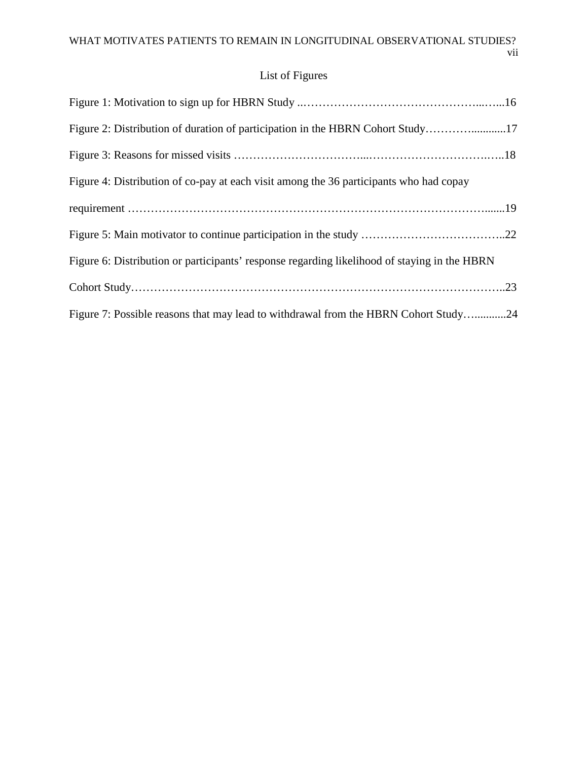# List of Figures

Figure 1: Motivation to sign up for HBRN Study ......16

Figure 2: Distribution of duration of participation in the HBRN Cohort Study......17

Figure 3: Reasons for missed visits ......18

Figure 4: Distribution of co-pay at each visit among the 36 participants who had copay requirement ......19

Figure 5: Main motivator to continue participation in the study ......22

Figure 6: Distribution or participants' response regarding likelihood of staying in the HBRN Cohort Study......23

Figure 7: Possible reasons that may lead to withdrawal from the HBRN Cohort Study......24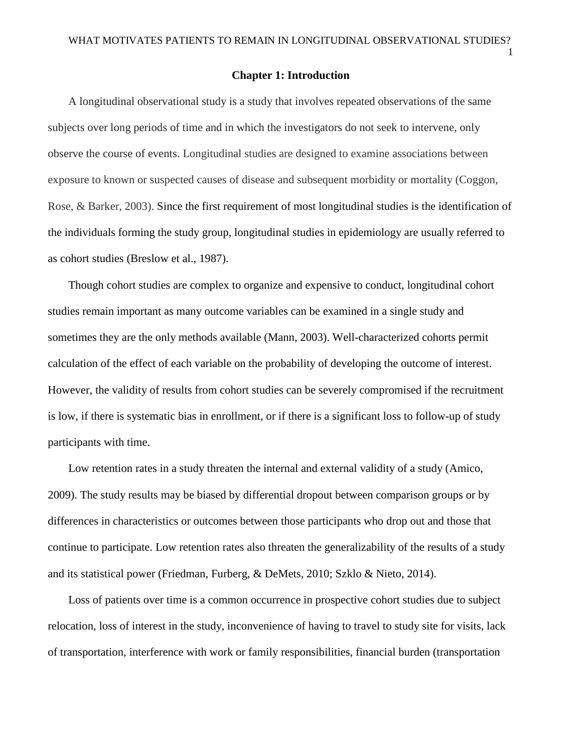# Chapter 1: Introduction

A longitudinal observational study is a study that involves repeated observations of the same subjects over long periods of time and in which the investigators do not seek to intervene, only observe the course of events. Longitudinal studies are designed to examine associations between exposure to known or suspected causes of disease and subsequent morbidity or mortality (Coggon, Rose, & Barker, 2003). Since the first requirement of most longitudinal studies is the identification of the individuals forming the study group, longitudinal studies in epidemiology are usually referred to as cohort studies (Breslow et al., 1987).

Though cohort studies are complex to organize and expensive to conduct, longitudinal cohort studies remain important as many outcome variables can be examined in a single study and sometimes they are the only methods available (Mann, 2003). Well-characterized cohorts permit calculation of the effect of each variable on the probability of developing the outcome of interest. However, the validity of results from cohort studies can be severely compromised if the recruitment is low, if there is systematic bias in enrollment, or if there is a significant loss to follow-up of study participants with time.

Low retention rates in a study threaten the internal and external validity of a study (Amico, 2009). The study results may be biased by differential dropout between comparison groups or by differences in characteristics or outcomes between those participants who drop out and those that continue to participate. Low retention rates also threaten the generalizability of the results of a study and its statistical power (Friedman, Furberg, & DeMets, 2010; Szklo & Nieto, 2014).

Loss of patients over time is a common occurrence in prospective cohort studies due to subject relocation, loss of interest in the study, inconvenience of having to travel to study site for visits, lack of transportation, interference with work or family responsibilities, financial burden (transportation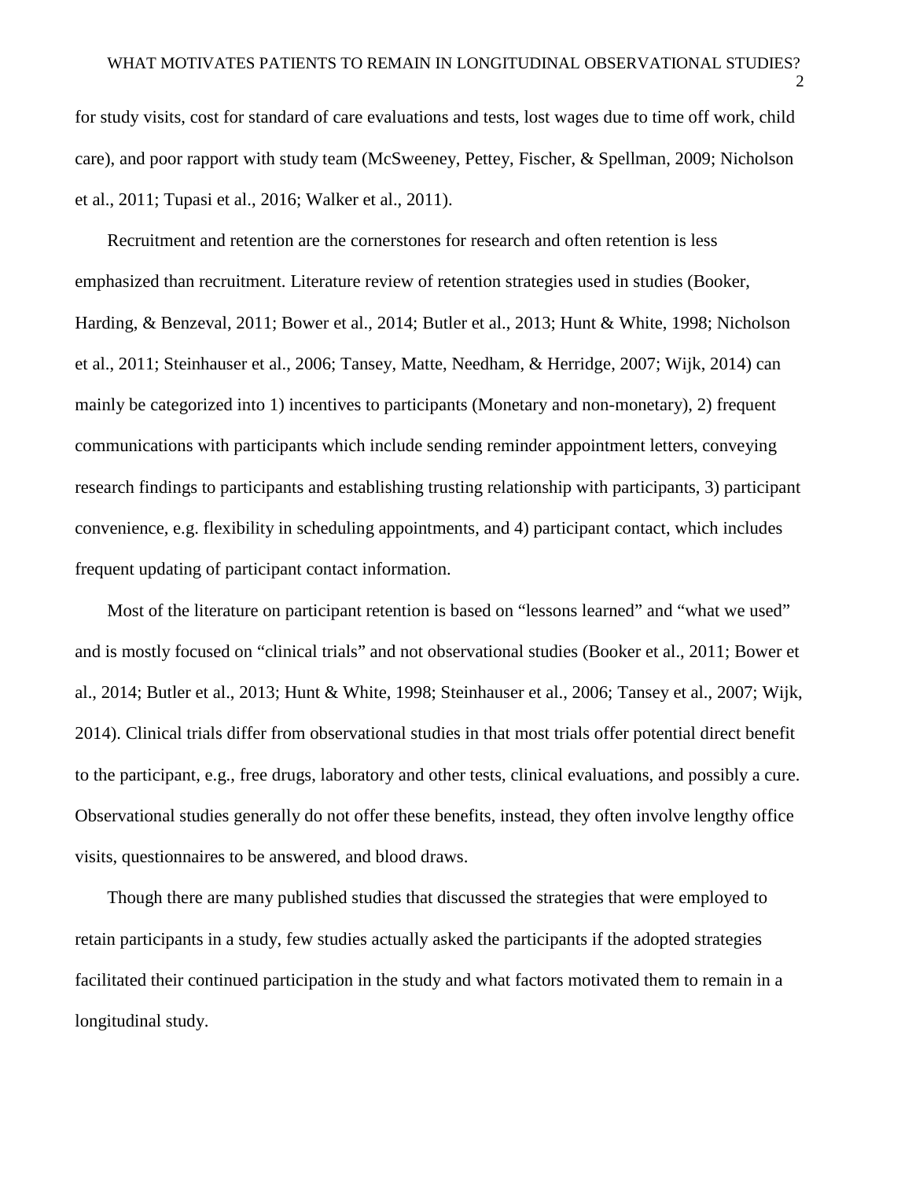for study visits, cost for standard of care evaluations and tests, lost wages due to time off work, child care), and poor rapport with study team (McSweeney, Pettey, Fischer, & Spellman, 2009; Nicholson et al., 2011; Tupasi et al., 2016; Walker et al., 2011).

Recruitment and retention are the cornerstones for research and often retention is less emphasized than recruitment. Literature review of retention strategies used in studies (Booker, Harding, & Benzeval, 2011; Bower et al., 2014; Butler et al., 2013; Hunt & White, 1998; Nicholson et al., 2011; Steinhauser et al., 2006; Tansey, Matte, Needham, & Herridge, 2007; Wijk, 2014) can mainly be categorized into 1) incentives to participants (Monetary and non-monetary), 2) frequent communications with participants which include sending reminder appointment letters, conveying research findings to participants and establishing trusting relationship with participants, 3) participant convenience, e.g. flexibility in scheduling appointments, and 4) participant contact, which includes frequent updating of participant contact information.

Most of the literature on participant retention is based on "lessons learned" and "what we used" and is mostly focused on "clinical trials" and not observational studies (Booker et al., 2011; Bower et al., 2014; Butler et al., 2013; Hunt & White, 1998; Steinhauser et al., 2006; Tansey et al., 2007; Wijk, 2014). Clinical trials differ from observational studies in that most trials offer potential direct benefit to the participant, e.g., free drugs, laboratory and other tests, clinical evaluations, and possibly a cure. Observational studies generally do not offer these benefits, instead, they often involve lengthy office visits, questionnaires to be answered, and blood draws.

Though there are many published studies that discussed the strategies that were employed to retain participants in a study, few studies actually asked the participants if the adopted strategies facilitated their continued participation in the study and what factors motivated them to remain in a longitudinal study.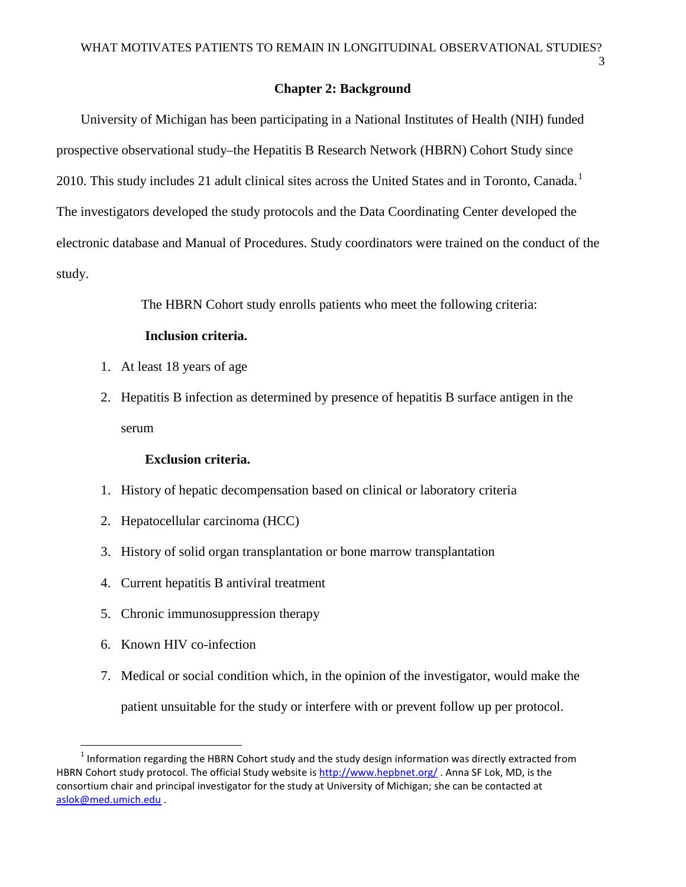## Chapter 2: Background

University of Michigan has been participating in a National Institutes of Health (NIH) funded prospective observational study–the Hepatitis B Research Network (HBRN) Cohort Study since 2010. This study includes 21 adult clinical sites across the United States and in Toronto, Canada.[1] The investigators developed the study protocols and the Data Coordinating Center developed the electronic database and Manual of Procedures. Study coordinators were trained on the conduct of the study.

The HBRN Cohort study enrolls patients who meet the following criteria:

**Inclusion criteria.**

1. At least 18 years of age
2. Hepatitis B infection as determined by presence of hepatitis B surface antigen in the serum

**Exclusion criteria.**

1. History of hepatic decompensation based on clinical or laboratory criteria
2. Hepatocellular carcinoma (HCC)
3. History of solid organ transplantation or bone marrow transplantation
4. Current hepatitis B antiviral treatment
5. Chronic immunosuppression therapy
6. Known HIV co-infection
7. Medical or social condition which, in the opinion of the investigator, would make the patient unsuitable for the study or interfere with or prevent follow up per protocol.

---

[1] Information regarding the HBRN Cohort study and the study design information was directly extracted from HBRN Cohort study protocol. The official Study website is http://www.hepbnet.org/ . Anna SF Lok, MD, is the consortium chair and principal investigator for the study at University of Michigan; she can be contacted at aslok@med.umich.edu .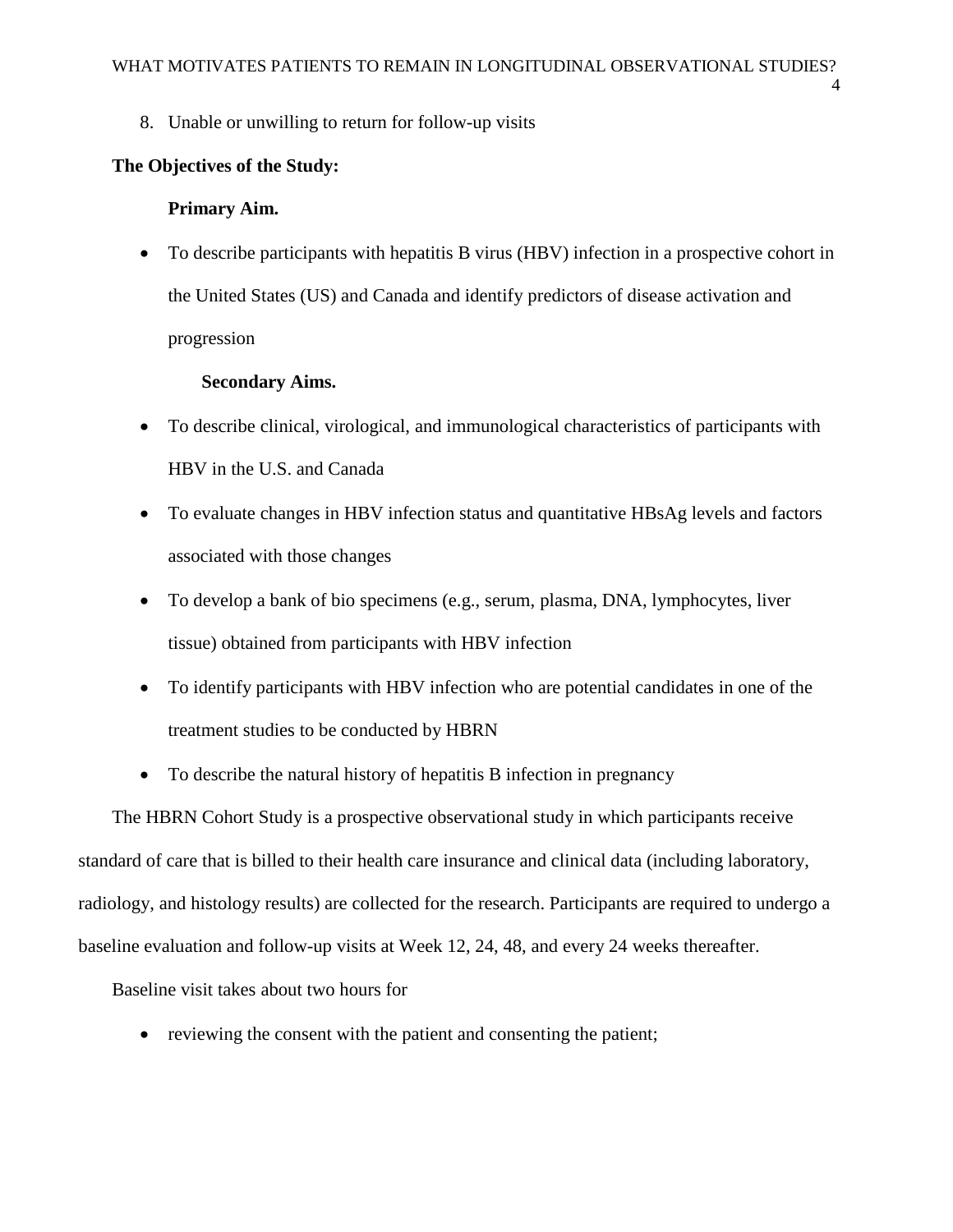8. Unable or unwilling to return for follow-up visits

**The Objectives of the Study:**

**Primary Aim.**

- To describe participants with hepatitis B virus (HBV) infection in a prospective cohort in the United States (US) and Canada and identify predictors of disease activation and progression

**Secondary Aims.**

- To describe clinical, virological, and immunological characteristics of participants with HBV in the U.S. and Canada
- To evaluate changes in HBV infection status and quantitative HBsAg levels and factors associated with those changes
- To develop a bank of bio specimens (e.g., serum, plasma, DNA, lymphocytes, liver tissue) obtained from participants with HBV infection
- To identify participants with HBV infection who are potential candidates in one of the treatment studies to be conducted by HBRN
- To describe the natural history of hepatitis B infection in pregnancy

The HBRN Cohort Study is a prospective observational study in which participants receive standard of care that is billed to their health care insurance and clinical data (including laboratory, radiology, and histology results) are collected for the research. Participants are required to undergo a baseline evaluation and follow-up visits at Week 12, 24, 48, and every 24 weeks thereafter.

Baseline visit takes about two hours for

- reviewing the consent with the patient and consenting the patient;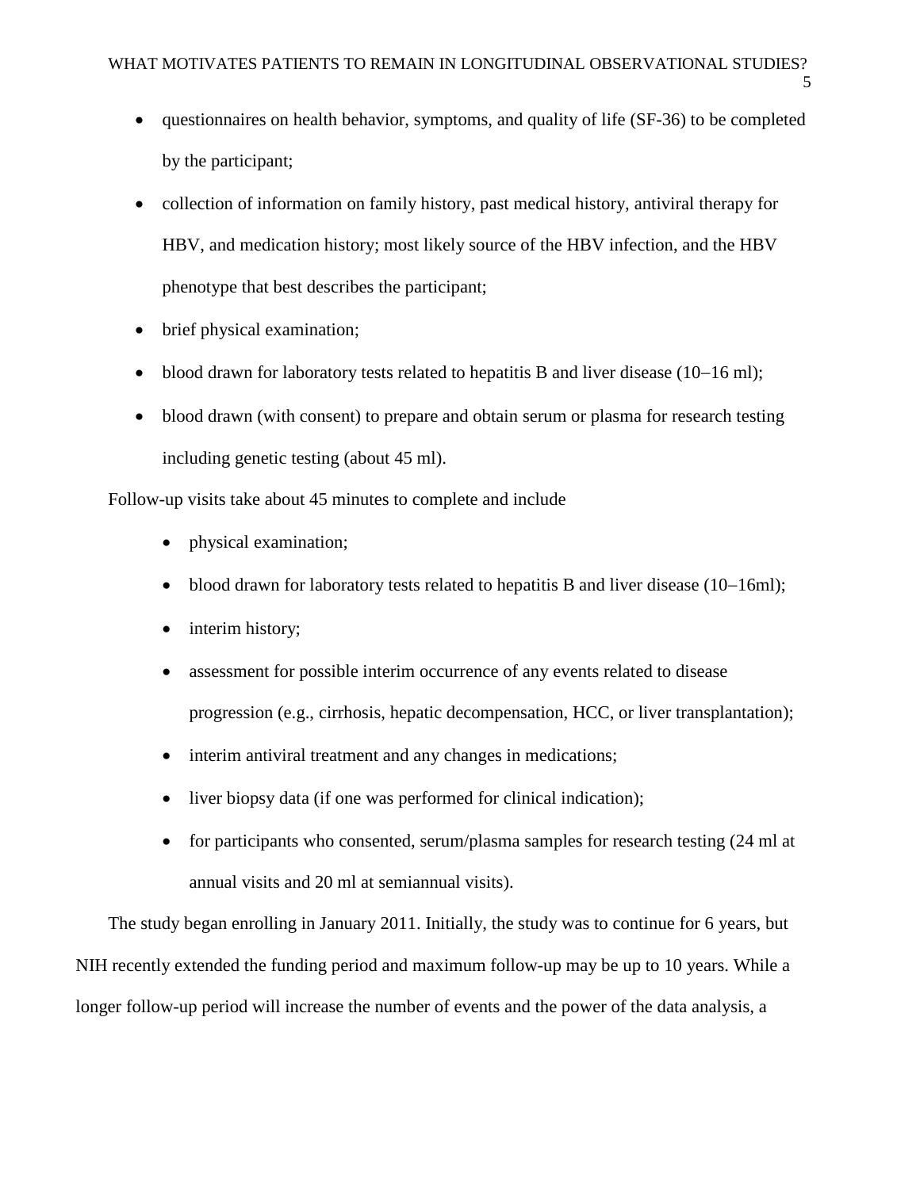- questionnaires on health behavior, symptoms, and quality of life (SF-36) to be completed by the participant;
- collection of information on family history, past medical history, antiviral therapy for HBV, and medication history; most likely source of the HBV infection, and the HBV phenotype that best describes the participant;
- brief physical examination;
- blood drawn for laboratory tests related to hepatitis B and liver disease (10−16 ml);
- blood drawn (with consent) to prepare and obtain serum or plasma for research testing including genetic testing (about 45 ml).

Follow-up visits take about 45 minutes to complete and include

- physical examination;
- blood drawn for laboratory tests related to hepatitis B and liver disease (10−16ml);
- interim history;
- assessment for possible interim occurrence of any events related to disease progression (e.g., cirrhosis, hepatic decompensation, HCC, or liver transplantation);
- interim antiviral treatment and any changes in medications;
- liver biopsy data (if one was performed for clinical indication);
- for participants who consented, serum/plasma samples for research testing (24 ml at annual visits and 20 ml at semiannual visits).

The study began enrolling in January 2011. Initially, the study was to continue for 6 years, but NIH recently extended the funding period and maximum follow-up may be up to 10 years. While a longer follow-up period will increase the number of events and the power of the data analysis, a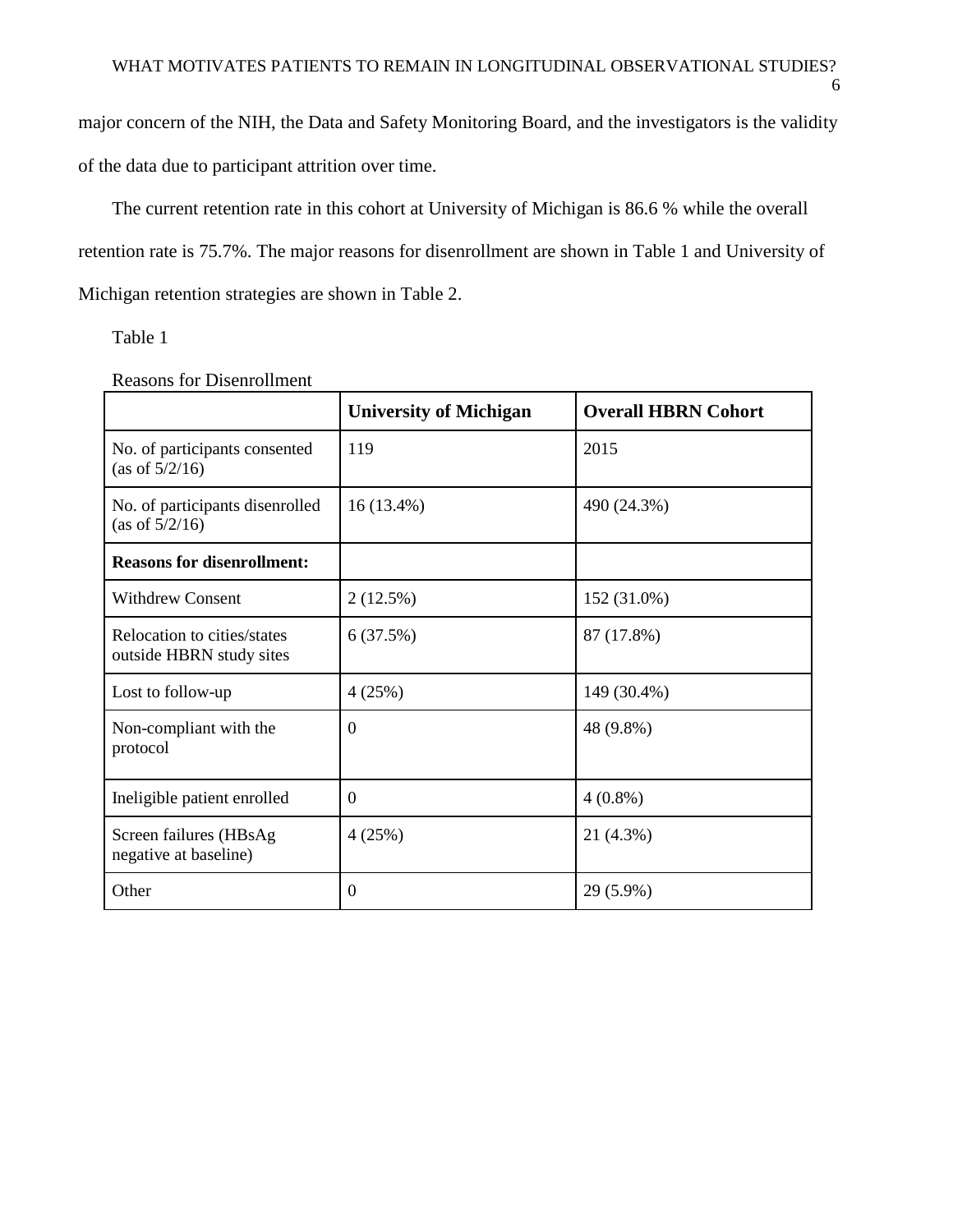major concern of the NIH, the Data and Safety Monitoring Board, and the investigators is the validity of the data due to participant attrition over time.

The current retention rate in this cohort at University of Michigan is 86.6 % while the overall retention rate is 75.7%. The major reasons for disenrollment are shown in Table 1 and University of Michigan retention strategies are shown in Table 2.

Table 1

Reasons for Disenrollment

| | **University of Michigan** | **Overall HBRN Cohort** |
|---|---|---|
| No. of participants consented (as of 5/2/16) | 119 | 2015 |
| No. of participants disenrolled (as of 5/2/16) | 16 (13.4%) | 490 (24.3%) |
| **Reasons for disenrollment:** | | |
| Withdrew Consent | 2 (12.5%) | 152 (31.0%) |
| Relocation to cities/states outside HBRN study sites | 6 (37.5%) | 87 (17.8%) |
| Lost to follow-up | 4 (25%) | 149 (30.4%) |
| Non-compliant with the protocol | 0 | 48 (9.8%) |
| Ineligible patient enrolled | 0 | 4 (0.8%) |
| Screen failures (HBsAg negative at baseline) | 4 (25%) | 21 (4.3%) |
| Other | 0 | 29 (5.9%) |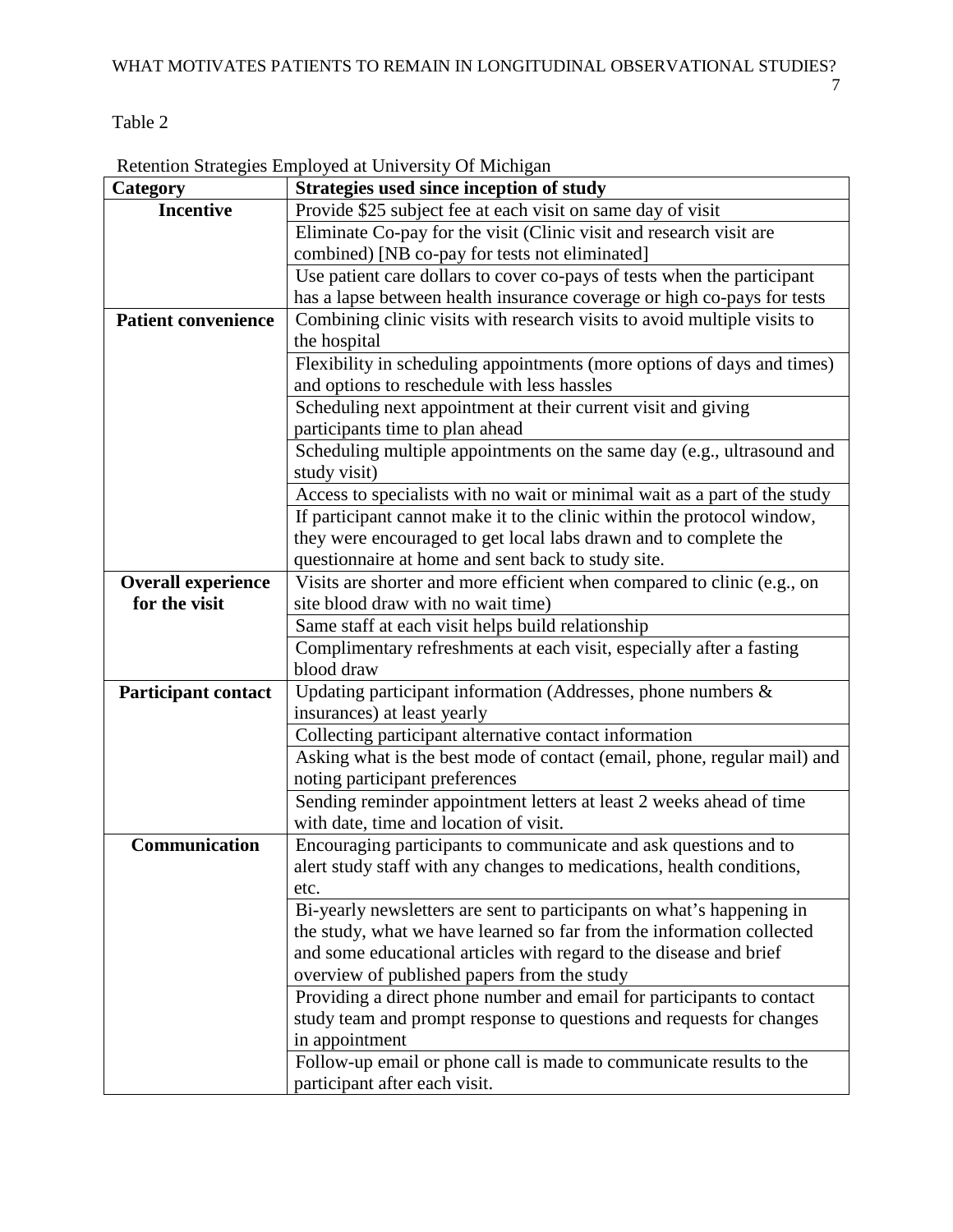Table 2

Retention Strategies Employed at University Of Michigan

| Category | Strategies used since inception of study |
|---|---|
| **Incentive** | Provide $25 subject fee at each visit on same day of visit |
| | Eliminate Co-pay for the visit (Clinic visit and research visit are combined) [NB co-pay for tests not eliminated] |
| | Use patient care dollars to cover co-pays of tests when the participant has a lapse between health insurance coverage or high co-pays for tests |
| **Patient convenience** | Combining clinic visits with research visits to avoid multiple visits to the hospital |
| | Flexibility in scheduling appointments (more options of days and times) and options to reschedule with less hassles |
| | Scheduling next appointment at their current visit and giving participants time to plan ahead |
| | Scheduling multiple appointments on the same day (e.g., ultrasound and study visit) |
| | Access to specialists with no wait or minimal wait as a part of the study |
| | If participant cannot make it to the clinic within the protocol window, they were encouraged to get local labs drawn and to complete the questionnaire at home and sent back to study site. |
| **Overall experience for the visit** | Visits are shorter and more efficient when compared to clinic (e.g., on site blood draw with no wait time) |
| | Same staff at each visit helps build relationship |
| | Complimentary refreshments at each visit, especially after a fasting blood draw |
| **Participant contact** | Updating participant information (Addresses, phone numbers & insurances) at least yearly |
| | Collecting participant alternative contact information |
| | Asking what is the best mode of contact (email, phone, regular mail) and noting participant preferences |
| | Sending reminder appointment letters at least 2 weeks ahead of time with date, time and location of visit. |
| **Communication** | Encouraging participants to communicate and ask questions and to alert study staff with any changes to medications, health conditions, etc. |
| | Bi-yearly newsletters are sent to participants on what's happening in the study, what we have learned so far from the information collected and some educational articles with regard to the disease and brief overview of published papers from the study |
| | Providing a direct phone number and email for participants to contact study team and prompt response to questions and requests for changes in appointment |
| | Follow-up email or phone call is made to communicate results to the participant after each visit. |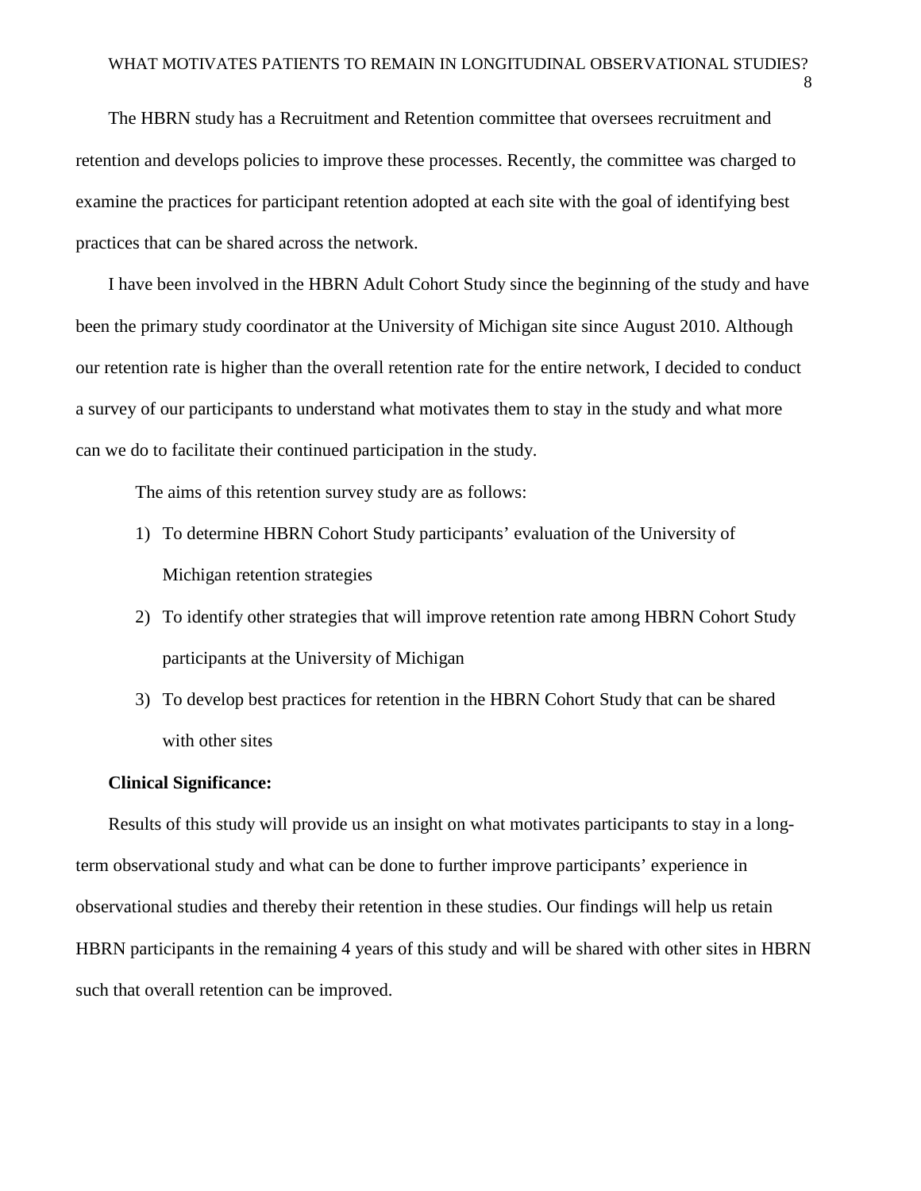The HBRN study has a Recruitment and Retention committee that oversees recruitment and retention and develops policies to improve these processes. Recently, the committee was charged to examine the practices for participant retention adopted at each site with the goal of identifying best practices that can be shared across the network.

I have been involved in the HBRN Adult Cohort Study since the beginning of the study and have been the primary study coordinator at the University of Michigan site since August 2010. Although our retention rate is higher than the overall retention rate for the entire network, I decided to conduct a survey of our participants to understand what motivates them to stay in the study and what more can we do to facilitate their continued participation in the study.

The aims of this retention survey study are as follows:

1) To determine HBRN Cohort Study participants' evaluation of the University of Michigan retention strategies
2) To identify other strategies that will improve retention rate among HBRN Cohort Study participants at the University of Michigan
3) To develop best practices for retention in the HBRN Cohort Study that can be shared with other sites

**Clinical Significance:**

Results of this study will provide us an insight on what motivates participants to stay in a long-term observational study and what can be done to further improve participants' experience in observational studies and thereby their retention in these studies. Our findings will help us retain HBRN participants in the remaining 4 years of this study and will be shared with other sites in HBRN such that overall retention can be improved.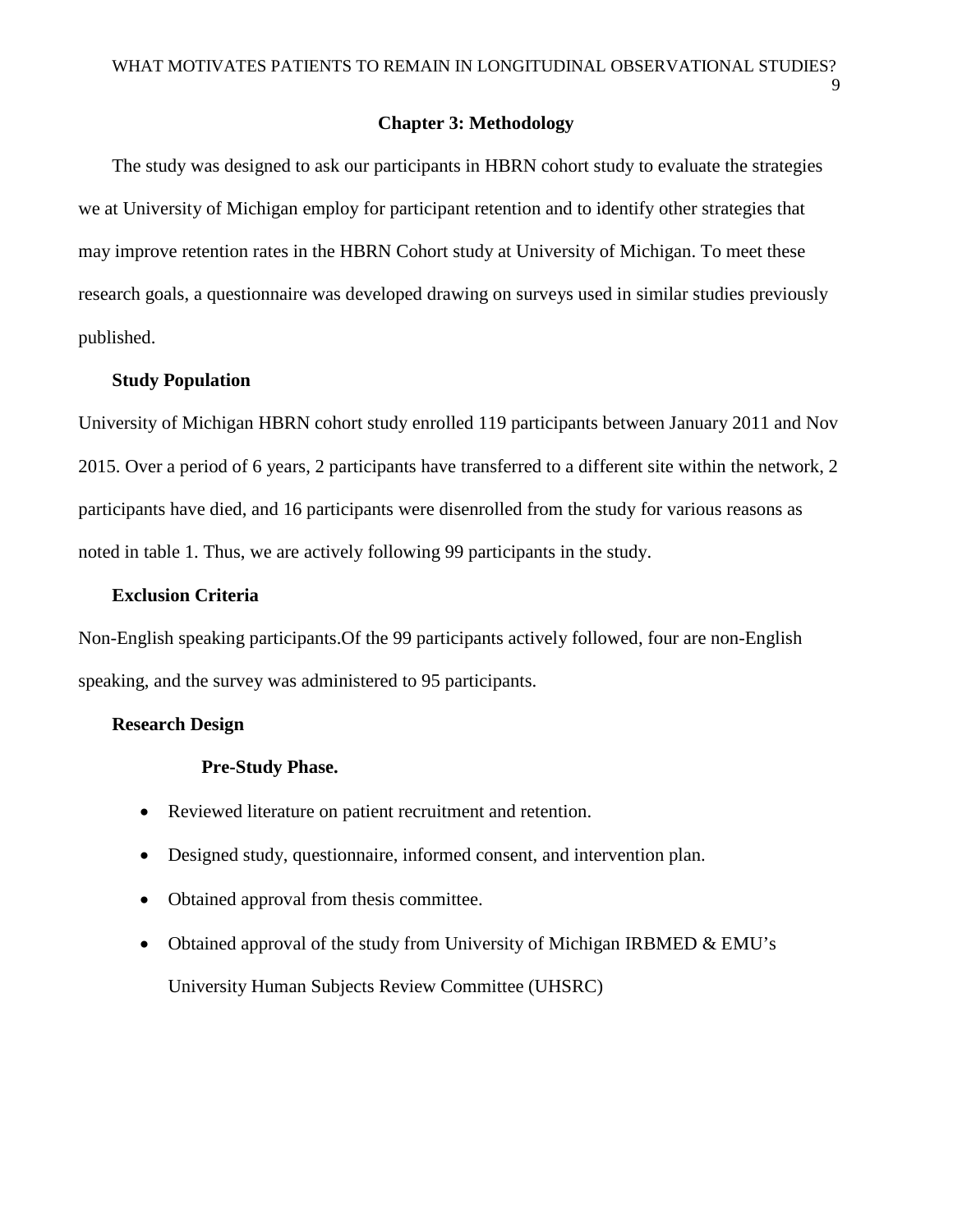# Chapter 3: Methodology

The study was designed to ask our participants in HBRN cohort study to evaluate the strategies we at University of Michigan employ for participant retention and to identify other strategies that may improve retention rates in the HBRN Cohort study at University of Michigan. To meet these research goals, a questionnaire was developed drawing on surveys used in similar studies previously published.

## Study Population

University of Michigan HBRN cohort study enrolled 119 participants between January 2011 and Nov 2015. Over a period of 6 years, 2 participants have transferred to a different site within the network, 2 participants have died, and 16 participants were disenrolled from the study for various reasons as noted in table 1. Thus, we are actively following 99 participants in the study.

## Exclusion Criteria

Non-English speaking participants.Of the 99 participants actively followed, four are non-English speaking, and the survey was administered to 95 participants.

## Research Design

### Pre-Study Phase.

- Reviewed literature on patient recruitment and retention.
- Designed study, questionnaire, informed consent, and intervention plan.
- Obtained approval from thesis committee.
- Obtained approval of the study from University of Michigan IRBMED & EMU's University Human Subjects Review Committee (UHSRC)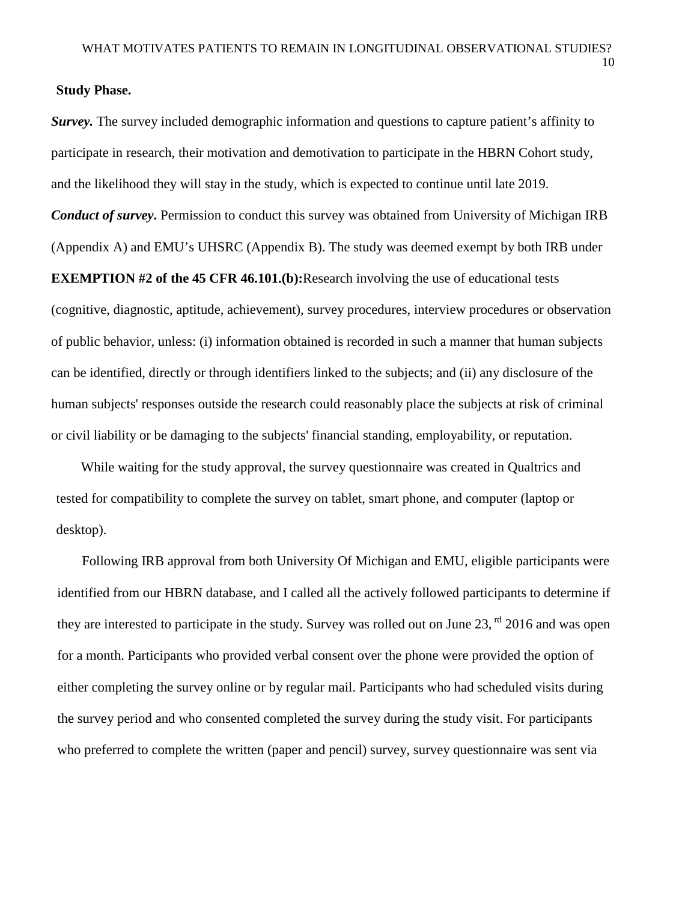**Study Phase.**

***Survey.*** The survey included demographic information and questions to capture patient's affinity to participate in research, their motivation and demotivation to participate in the HBRN Cohort study, and the likelihood they will stay in the study, which is expected to continue until late 2019.

***Conduct of survey*****.** Permission to conduct this survey was obtained from University of Michigan IRB (Appendix A) and EMU's UHSRC (Appendix B). The study was deemed exempt by both IRB under **EXEMPTION #2 of the 45 CFR 46.101.(b):**Research involving the use of educational tests (cognitive, diagnostic, aptitude, achievement), survey procedures, interview procedures or observation of public behavior, unless: (i) information obtained is recorded in such a manner that human subjects can be identified, directly or through identifiers linked to the subjects; and (ii) any disclosure of the human subjects' responses outside the research could reasonably place the subjects at risk of criminal or civil liability or be damaging to the subjects' financial standing, employability, or reputation.

While waiting for the study approval, the survey questionnaire was created in Qualtrics and tested for compatibility to complete the survey on tablet, smart phone, and computer (laptop or desktop).

Following IRB approval from both University Of Michigan and EMU, eligible participants were identified from our HBRN database, and I called all the actively followed participants to determine if they are interested to participate in the study. Survey was rolled out on June 23, rd 2016 and was open for a month. Participants who provided verbal consent over the phone were provided the option of either completing the survey online or by regular mail. Participants who had scheduled visits during the survey period and who consented completed the survey during the study visit. For participants who preferred to complete the written (paper and pencil) survey, survey questionnaire was sent via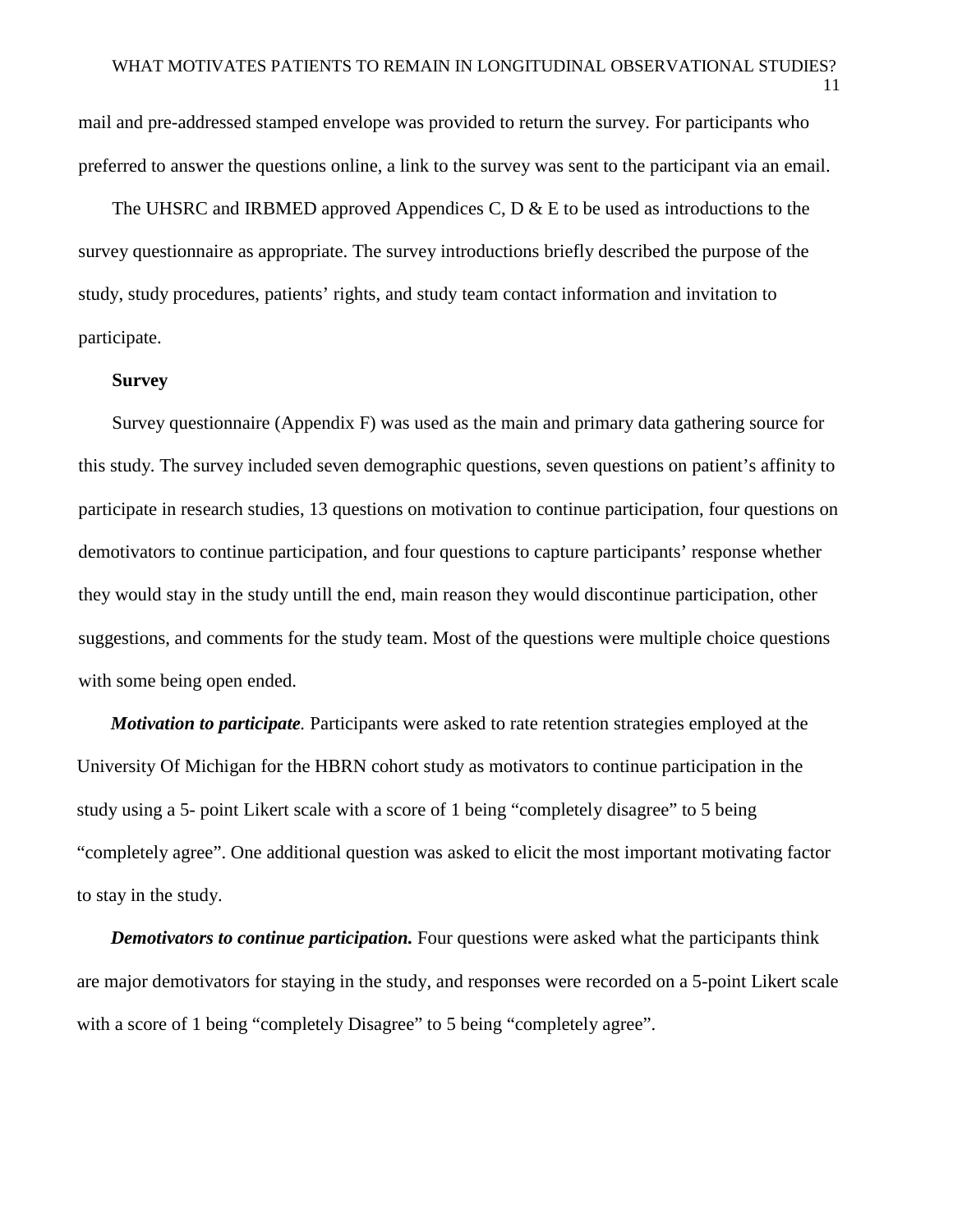mail and pre-addressed stamped envelope was provided to return the survey. For participants who preferred to answer the questions online, a link to the survey was sent to the participant via an email.

The UHSRC and IRBMED approved Appendices C, D & E to be used as introductions to the survey questionnaire as appropriate. The survey introductions briefly described the purpose of the study, study procedures, patients' rights, and study team contact information and invitation to participate.

**Survey**

Survey questionnaire (Appendix F) was used as the main and primary data gathering source for this study. The survey included seven demographic questions, seven questions on patient's affinity to participate in research studies, 13 questions on motivation to continue participation, four questions on demotivators to continue participation, and four questions to capture participants' response whether they would stay in the study untill the end, main reason they would discontinue participation, other suggestions, and comments for the study team. Most of the questions were multiple choice questions with some being open ended.

***Motivation to participate.*** Participants were asked to rate retention strategies employed at the University Of Michigan for the HBRN cohort study as motivators to continue participation in the study using a 5- point Likert scale with a score of 1 being "completely disagree" to 5 being "completely agree". One additional question was asked to elicit the most important motivating factor to stay in the study.

***Demotivators to continue participation.*** Four questions were asked what the participants think are major demotivators for staying in the study, and responses were recorded on a 5-point Likert scale with a score of 1 being "completely Disagree" to 5 being "completely agree".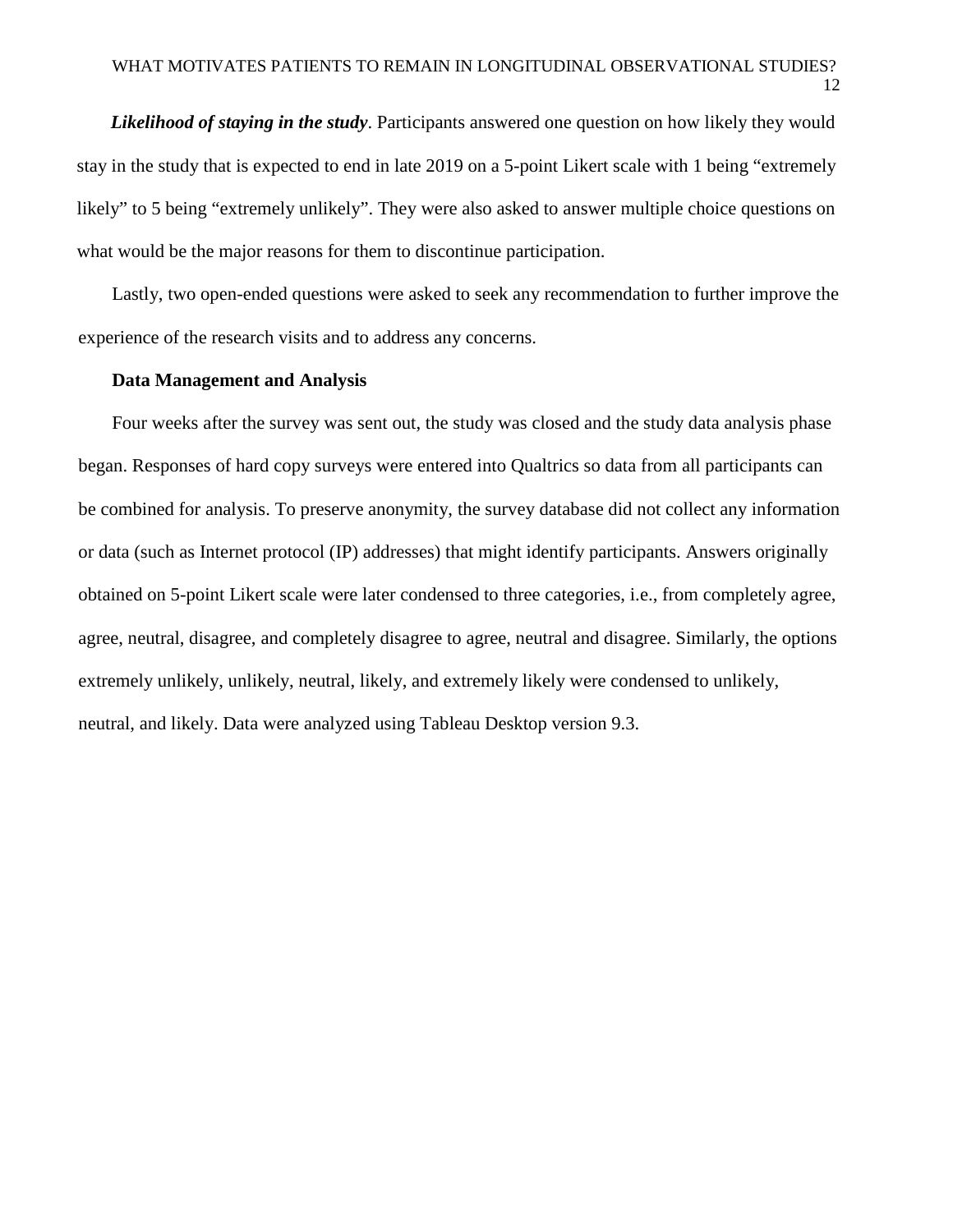***Likelihood of staying in the study***. Participants answered one question on how likely they would stay in the study that is expected to end in late 2019 on a 5-point Likert scale with 1 being "extremely likely" to 5 being "extremely unlikely". They were also asked to answer multiple choice questions on what would be the major reasons for them to discontinue participation.

Lastly, two open-ended questions were asked to seek any recommendation to further improve the experience of the research visits and to address any concerns.

**Data Management and Analysis**

Four weeks after the survey was sent out, the study was closed and the study data analysis phase began. Responses of hard copy surveys were entered into Qualtrics so data from all participants can be combined for analysis. To preserve anonymity, the survey database did not collect any information or data (such as Internet protocol (IP) addresses) that might identify participants. Answers originally obtained on 5-point Likert scale were later condensed to three categories, i.e., from completely agree, agree, neutral, disagree, and completely disagree to agree, neutral and disagree. Similarly, the options extremely unlikely, unlikely, neutral, likely, and extremely likely were condensed to unlikely, neutral, and likely. Data were analyzed using Tableau Desktop version 9.3.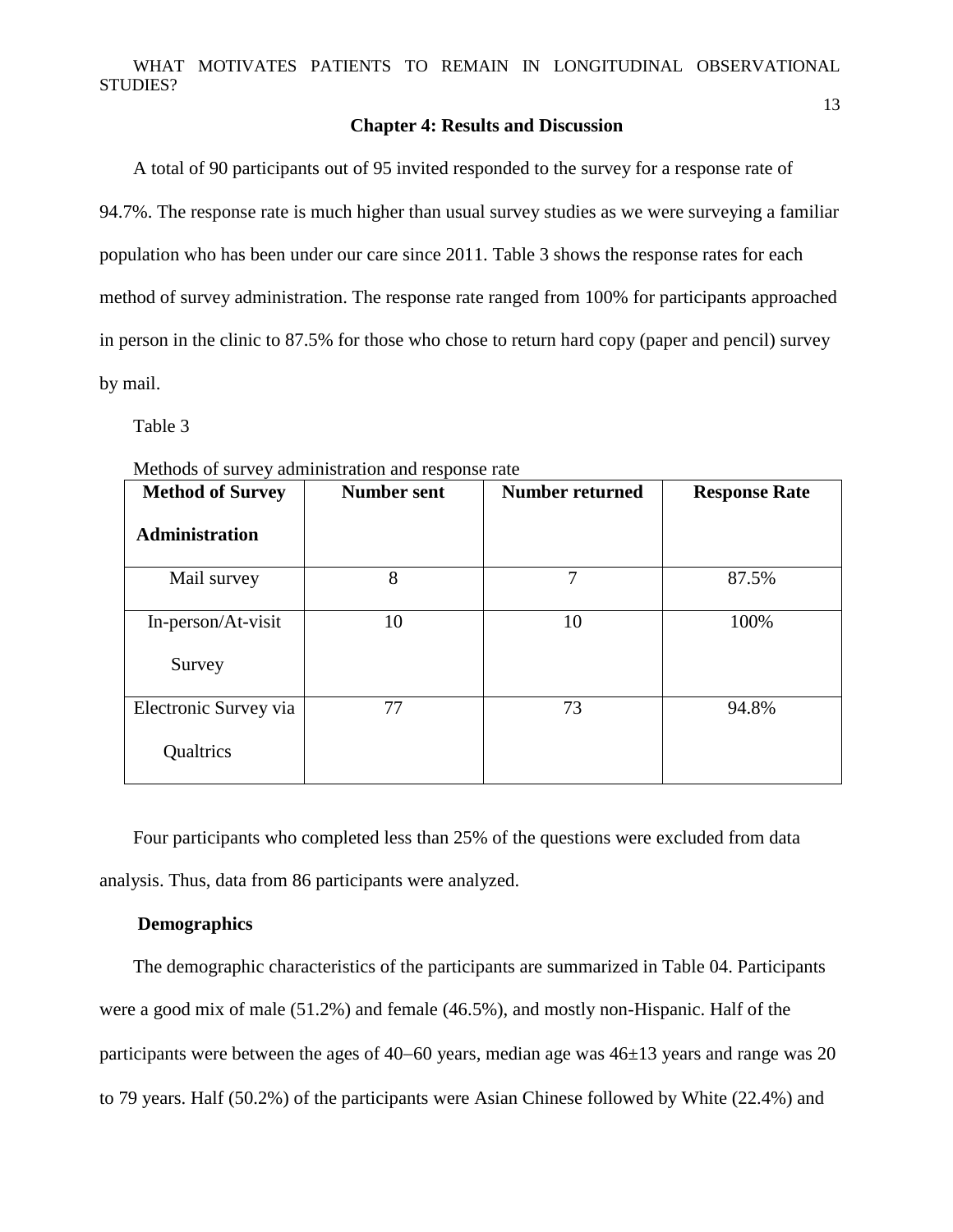## Chapter 4: Results and Discussion

A total of 90 participants out of 95 invited responded to the survey for a response rate of 94.7%. The response rate is much higher than usual survey studies as we were surveying a familiar population who has been under our care since 2011. Table 3 shows the response rates for each method of survey administration. The response rate ranged from 100% for participants approached in person in the clinic to 87.5% for those who chose to return hard copy (paper and pencil) survey by mail.

Table 3

Methods of survey administration and response rate

| Method of Survey Administration | Number sent | Number returned | Response Rate |
|---|---|---|---|
| Mail survey | 8 | 7 | 87.5% |
| In-person/At-visit Survey | 10 | 10 | 100% |
| Electronic Survey via Qualtrics | 77 | 73 | 94.8% |

Four participants who completed less than 25% of the questions were excluded from data analysis. Thus, data from 86 participants were analyzed.

### Demographics

The demographic characteristics of the participants are summarized in Table 04. Participants were a good mix of male (51.2%) and female (46.5%), and mostly non-Hispanic. Half of the participants were between the ages of 40–60 years, median age was 46±13 years and range was 20 to 79 years. Half (50.2%) of the participants were Asian Chinese followed by White (22.4%) and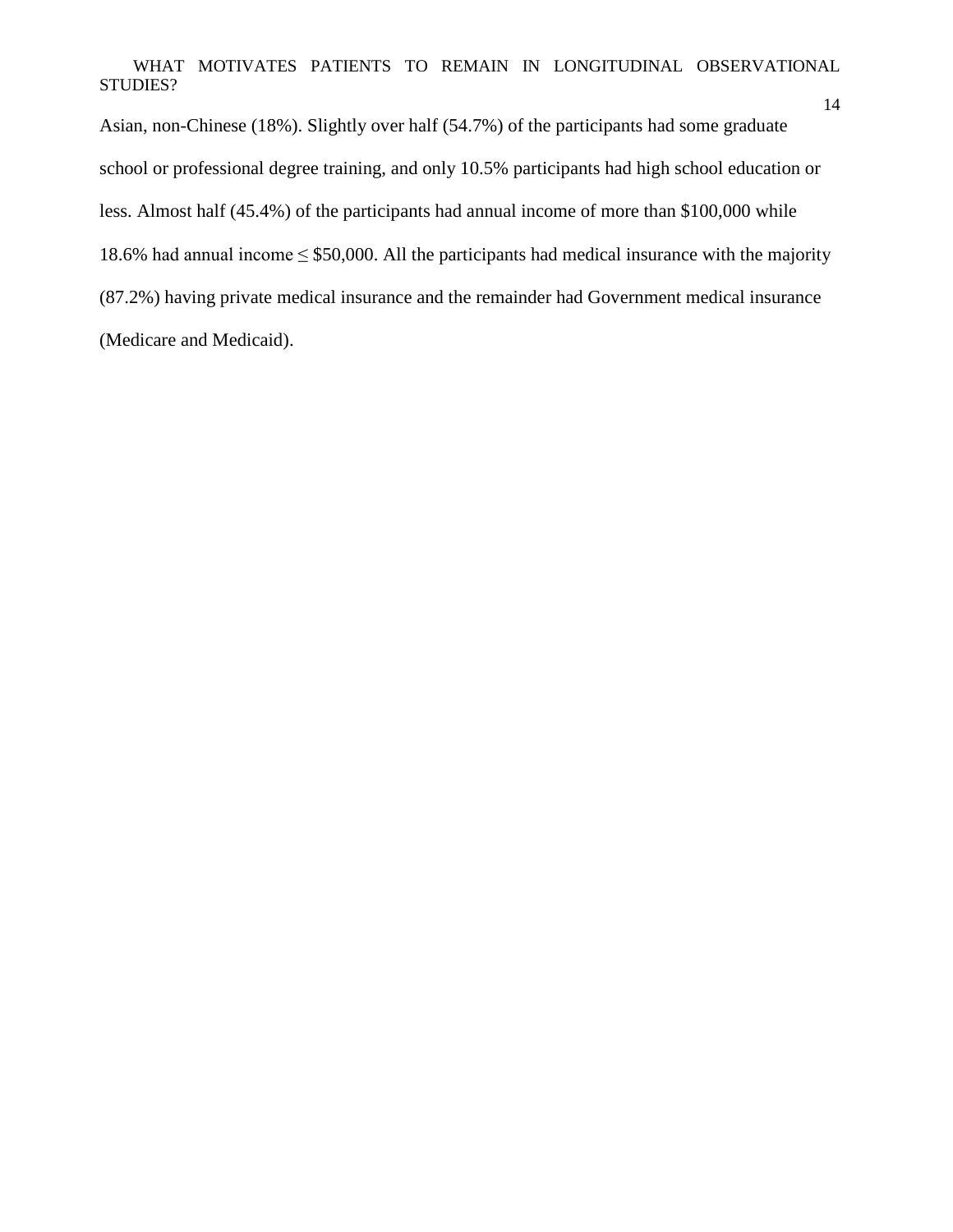Asian, non-Chinese (18%). Slightly over half (54.7%) of the participants had some graduate school or professional degree training, and only 10.5% participants had high school education or less. Almost half (45.4%) of the participants had annual income of more than \$100,000 while 18.6% had annual income ≤ \$50,000. All the participants had medical insurance with the majority (87.2%) having private medical insurance and the remainder had Government medical insurance (Medicare and Medicaid).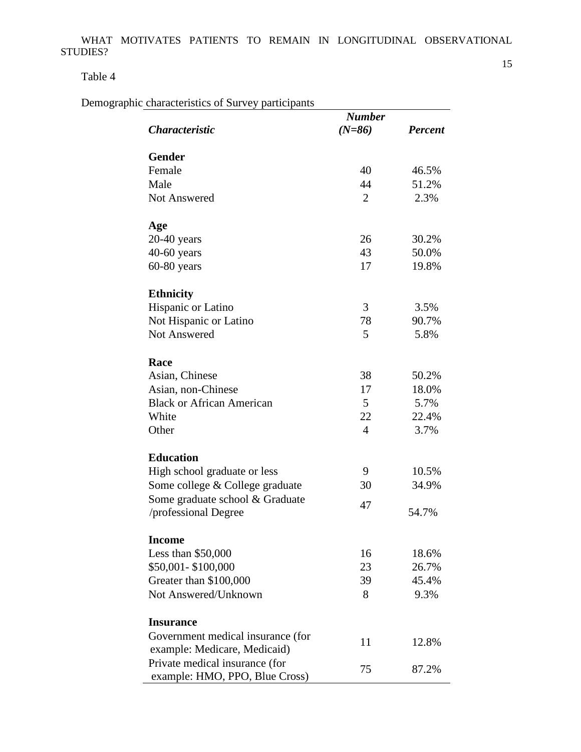Table 4

Demographic characteristics of Survey participants

| ***Characteristic*** | ***Number (N=86)*** | ***Percent*** |
|---|---|---|
| **Gender** | | |
| Female | 40 | 46.5% |
| Male | 44 | 51.2% |
| Not Answered | 2 | 2.3% |
| **Age** | | |
| 20-40 years | 26 | 30.2% |
| 40-60 years | 43 | 50.0% |
| 60-80 years | 17 | 19.8% |
| **Ethnicity** | | |
| Hispanic or Latino | 3 | 3.5% |
| Not Hispanic or Latino | 78 | 90.7% |
| Not Answered | 5 | 5.8% |
| **Race** | | |
| Asian, Chinese | 38 | 50.2% |
| Asian, non-Chinese | 17 | 18.0% |
| Black or African American | 5 | 5.7% |
| White | 22 | 22.4% |
| Other | 4 | 3.7% |
| **Education** | | |
| High school graduate or less | 9 | 10.5% |
| Some college & College graduate | 30 | 34.9% |
| Some graduate school & Graduate /professional Degree | 47 | 54.7% |
| **Income** | | |
| Less than $50,000 | 16 | 18.6% |
| $50,001- $100,000 | 23 | 26.7% |
| Greater than $100,000 | 39 | 45.4% |
| Not Answered/Unknown | 8 | 9.3% |
| **Insurance** | | |
| Government medical insurance (for example: Medicare, Medicaid) | 11 | 12.8% |
| Private medical insurance (for example: HMO, PPO, Blue Cross) | 75 | 87.2% |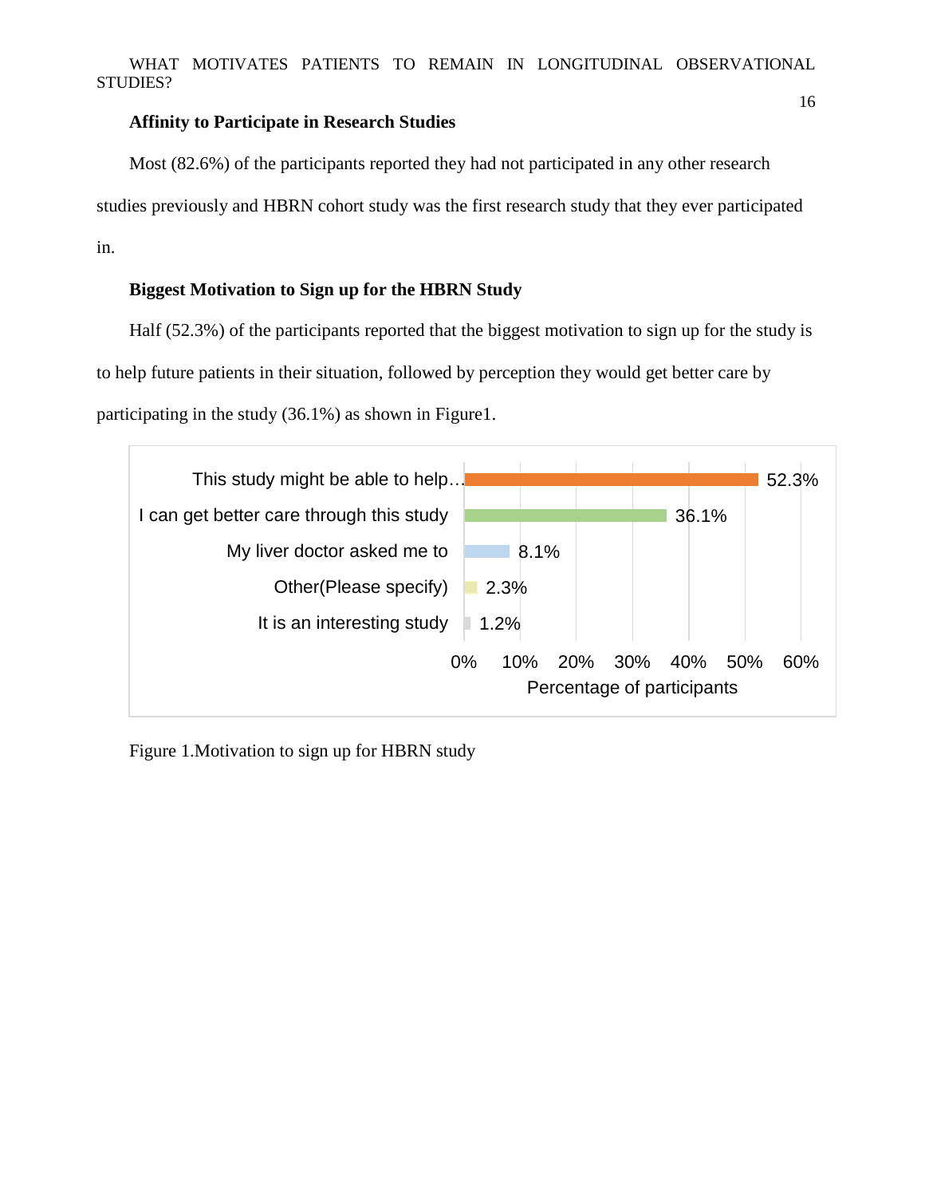### Affinity to Participate in Research Studies

Most (82.6%) of the participants reported they had not participated in any other research studies previously and HBRN cohort study was the first research study that they ever participated in.

### Biggest Motivation to Sign up for the HBRN Study

Half (52.3%) of the participants reported that the biggest motivation to sign up for the study is to help future patients in their situation, followed by perception they would get better care by participating in the study (36.1%) as shown in Figure1.

| Motivation | Percentage of participants |
|---|---|
| This study might be able to help… | 52.3% |
| I can get better care through this study | 36.1% |
| My liver doctor asked me to | 8.1% |
| Other(Please specify) | 2.3% |
| It is an interesting study | 1.2% |

Figure 1.Motivation to sign up for HBRN study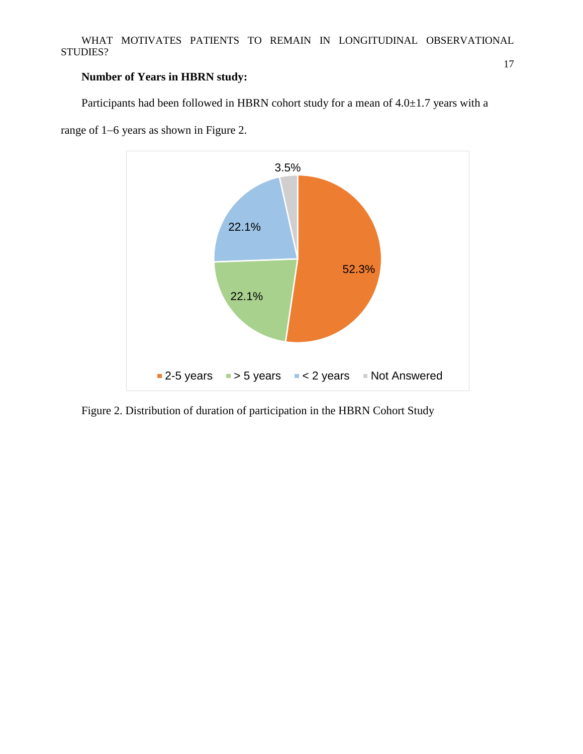**Number of Years in HBRN study:**

Participants had been followed in HBRN cohort study for a mean of 4.0±1.7 years with a range of 1–6 years as shown in Figure 2.

Figure 2. Distribution of duration of participation in the HBRN Cohort Study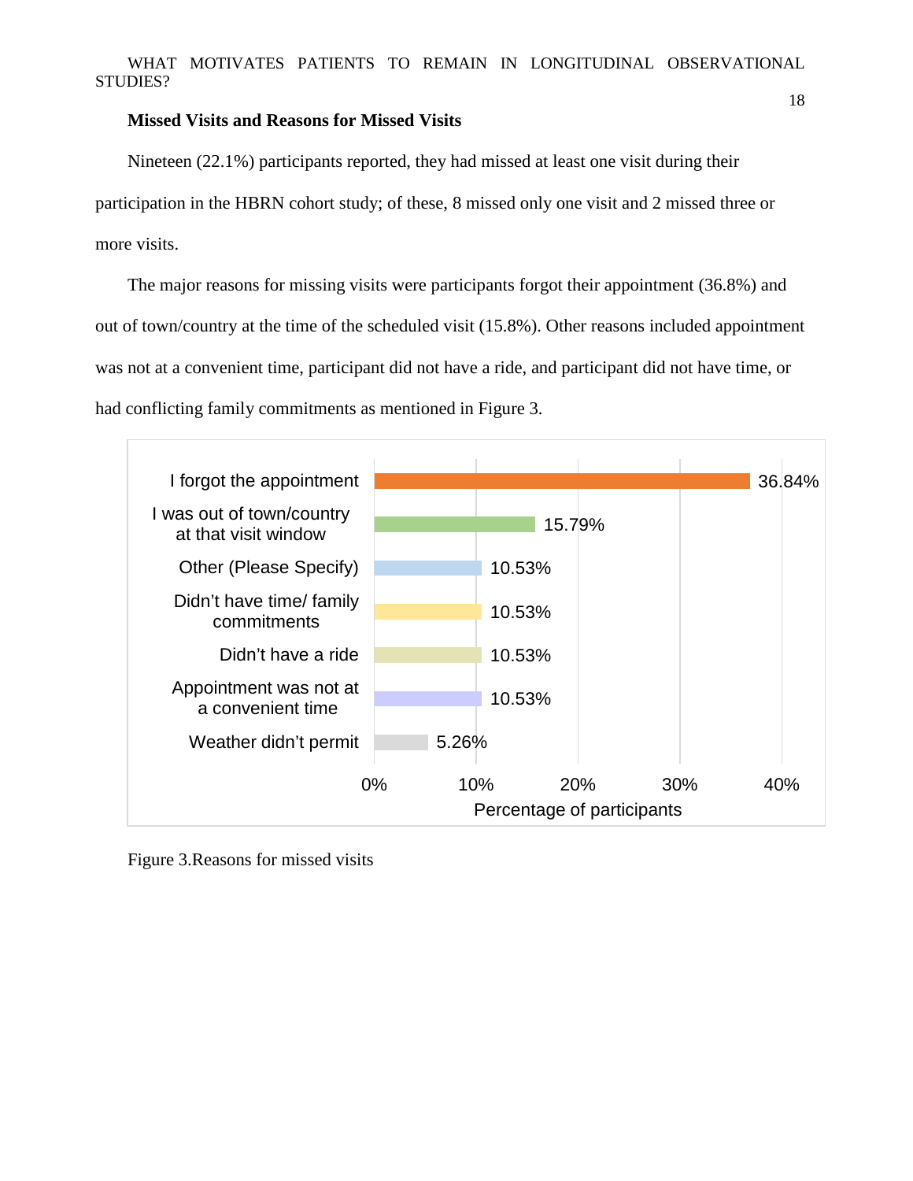### Missed Visits and Reasons for Missed Visits

Nineteen (22.1%) participants reported, they had missed at least one visit during their participation in the HBRN cohort study; of these, 8 missed only one visit and 2 missed three or more visits.

The major reasons for missing visits were participants forgot their appointment (36.8%) and out of town/country at the time of the scheduled visit (15.8%). Other reasons included appointment was not at a convenient time, participant did not have a ride, and participant did not have time, or had conflicting family commitments as mentioned in Figure 3.

| Reason | Percentage of participants |
| --- | --- |
| I forgot the appointment | 36.84% |
| I was out of town/country at that visit window | 15.79% |
| Other (Please Specify) | 10.53% |
| Didn't have time/ family commitments | 10.53% |
| Didn't have a ride | 10.53% |
| Appointment was not at a convenient time | 10.53% |
| Weather didn't permit | 5.26% |

Figure 3.Reasons for missed visits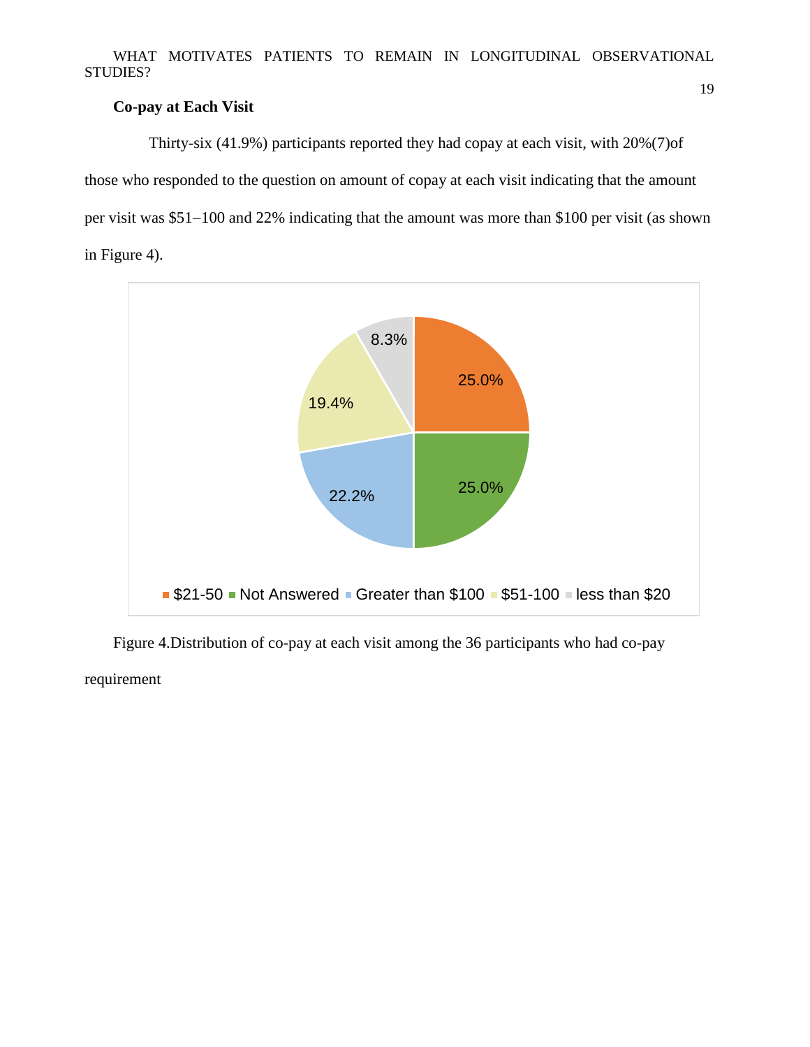**Co-pay at Each Visit**

Thirty-six (41.9%) participants reported they had copay at each visit, with 20%(7)of those who responded to the question on amount of copay at each visit indicating that the amount per visit was $51–100 and 22% indicating that the amount was more than $100 per visit (as shown in Figure 4).

Figure 4.Distribution of co-pay at each visit among the 36 participants who had co-pay requirement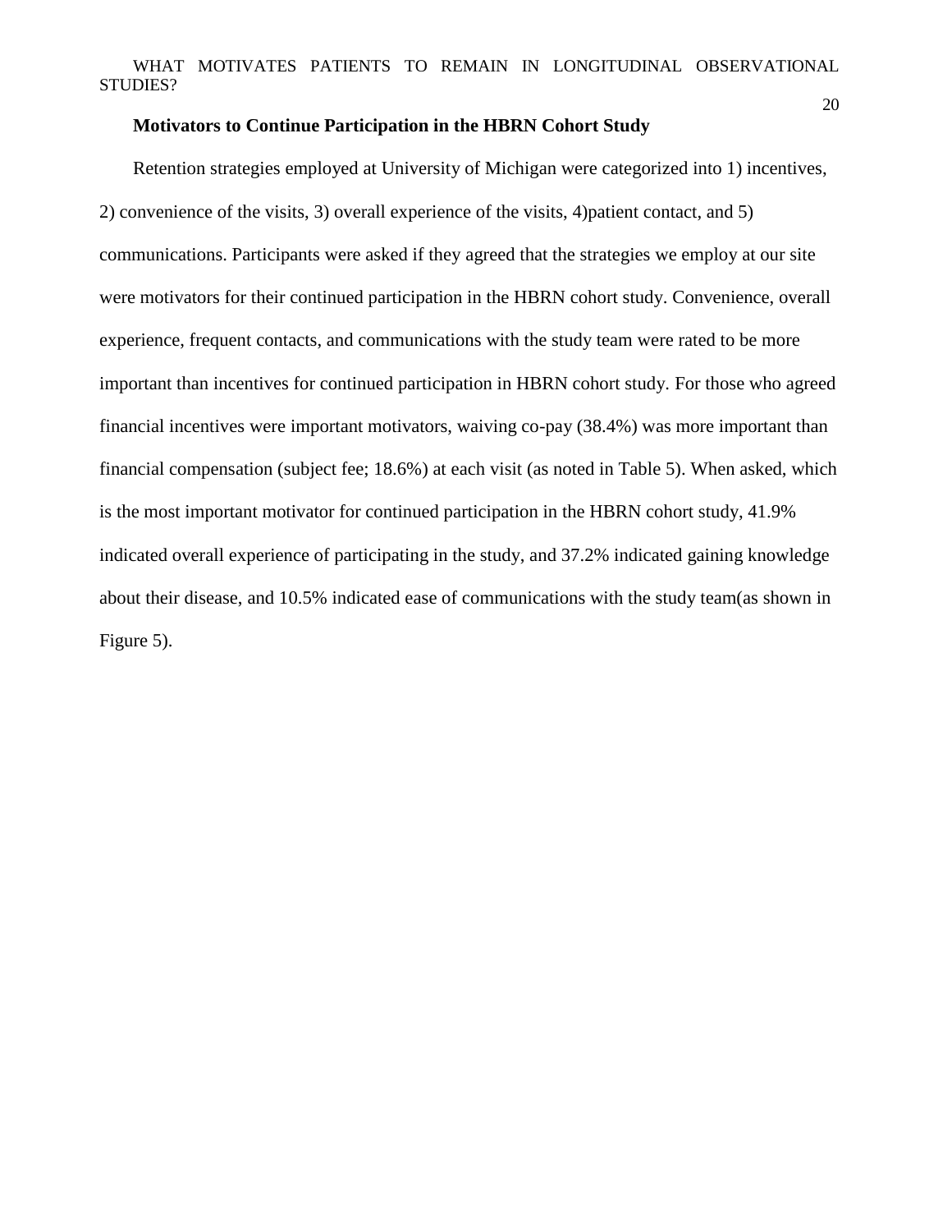**Motivators to Continue Participation in the HBRN Cohort Study**

Retention strategies employed at University of Michigan were categorized into 1) incentives, 2) convenience of the visits, 3) overall experience of the visits, 4)patient contact, and 5) communications. Participants were asked if they agreed that the strategies we employ at our site were motivators for their continued participation in the HBRN cohort study. Convenience, overall experience, frequent contacts, and communications with the study team were rated to be more important than incentives for continued participation in HBRN cohort study. For those who agreed financial incentives were important motivators, waiving co-pay (38.4%) was more important than financial compensation (subject fee; 18.6%) at each visit (as noted in Table 5). When asked, which is the most important motivator for continued participation in the HBRN cohort study, 41.9% indicated overall experience of participating in the study, and 37.2% indicated gaining knowledge about their disease, and 10.5% indicated ease of communications with the study team(as shown in Figure 5).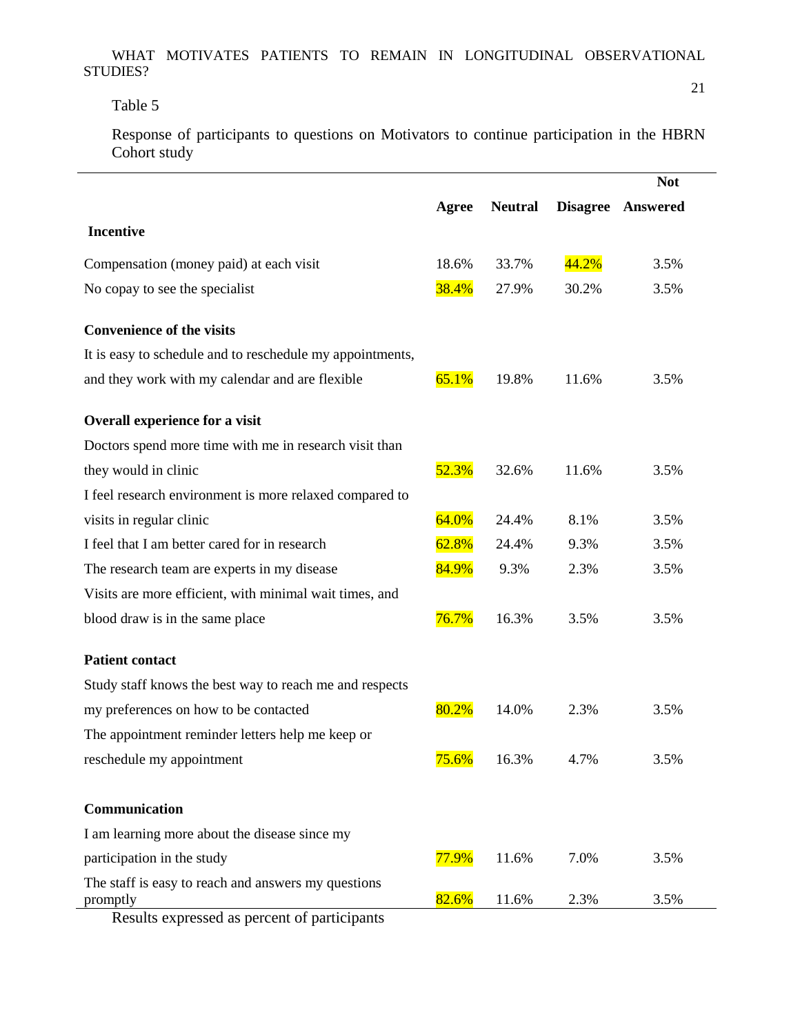Table 5

Response of participants to questions on Motivators to continue participation in the HBRN Cohort study

| | Agree | Neutral | Disagree | Not Answered |
|---|---|---|---|---|
| **Incentive** | | | | |
| Compensation (money paid) at each visit | 18.6% | 33.7% | 44.2% | 3.5% |
| No copay to see the specialist | 38.4% | 27.9% | 30.2% | 3.5% |
| **Convenience of the visits** | | | | |
| It is easy to schedule and to reschedule my appointments, and they work with my calendar and are flexible | 65.1% | 19.8% | 11.6% | 3.5% |
| **Overall experience for a visit** | | | | |
| Doctors spend more time with me in research visit than they would in clinic | 52.3% | 32.6% | 11.6% | 3.5% |
| I feel research environment is more relaxed compared to visits in regular clinic | 64.0% | 24.4% | 8.1% | 3.5% |
| I feel that I am better cared for in research | 62.8% | 24.4% | 9.3% | 3.5% |
| The research team are experts in my disease | 84.9% | 9.3% | 2.3% | 3.5% |
| Visits are more efficient, with minimal wait times, and blood draw is in the same place | 76.7% | 16.3% | 3.5% | 3.5% |
| **Patient contact** | | | | |
| Study staff knows the best way to reach me and respects my preferences on how to be contacted | 80.2% | 14.0% | 2.3% | 3.5% |
| The appointment reminder letters help me keep or reschedule my appointment | 75.6% | 16.3% | 4.7% | 3.5% |
| **Communication** | | | | |
| I am learning more about the disease since my participation in the study | 77.9% | 11.6% | 7.0% | 3.5% |
| The staff is easy to reach and answers my questions promptly | 82.6% | 11.6% | 2.3% | 3.5% |

Results expressed as percent of participants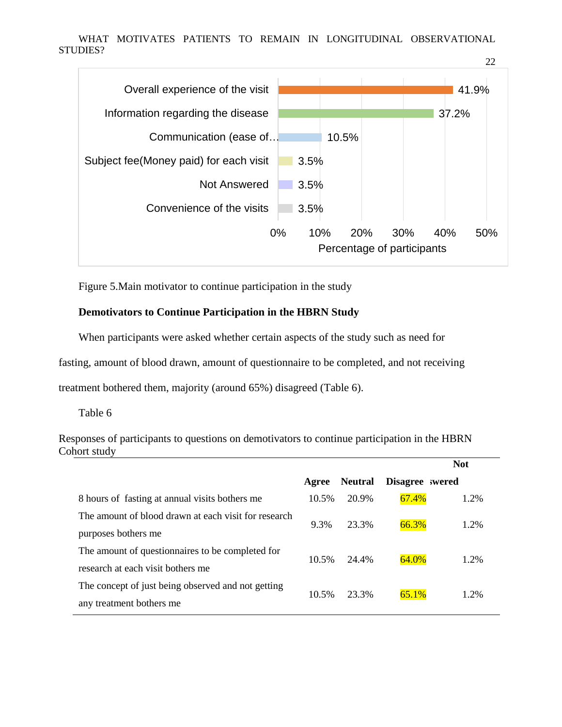Figure 5.Main motivator to continue participation in the study

**Demotivators to Continue Participation in the HBRN Study**

When participants were asked whether certain aspects of the study such as need for fasting, amount of blood drawn, amount of questionnaire to be completed, and not receiving treatment bothered them, majority (around 65%) disagreed (Table 6).

Table 6

Responses of participants to questions on demotivators to continue participation in the HBRN Cohort study

| | Agree | Neutral | Disagree | Not Answered |
|---|---|---|---|---|
| 8 hours of fasting at annual visits bothers me | 10.5% | 20.9% | 67.4% | 1.2% |
| The amount of blood drawn at each visit for research purposes bothers me | 9.3% | 23.3% | 66.3% | 1.2% |
| The amount of questionnaires to be completed for research at each visit bothers me | 10.5% | 24.4% | 64.0% | 1.2% |
| The concept of just being observed and not getting any treatment bothers me | 10.5% | 23.3% | 65.1% | 1.2% |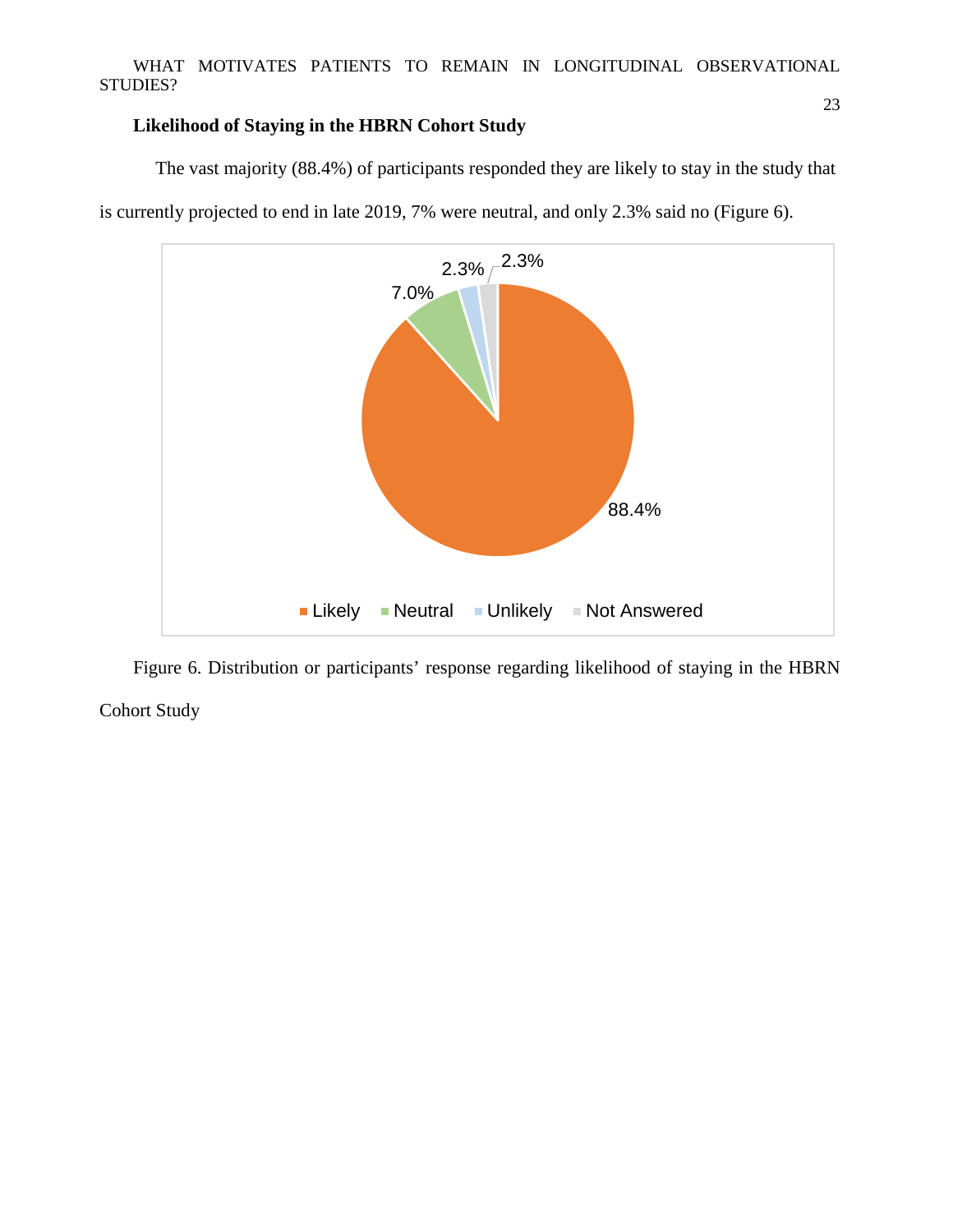### Likelihood of Staying in the HBRN Cohort Study

The vast majority (88.4%) of participants responded they are likely to stay in the study that is currently projected to end in late 2019, 7% were neutral, and only 2.3% said no (Figure 6).

Figure 6. Distribution or participants' response regarding likelihood of staying in the HBRN Cohort Study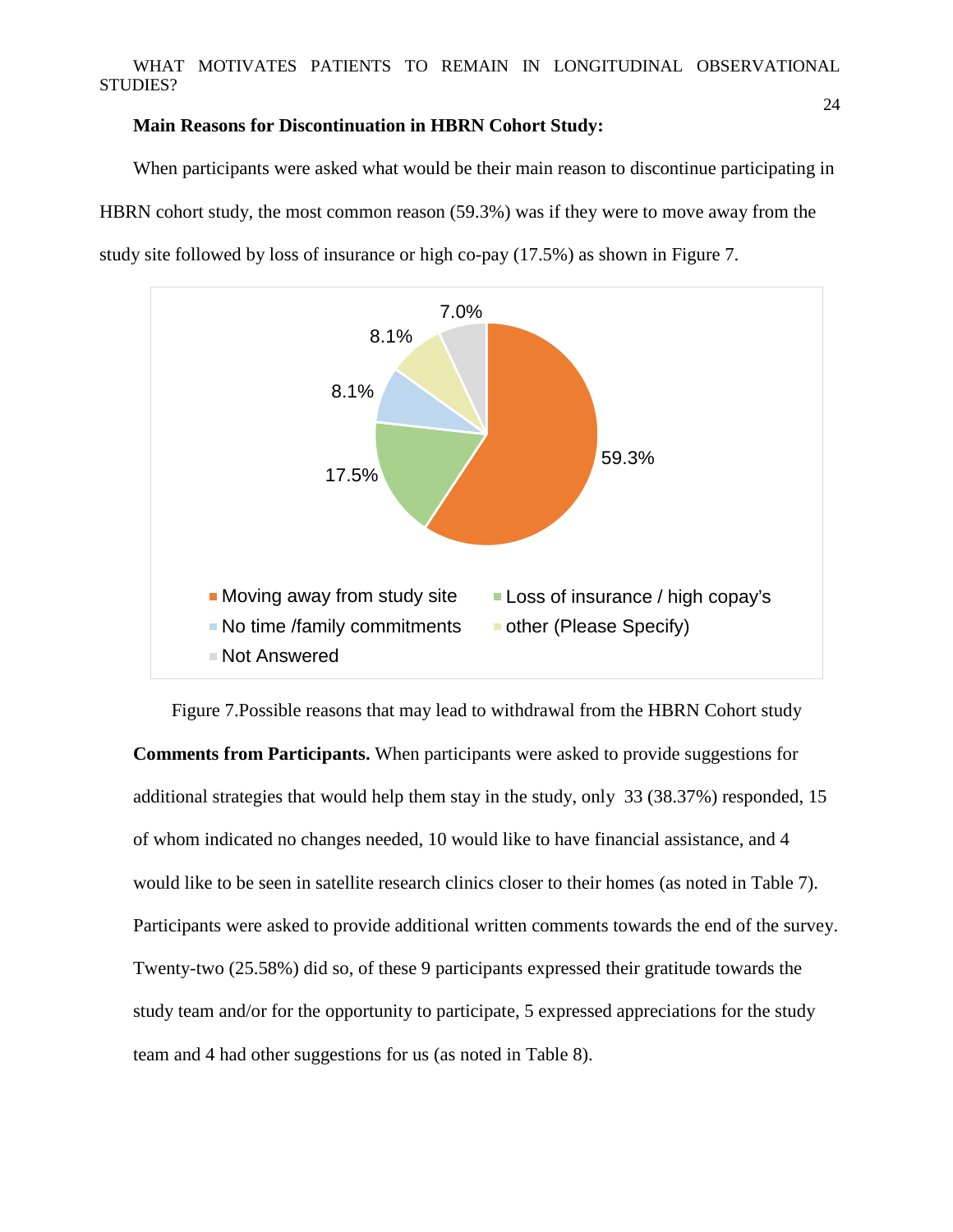**Main Reasons for Discontinuation in HBRN Cohort Study:**

When participants were asked what would be their main reason to discontinue participating in HBRN cohort study, the most common reason (59.3%) was if they were to move away from the study site followed by loss of insurance or high co-pay (17.5%) as shown in Figure 7.

Figure 7.Possible reasons that may lead to withdrawal from the HBRN Cohort study

**Comments from Participants.** When participants were asked to provide suggestions for additional strategies that would help them stay in the study, only 33 (38.37%) responded, 15 of whom indicated no changes needed, 10 would like to have financial assistance, and 4 would like to be seen in satellite research clinics closer to their homes (as noted in Table 7). Participants were asked to provide additional written comments towards the end of the survey. Twenty-two (25.58%) did so, of these 9 participants expressed their gratitude towards the study team and/or for the opportunity to participate, 5 expressed appreciations for the study team and 4 had other suggestions for us (as noted in Table 8).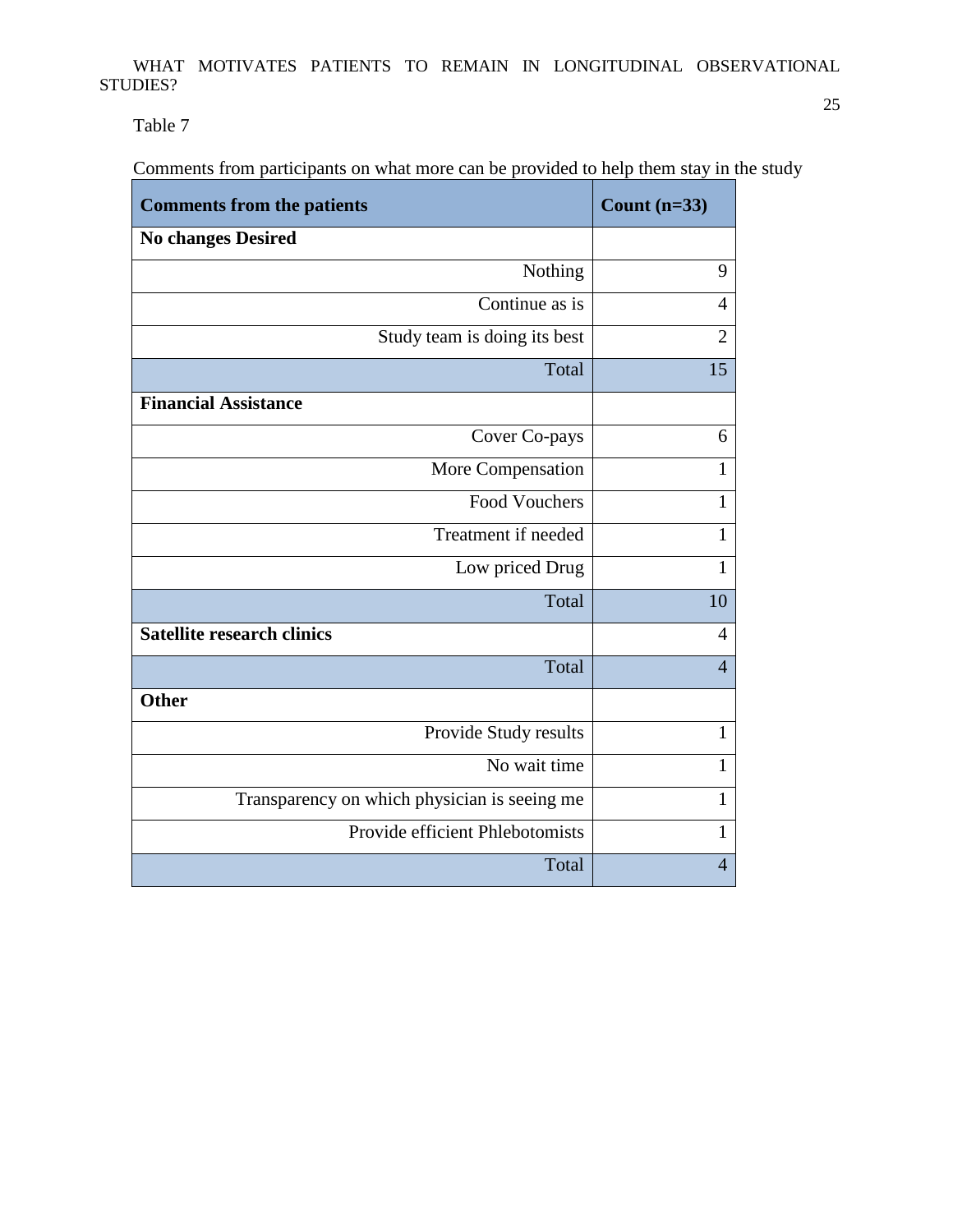Table 7

Comments from participants on what more can be provided to help them stay in the study

| Comments from the patients | Count (n=33) |
|---|---|
| **No changes Desired** | |
| Nothing | 9 |
| Continue as is | 4 |
| Study team is doing its best | 2 |
| Total | 15 |
| **Financial Assistance** | |
| Cover Co-pays | 6 |
| More Compensation | 1 |
| Food Vouchers | 1 |
| Treatment if needed | 1 |
| Low priced Drug | 1 |
| Total | 10 |
| **Satellite research clinics** | 4 |
| Total | 4 |
| **Other** | |
| Provide Study results | 1 |
| No wait time | 1 |
| Transparency on which physician is seeing me | 1 |
| Provide efficient Phlebotomists | 1 |
| Total | 4 |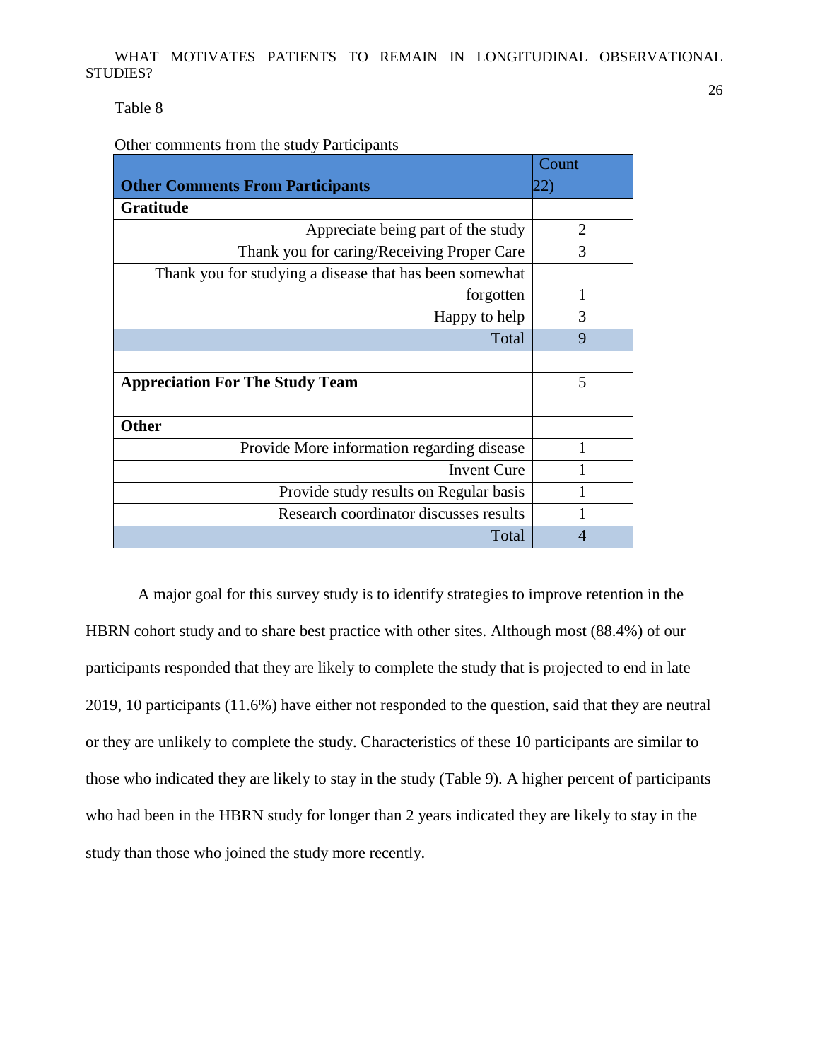Table 8

Other comments from the study Participants

| Other Comments From Participants | Count 22) |
|---|---|
| **Gratitude** | |
| Appreciate being part of the study | 2 |
| Thank you for caring/Receiving Proper Care | 3 |
| Thank you for studying a disease that has been somewhat forgotten | 1 |
| Happy to help | 3 |
| Total | 9 |
| | |
| **Appreciation For The Study Team** | 5 |
| | |
| **Other** | |
| Provide More information regarding disease | 1 |
| Invent Cure | 1 |
| Provide study results on Regular basis | 1 |
| Research coordinator discusses results | 1 |
| Total | 4 |

A major goal for this survey study is to identify strategies to improve retention in the HBRN cohort study and to share best practice with other sites. Although most (88.4%) of our participants responded that they are likely to complete the study that is projected to end in late 2019, 10 participants (11.6%) have either not responded to the question, said that they are neutral or they are unlikely to complete the study. Characteristics of these 10 participants are similar to those who indicated they are likely to stay in the study (Table 9). A higher percent of participants who had been in the HBRN study for longer than 2 years indicated they are likely to stay in the study than those who joined the study more recently.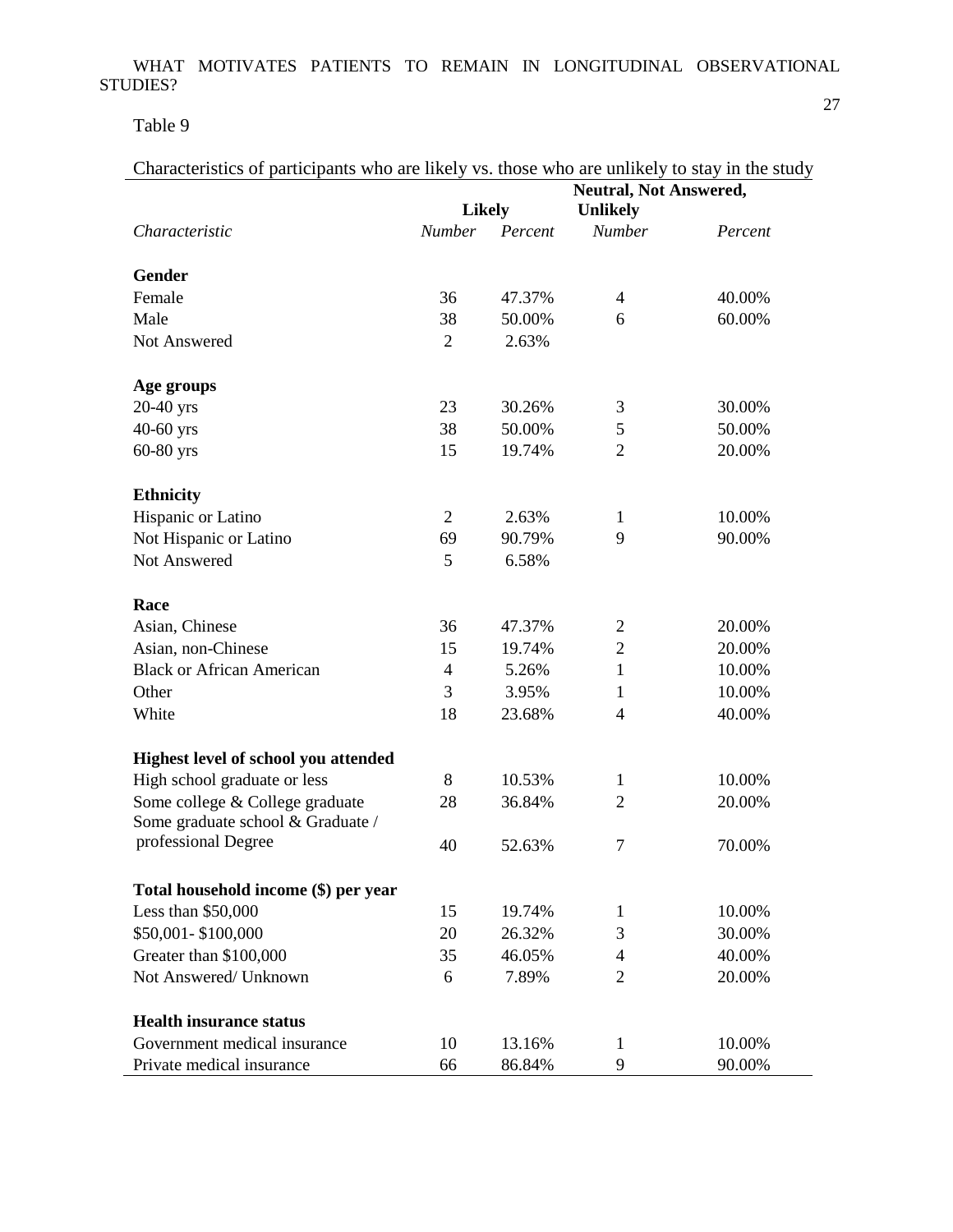Table 9

Characteristics of participants who are likely vs. those who are unlikely to stay in the study

| | Likely | | Neutral, Not Answered, Unlikely | |
|---|---|---|---|---|
| *Characteristic* | *Number* | *Percent* | *Number* | *Percent* |
| **Gender** | | | | |
| Female | 36 | 47.37% | 4 | 40.00% |
| Male | 38 | 50.00% | 6 | 60.00% |
| Not Answered | 2 | 2.63% | | |
| **Age groups** | | | | |
| 20-40 yrs | 23 | 30.26% | 3 | 30.00% |
| 40-60 yrs | 38 | 50.00% | 5 | 50.00% |
| 60-80 yrs | 15 | 19.74% | 2 | 20.00% |
| **Ethnicity** | | | | |
| Hispanic or Latino | 2 | 2.63% | 1 | 10.00% |
| Not Hispanic or Latino | 69 | 90.79% | 9 | 90.00% |
| Not Answered | 5 | 6.58% | | |
| **Race** | | | | |
| Asian, Chinese | 36 | 47.37% | 2 | 20.00% |
| Asian, non-Chinese | 15 | 19.74% | 2 | 20.00% |
| Black or African American | 4 | 5.26% | 1 | 10.00% |
| Other | 3 | 3.95% | 1 | 10.00% |
| White | 18 | 23.68% | 4 | 40.00% |
| **Highest level of school you attended** | | | | |
| High school graduate or less | 8 | 10.53% | 1 | 10.00% |
| Some college & College graduate | 28 | 36.84% | 2 | 20.00% |
| Some graduate school & Graduate / professional Degree | 40 | 52.63% | 7 | 70.00% |
| **Total household income ($) per year** | | | | |
| Less than $50,000 | 15 | 19.74% | 1 | 10.00% |
| $50,001- $100,000 | 20 | 26.32% | 3 | 30.00% |
| Greater than $100,000 | 35 | 46.05% | 4 | 40.00% |
| Not Answered/ Unknown | 6 | 7.89% | 2 | 20.00% |
| **Health insurance status** | | | | |
| Government medical insurance | 10 | 13.16% | 1 | 10.00% |
| Private medical insurance | 66 | 86.84% | 9 | 90.00% |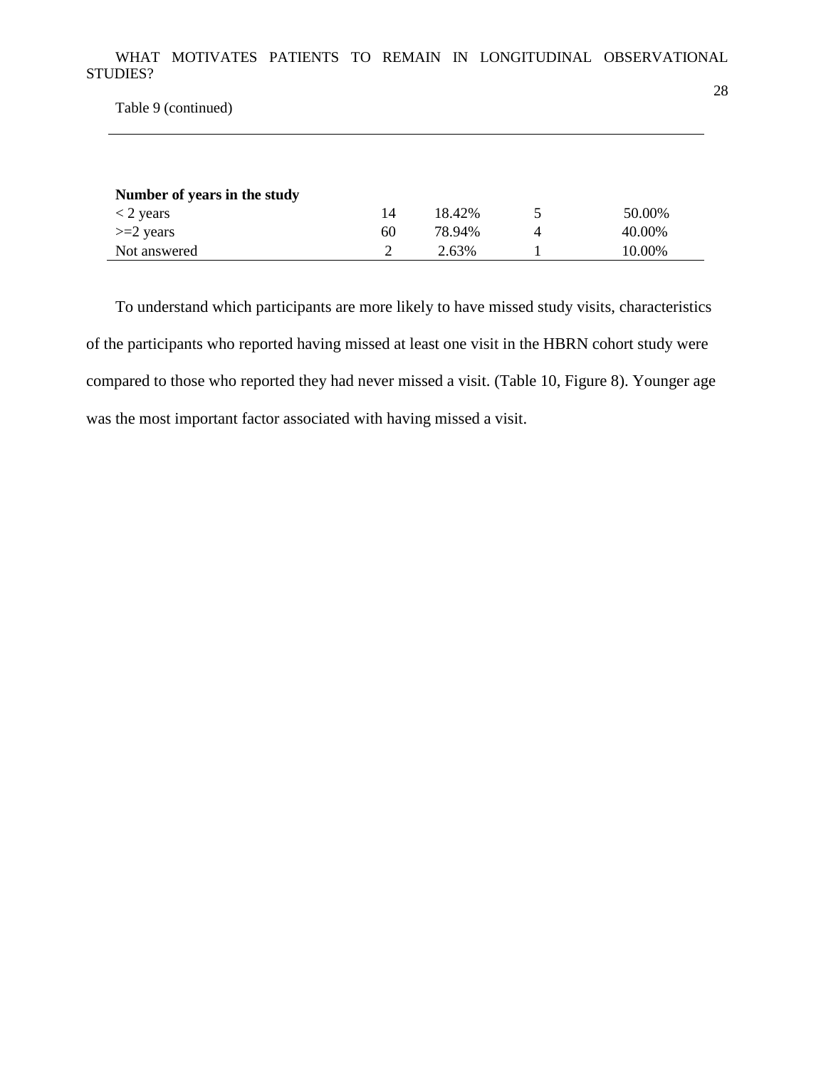Table 9 (continued)

| | | | | |
|---|---|---|---|---|
| **Number of years in the study** | | | | |
| < 2 years | 14 | 18.42% | 5 | 50.00% |
| >=2 years | 60 | 78.94% | 4 | 40.00% |
| Not answered | 2 | 2.63% | 1 | 10.00% |

To understand which participants are more likely to have missed study visits, characteristics of the participants who reported having missed at least one visit in the HBRN cohort study were compared to those who reported they had never missed a visit. (Table 10, Figure 8). Younger age was the most important factor associated with having missed a visit.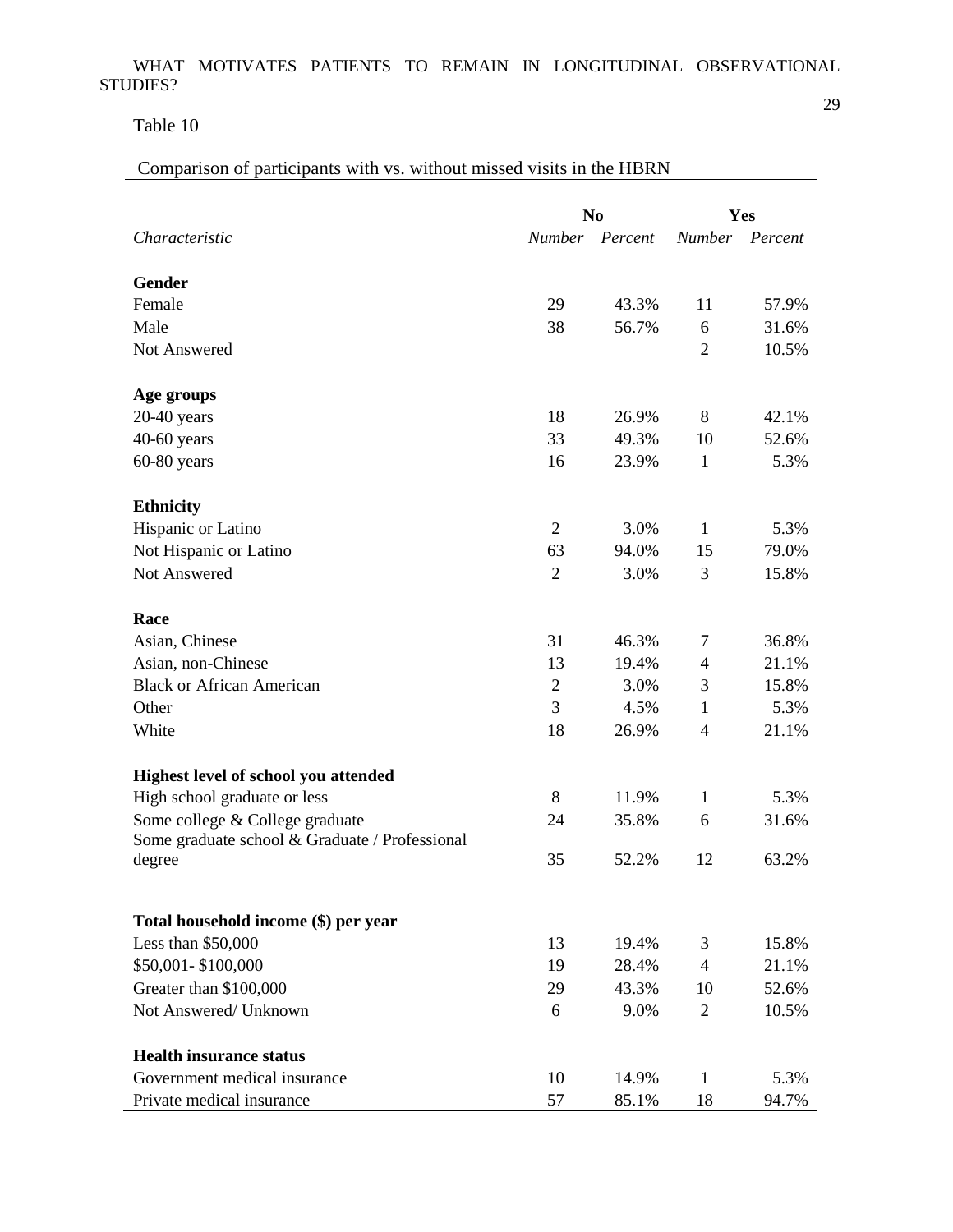Table 10

Comparison of participants with vs. without missed visits in the HBRN

| *Characteristic* | No | | Yes | |
|---|---|---|---|---|
| | *Number* | *Percent* | *Number* | *Percent* |
| **Gender** | | | | |
| Female | 29 | 43.3% | 11 | 57.9% |
| Male | 38 | 56.7% | 6 | 31.6% |
| Not Answered | | | 2 | 10.5% |
| **Age groups** | | | | |
| 20-40 years | 18 | 26.9% | 8 | 42.1% |
| 40-60 years | 33 | 49.3% | 10 | 52.6% |
| 60-80 years | 16 | 23.9% | 1 | 5.3% |
| **Ethnicity** | | | | |
| Hispanic or Latino | 2 | 3.0% | 1 | 5.3% |
| Not Hispanic or Latino | 63 | 94.0% | 15 | 79.0% |
| Not Answered | 2 | 3.0% | 3 | 15.8% |
| **Race** | | | | |
| Asian, Chinese | 31 | 46.3% | 7 | 36.8% |
| Asian, non-Chinese | 13 | 19.4% | 4 | 21.1% |
| Black or African American | 2 | 3.0% | 3 | 15.8% |
| Other | 3 | 4.5% | 1 | 5.3% |
| White | 18 | 26.9% | 4 | 21.1% |
| **Highest level of school you attended** | | | | |
| High school graduate or less | 8 | 11.9% | 1 | 5.3% |
| Some college & College graduate | 24 | 35.8% | 6 | 31.6% |
| Some graduate school & Graduate / Professional degree | 35 | 52.2% | 12 | 63.2% |
| **Total household income ($) per year** | | | | |
| Less than $50,000 | 13 | 19.4% | 3 | 15.8% |
| $50,001- $100,000 | 19 | 28.4% | 4 | 21.1% |
| Greater than $100,000 | 29 | 43.3% | 10 | 52.6% |
| Not Answered/ Unknown | 6 | 9.0% | 2 | 10.5% |
| **Health insurance status** | | | | |
| Government medical insurance | 10 | 14.9% | 1 | 5.3% |
| Private medical insurance | 57 | 85.1% | 18 | 94.7% |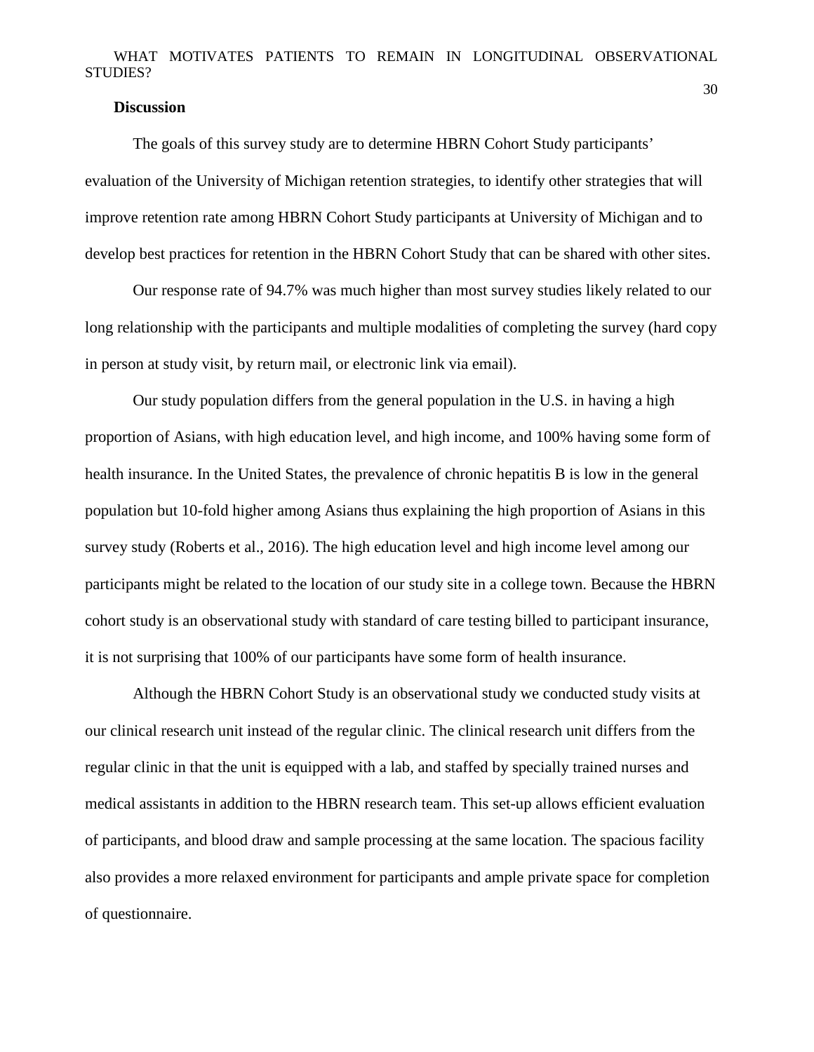## Discussion

The goals of this survey study are to determine HBRN Cohort Study participants' evaluation of the University of Michigan retention strategies, to identify other strategies that will improve retention rate among HBRN Cohort Study participants at University of Michigan and to develop best practices for retention in the HBRN Cohort Study that can be shared with other sites.

Our response rate of 94.7% was much higher than most survey studies likely related to our long relationship with the participants and multiple modalities of completing the survey (hard copy in person at study visit, by return mail, or electronic link via email).

Our study population differs from the general population in the U.S. in having a high proportion of Asians, with high education level, and high income, and 100% having some form of health insurance. In the United States, the prevalence of chronic hepatitis B is low in the general population but 10-fold higher among Asians thus explaining the high proportion of Asians in this survey study (Roberts et al., 2016). The high education level and high income level among our participants might be related to the location of our study site in a college town. Because the HBRN cohort study is an observational study with standard of care testing billed to participant insurance, it is not surprising that 100% of our participants have some form of health insurance.

Although the HBRN Cohort Study is an observational study we conducted study visits at our clinical research unit instead of the regular clinic. The clinical research unit differs from the regular clinic in that the unit is equipped with a lab, and staffed by specially trained nurses and medical assistants in addition to the HBRN research team. This set-up allows efficient evaluation of participants, and blood draw and sample processing at the same location. The spacious facility also provides a more relaxed environment for participants and ample private space for completion of questionnaire.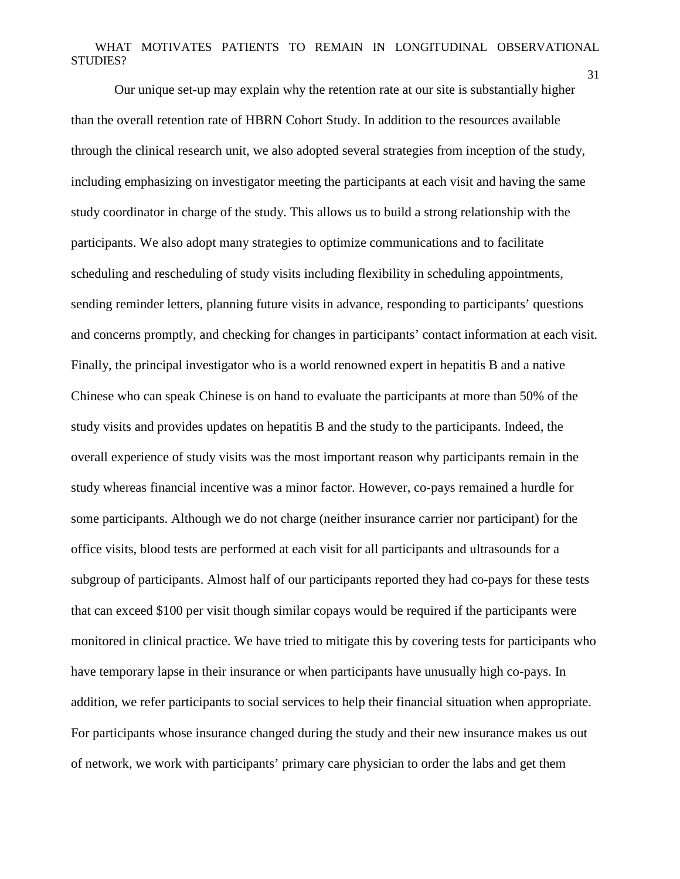Our unique set-up may explain why the retention rate at our site is substantially higher than the overall retention rate of HBRN Cohort Study. In addition to the resources available through the clinical research unit, we also adopted several strategies from inception of the study, including emphasizing on investigator meeting the participants at each visit and having the same study coordinator in charge of the study. This allows us to build a strong relationship with the participants. We also adopt many strategies to optimize communications and to facilitate scheduling and rescheduling of study visits including flexibility in scheduling appointments, sending reminder letters, planning future visits in advance, responding to participants' questions and concerns promptly, and checking for changes in participants' contact information at each visit. Finally, the principal investigator who is a world renowned expert in hepatitis B and a native Chinese who can speak Chinese is on hand to evaluate the participants at more than 50% of the study visits and provides updates on hepatitis B and the study to the participants. Indeed, the overall experience of study visits was the most important reason why participants remain in the study whereas financial incentive was a minor factor. However, co-pays remained a hurdle for some participants. Although we do not charge (neither insurance carrier nor participant) for the office visits, blood tests are performed at each visit for all participants and ultrasounds for a subgroup of participants. Almost half of our participants reported they had co-pays for these tests that can exceed $100 per visit though similar copays would be required if the participants were monitored in clinical practice. We have tried to mitigate this by covering tests for participants who have temporary lapse in their insurance or when participants have unusually high co-pays. In addition, we refer participants to social services to help their financial situation when appropriate. For participants whose insurance changed during the study and their new insurance makes us out of network, we work with participants' primary care physician to order the labs and get them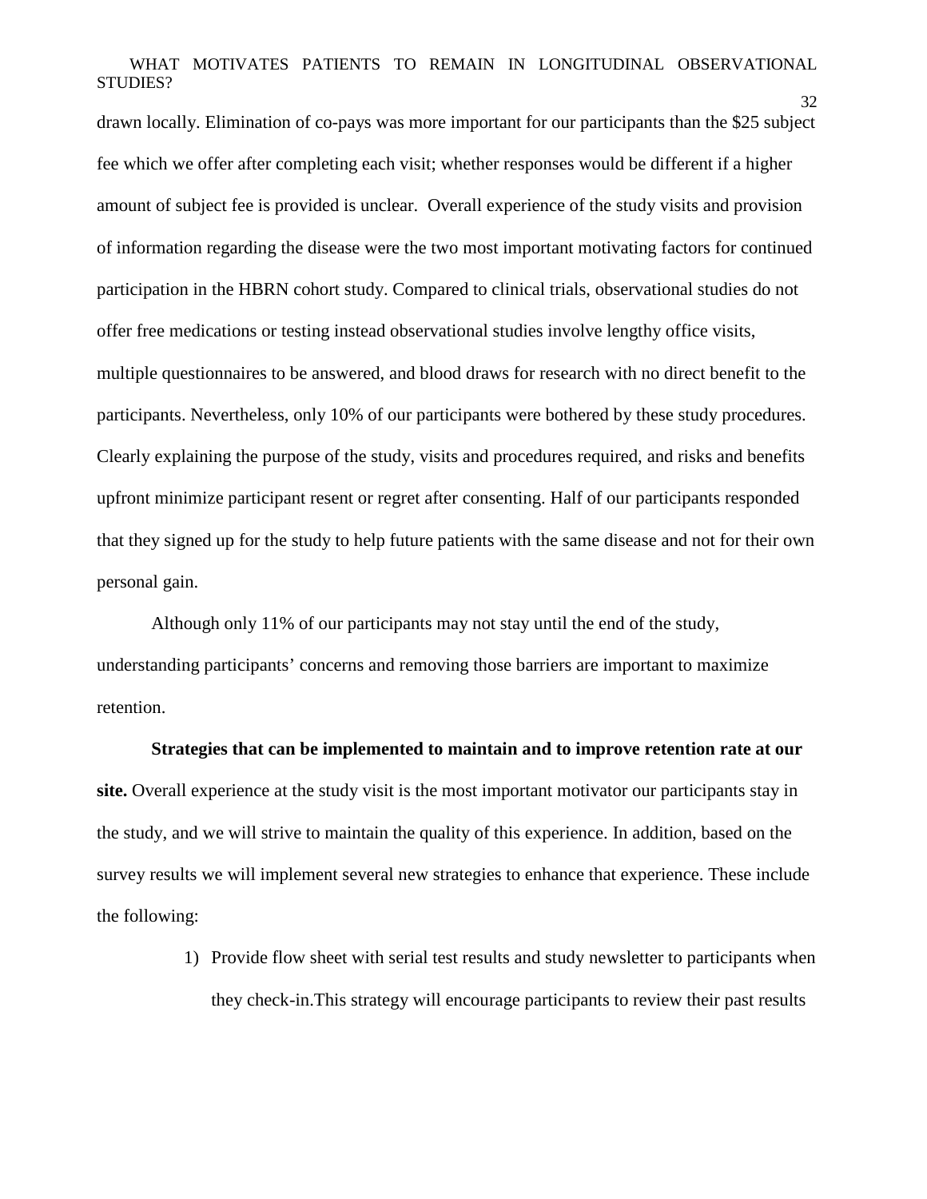drawn locally. Elimination of co-pays was more important for our participants than the $25 subject fee which we offer after completing each visit; whether responses would be different if a higher amount of subject fee is provided is unclear. Overall experience of the study visits and provision of information regarding the disease were the two most important motivating factors for continued participation in the HBRN cohort study. Compared to clinical trials, observational studies do not offer free medications or testing instead observational studies involve lengthy office visits, multiple questionnaires to be answered, and blood draws for research with no direct benefit to the participants. Nevertheless, only 10% of our participants were bothered by these study procedures. Clearly explaining the purpose of the study, visits and procedures required, and risks and benefits upfront minimize participant resent or regret after consenting. Half of our participants responded that they signed up for the study to help future patients with the same disease and not for their own personal gain.

Although only 11% of our participants may not stay until the end of the study, understanding participants' concerns and removing those barriers are important to maximize retention.

**Strategies that can be implemented to maintain and to improve retention rate at our site.** Overall experience at the study visit is the most important motivator our participants stay in the study, and we will strive to maintain the quality of this experience. In addition, based on the survey results we will implement several new strategies to enhance that experience. These include the following:

1) Provide flow sheet with serial test results and study newsletter to participants when they check-in.This strategy will encourage participants to review their past results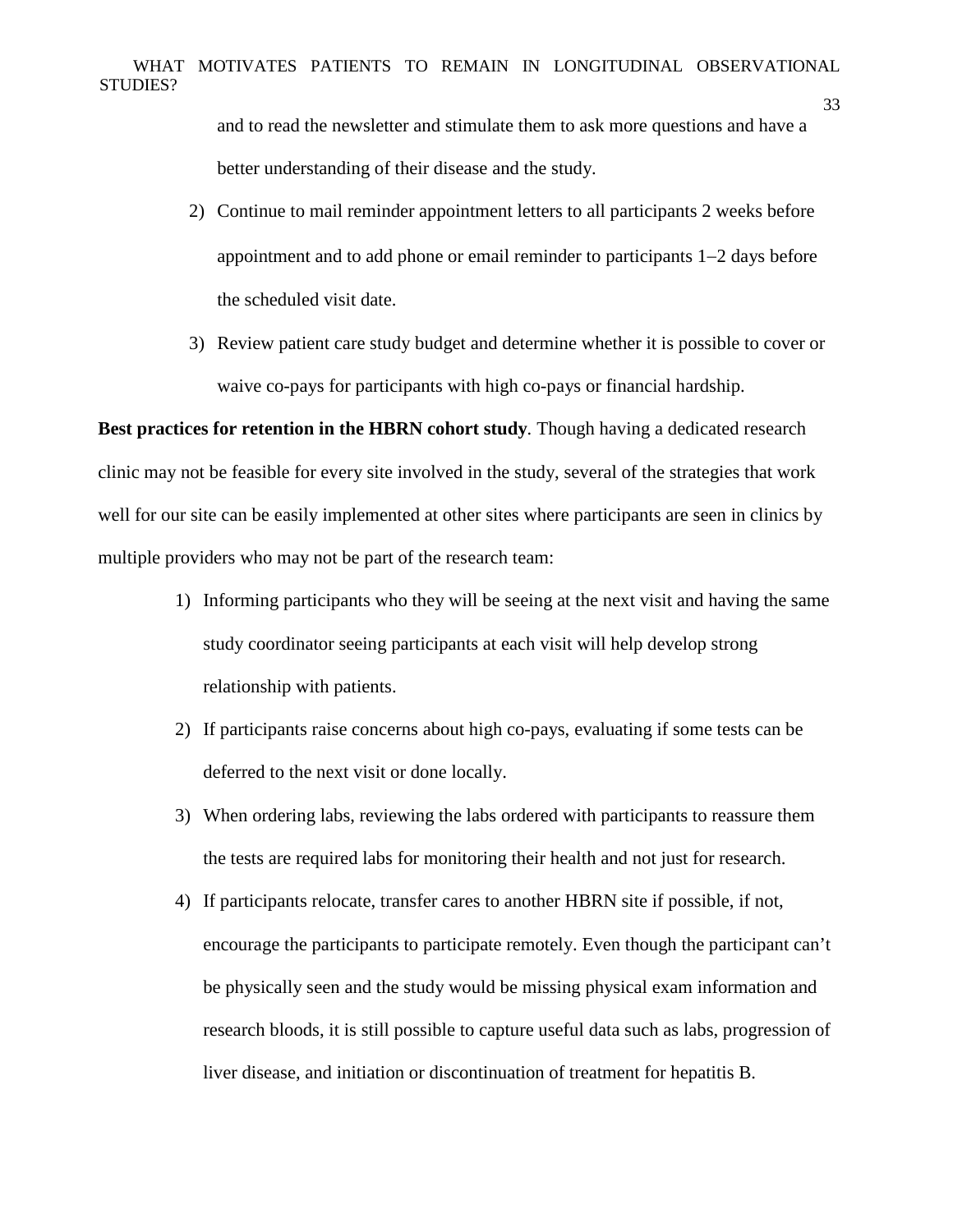and to read the newsletter and stimulate them to ask more questions and have a better understanding of their disease and the study.

2) Continue to mail reminder appointment letters to all participants 2 weeks before appointment and to add phone or email reminder to participants 1–2 days before the scheduled visit date.
3) Review patient care study budget and determine whether it is possible to cover or waive co-pays for participants with high co-pays or financial hardship.

**Best practices for retention in the HBRN cohort study**. Though having a dedicated research clinic may not be feasible for every site involved in the study, several of the strategies that work well for our site can be easily implemented at other sites where participants are seen in clinics by multiple providers who may not be part of the research team:

1) Informing participants who they will be seeing at the next visit and having the same study coordinator seeing participants at each visit will help develop strong relationship with patients.
2) If participants raise concerns about high co-pays, evaluating if some tests can be deferred to the next visit or done locally.
3) When ordering labs, reviewing the labs ordered with participants to reassure them the tests are required labs for monitoring their health and not just for research.
4) If participants relocate, transfer cares to another HBRN site if possible, if not, encourage the participants to participate remotely. Even though the participant can't be physically seen and the study would be missing physical exam information and research bloods, it is still possible to capture useful data such as labs, progression of liver disease, and initiation or discontinuation of treatment for hepatitis B.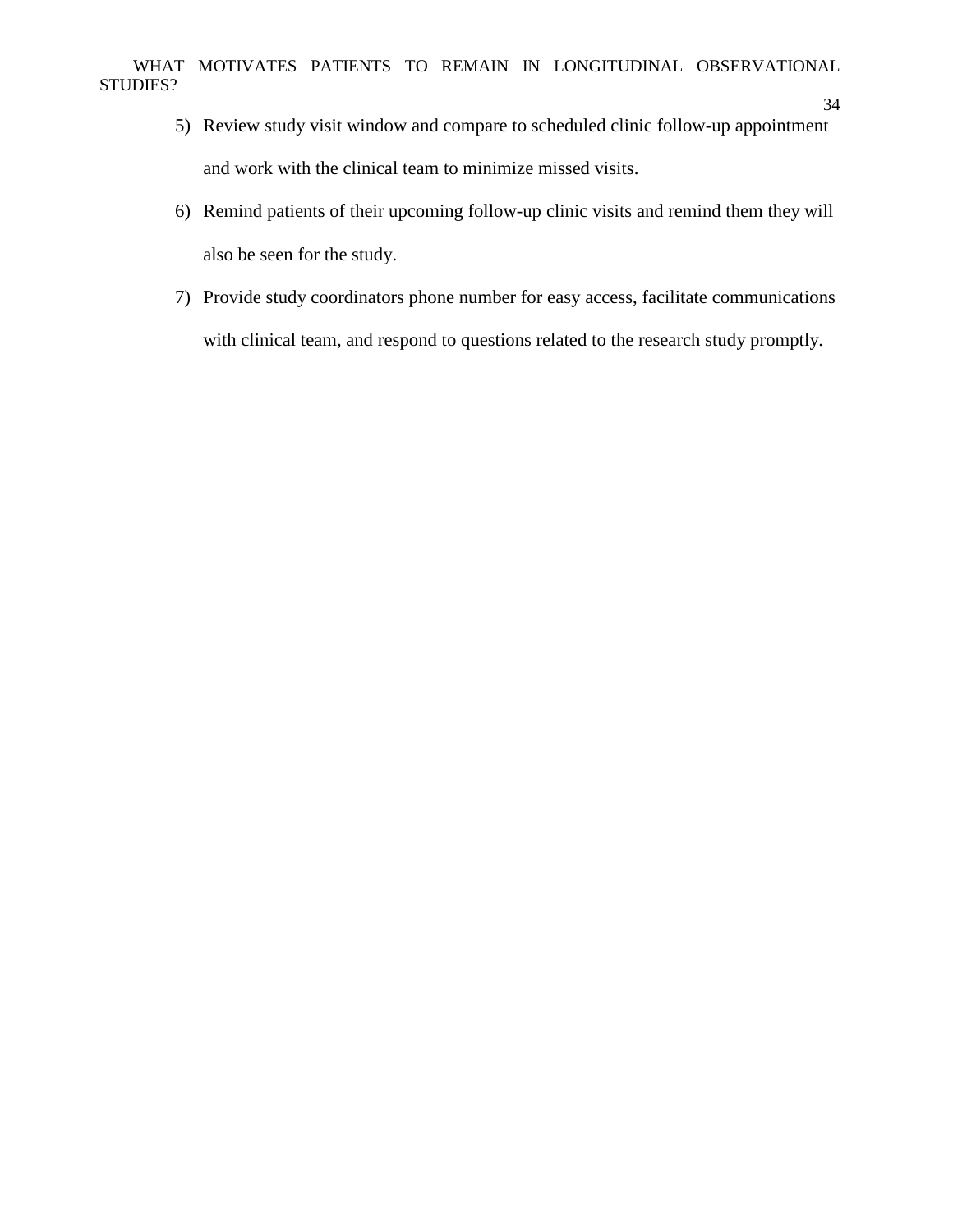5) Review study visit window and compare to scheduled clinic follow-up appointment and work with the clinical team to minimize missed visits.
6) Remind patients of their upcoming follow-up clinic visits and remind them they will also be seen for the study.
7) Provide study coordinators phone number for easy access, facilitate communications with clinical team, and respond to questions related to the research study promptly.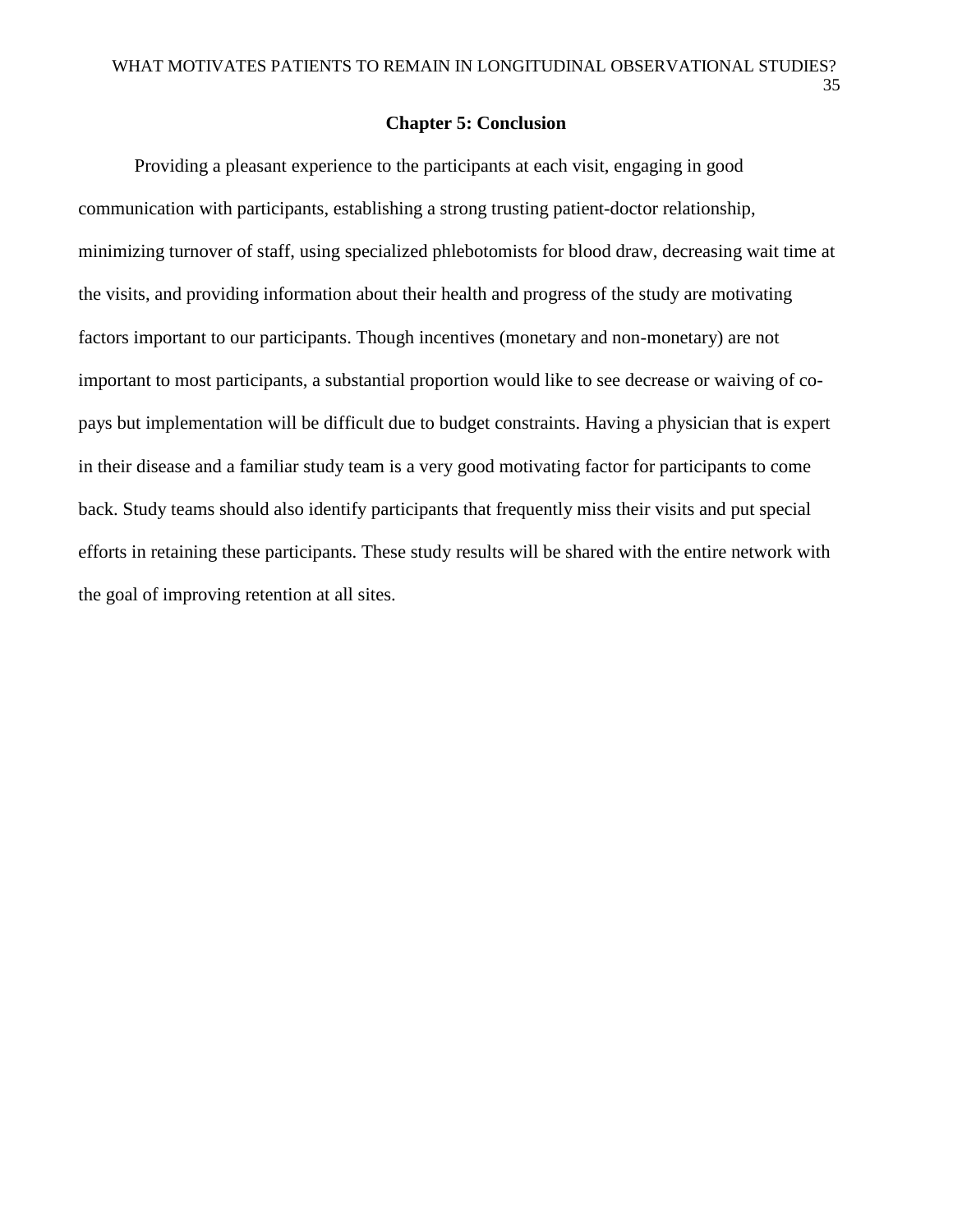## Chapter 5: Conclusion

Providing a pleasant experience to the participants at each visit, engaging in good communication with participants, establishing a strong trusting patient-doctor relationship, minimizing turnover of staff, using specialized phlebotomists for blood draw, decreasing wait time at the visits, and providing information about their health and progress of the study are motivating factors important to our participants. Though incentives (monetary and non-monetary) are not important to most participants, a substantial proportion would like to see decrease or waiving of co-pays but implementation will be difficult due to budget constraints. Having a physician that is expert in their disease and a familiar study team is a very good motivating factor for participants to come back. Study teams should also identify participants that frequently miss their visits and put special efforts in retaining these participants. These study results will be shared with the entire network with the goal of improving retention at all sites.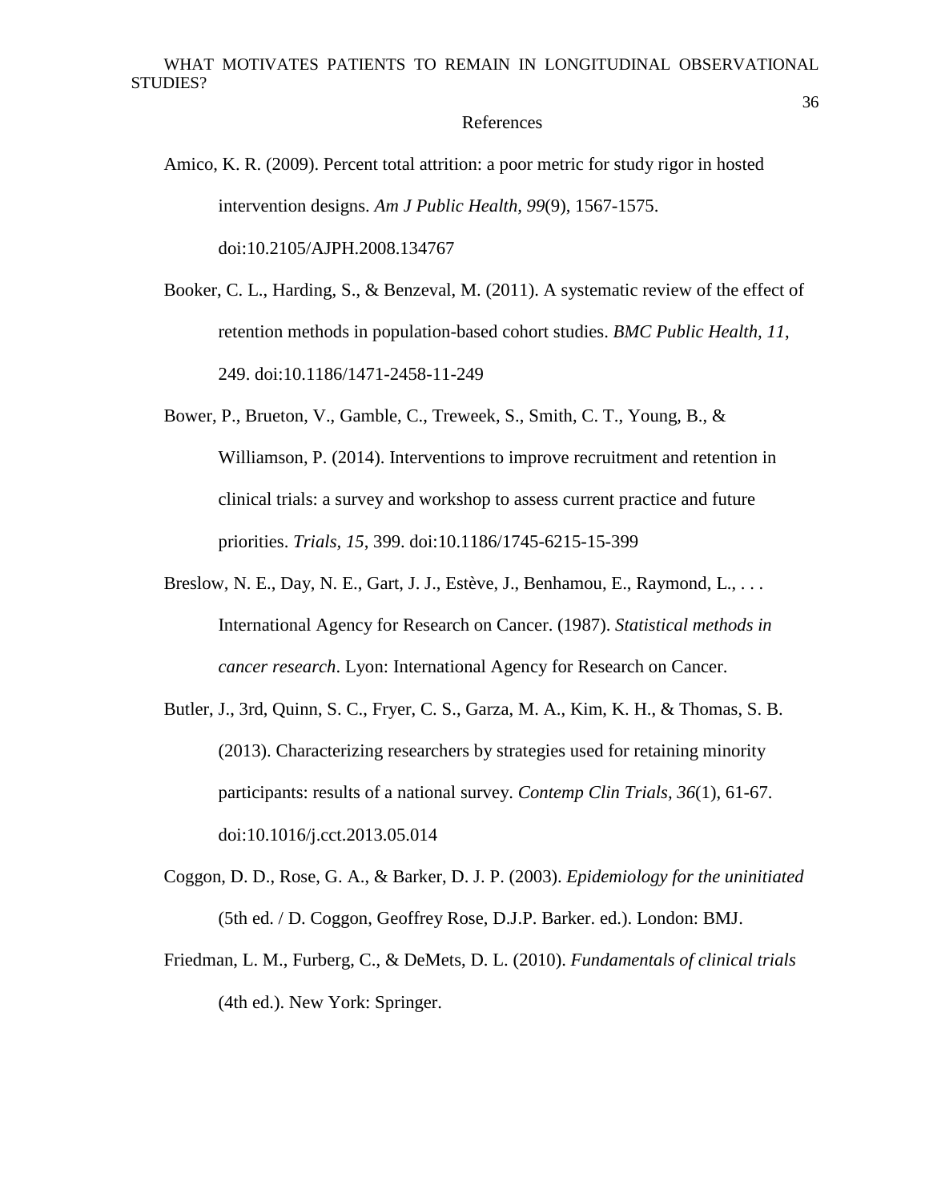## References

Amico, K. R. (2009). Percent total attrition: a poor metric for study rigor in hosted intervention designs. *Am J Public Health, 99*(9), 1567-1575. doi:10.2105/AJPH.2008.134767

Booker, C. L., Harding, S., & Benzeval, M. (2011). A systematic review of the effect of retention methods in population-based cohort studies. *BMC Public Health, 11*, 249. doi:10.1186/1471-2458-11-249

Bower, P., Brueton, V., Gamble, C., Treweek, S., Smith, C. T., Young, B., & Williamson, P. (2014). Interventions to improve recruitment and retention in clinical trials: a survey and workshop to assess current practice and future priorities. *Trials, 15*, 399. doi:10.1186/1745-6215-15-399

Breslow, N. E., Day, N. E., Gart, J. J., Estève, J., Benhamou, E., Raymond, L., . . . International Agency for Research on Cancer. (1987). *Statistical methods in cancer research*. Lyon: International Agency for Research on Cancer.

Butler, J., 3rd, Quinn, S. C., Fryer, C. S., Garza, M. A., Kim, K. H., & Thomas, S. B. (2013). Characterizing researchers by strategies used for retaining minority participants: results of a national survey. *Contemp Clin Trials, 36*(1), 61-67. doi:10.1016/j.cct.2013.05.014

Coggon, D. D., Rose, G. A., & Barker, D. J. P. (2003). *Epidemiology for the uninitiated* (5th ed. / D. Coggon, Geoffrey Rose, D.J.P. Barker. ed.). London: BMJ.

Friedman, L. M., Furberg, C., & DeMets, D. L. (2010). *Fundamentals of clinical trials* (4th ed.). New York: Springer.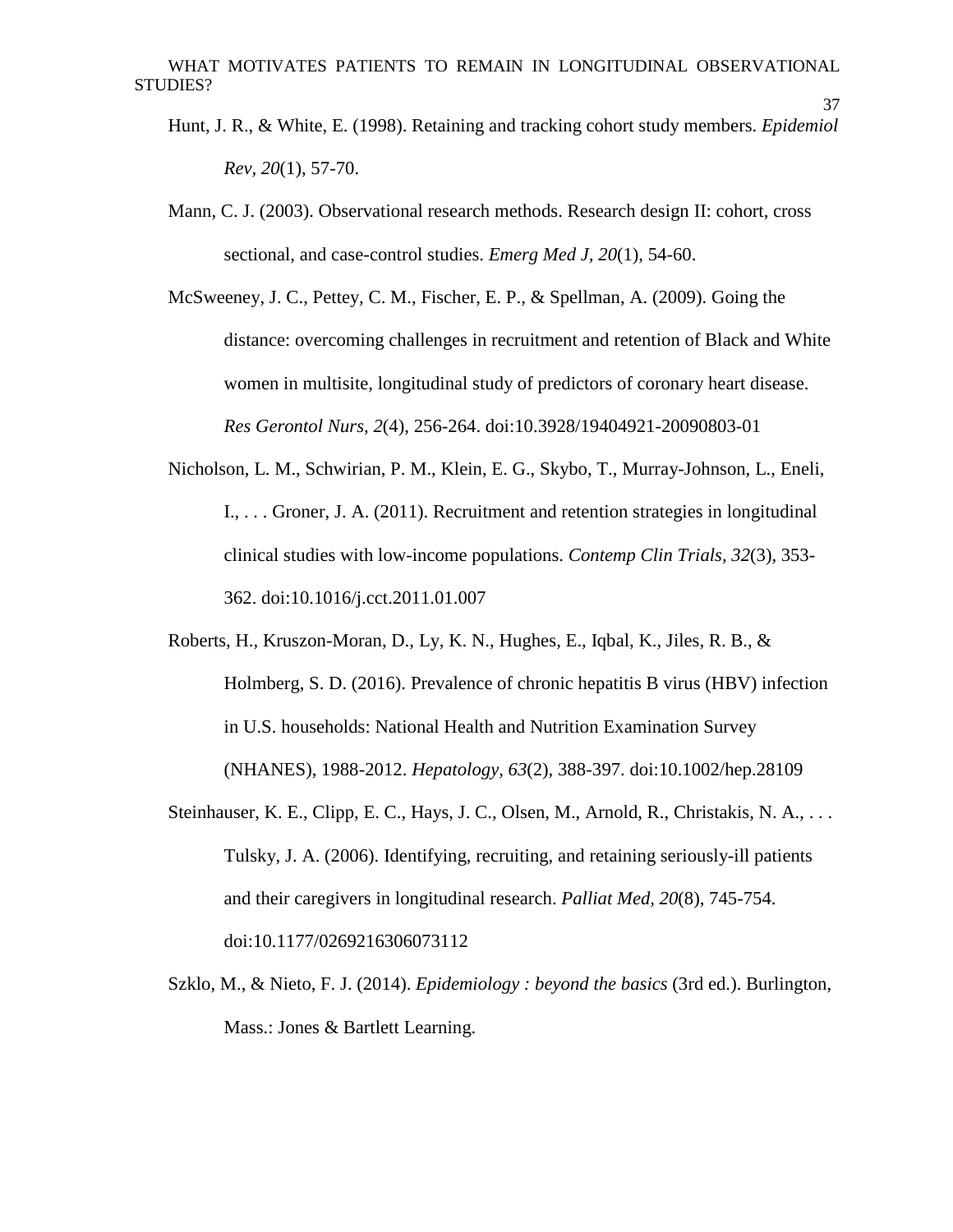Hunt, J. R., & White, E. (1998). Retaining and tracking cohort study members. *Epidemiol Rev*, *20*(1), 57-70.

Mann, C. J. (2003). Observational research methods. Research design II: cohort, cross sectional, and case-control studies. *Emerg Med J*, *20*(1), 54-60.

McSweeney, J. C., Pettey, C. M., Fischer, E. P., & Spellman, A. (2009). Going the distance: overcoming challenges in recruitment and retention of Black and White women in multisite, longitudinal study of predictors of coronary heart disease. *Res Gerontol Nurs*, *2*(4), 256-264. doi:10.3928/19404921-20090803-01

Nicholson, L. M., Schwirian, P. M., Klein, E. G., Skybo, T., Murray-Johnson, L., Eneli, I., . . . Groner, J. A. (2011). Recruitment and retention strategies in longitudinal clinical studies with low-income populations. *Contemp Clin Trials*, *32*(3), 353-362. doi:10.1016/j.cct.2011.01.007

Roberts, H., Kruszon-Moran, D., Ly, K. N., Hughes, E., Iqbal, K., Jiles, R. B., & Holmberg, S. D. (2016). Prevalence of chronic hepatitis B virus (HBV) infection in U.S. households: National Health and Nutrition Examination Survey (NHANES), 1988-2012. *Hepatology*, *63*(2), 388-397. doi:10.1002/hep.28109

Steinhauser, K. E., Clipp, E. C., Hays, J. C., Olsen, M., Arnold, R., Christakis, N. A., . . . Tulsky, J. A. (2006). Identifying, recruiting, and retaining seriously-ill patients and their caregivers in longitudinal research. *Palliat Med*, *20*(8), 745-754. doi:10.1177/0269216306073112

Szklo, M., & Nieto, F. J. (2014). *Epidemiology : beyond the basics* (3rd ed.). Burlington, Mass.: Jones & Bartlett Learning.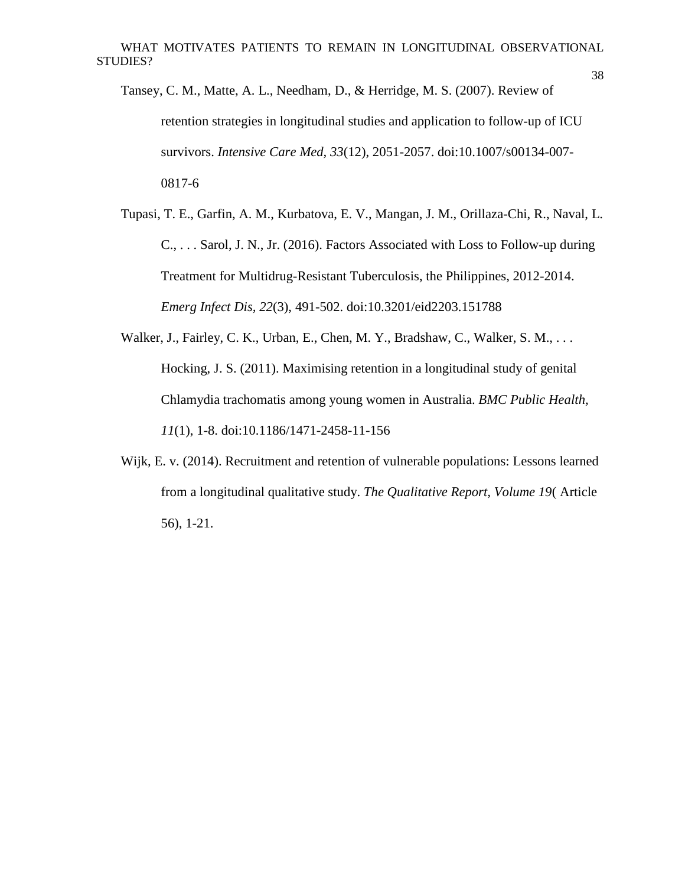Tansey, C. M., Matte, A. L., Needham, D., & Herridge, M. S. (2007). Review of retention strategies in longitudinal studies and application to follow-up of ICU survivors. *Intensive Care Med, 33*(12), 2051-2057. doi:10.1007/s00134-007-0817-6

Tupasi, T. E., Garfin, A. M., Kurbatova, E. V., Mangan, J. M., Orillaza-Chi, R., Naval, L. C., . . . Sarol, J. N., Jr. (2016). Factors Associated with Loss to Follow-up during Treatment for Multidrug-Resistant Tuberculosis, the Philippines, 2012-2014. *Emerg Infect Dis, 22*(3), 491-502. doi:10.3201/eid2203.151788

Walker, J., Fairley, C. K., Urban, E., Chen, M. Y., Bradshaw, C., Walker, S. M., . . . Hocking, J. S. (2011). Maximising retention in a longitudinal study of genital Chlamydia trachomatis among young women in Australia. *BMC Public Health, 11*(1), 1-8. doi:10.1186/1471-2458-11-156

Wijk, E. v. (2014). Recruitment and retention of vulnerable populations: Lessons learned from a longitudinal qualitative study. *The Qualitative Report, Volume 19*( Article 56), 1-21.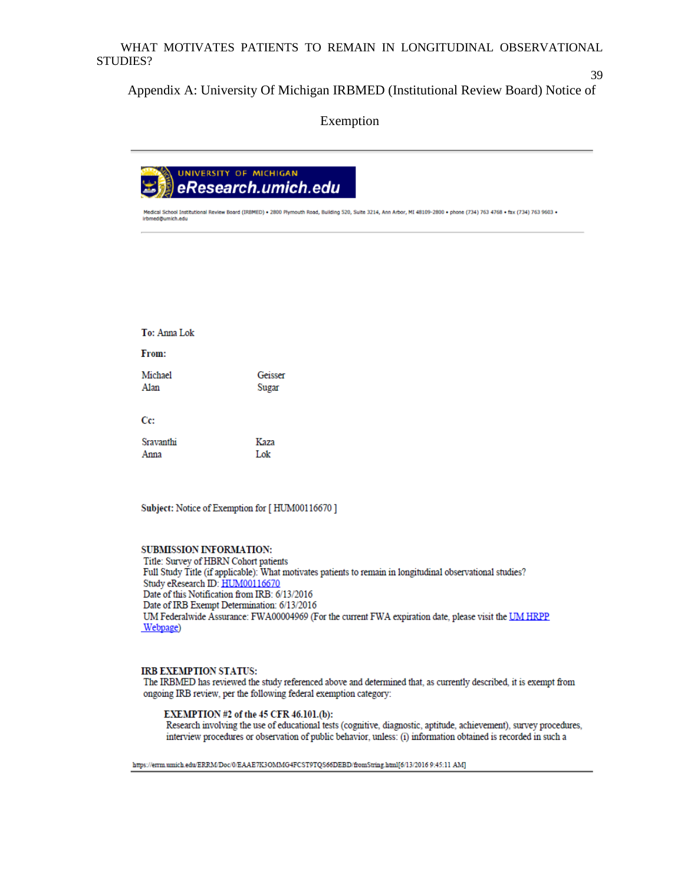Appendix A: University Of Michigan IRBMED (Institutional Review Board) Notice of Exemption

UNIVERSITY OF MICHIGAN
eResearch.umich.edu

Medical School Institutional Review Board (IRBMED) • 2800 Plymouth Road, Building 520, Suite 3214, Ann Arbor, MI 48109-2800 • phone (734) 763 4768 • fax (734) 763 9603 • irbmed@umich.edu

**To:** Anna Lok

**From:**

| | |
|---|---|
| Michael | Geisser |
| Alan | Sugar |

**Cc:**

| | |
|---|---|
| Sravanthi | Kaza |
| Anna | Lok |

**Subject:** Notice of Exemption for [ HUM00116670 ]

**SUBMISSION INFORMATION:**
Title: Survey of HBRN Cohort patients
Full Study Title (if applicable): What motivates patients to remain in longitudinal observational studies?
Study eResearch ID: HUM00116670
Date of this Notification from IRB: 6/13/2016
Date of IRB Exempt Determination: 6/13/2016
UM Federalwide Assurance: FWA00004969 (For the current FWA expiration date, please visit the UM HRPP Webpage)

**IRB EXEMPTION STATUS:**
The IRBMED has reviewed the study referenced above and determined that, as currently described, it is exempt from ongoing IRB review, per the following federal exemption category:

**EXEMPTION #2 of the 45 CFR 46.101.(b):**
Research involving the use of educational tests (cognitive, diagnostic, aptitude, achievement), survey procedures, interview procedures or observation of public behavior, unless: (i) information obtained is recorded in such a

https://errm.umich.edu/ERRM/Doc/0/EAAE7K3OMMG4FCST9TQS66DEBD/fromString.html[6/13/2016 9:45:11 AM]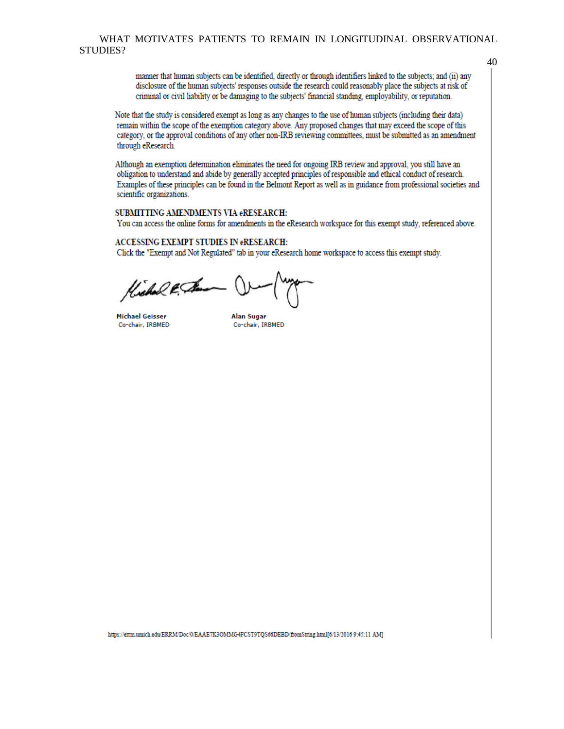manner that human subjects can be identified, directly or through identifiers linked to the subjects; and (ii) any disclosure of the human subjects' responses outside the research could reasonably place the subjects at risk of criminal or civil liability or be damaging to the subjects' financial standing, employability, or reputation.

Note that the study is considered exempt as long as any changes to the use of human subjects (including their data) remain within the scope of the exemption category above. Any proposed changes that may exceed the scope of this category, or the approval conditions of any other non-IRB reviewing committees, must be submitted as an amendment through eResearch.

Although an exemption determination eliminates the need for ongoing IRB review and approval, you still have an obligation to understand and abide by generally accepted principles of responsible and ethical conduct of research. Examples of these principles can be found in the Belmont Report as well as in guidance from professional societies and scientific organizations.

**SUBMITTING AMENDMENTS VIA eRESEARCH:**

You can access the online forms for amendments in the eResearch workspace for this exempt study, referenced above.

**ACCESSING EXEMPT STUDIES IN eRESEARCH:**

Click the "Exempt and Not Regulated" tab in your eResearch home workspace to access this exempt study.

**Michael Geisser**
Co-chair, IRBMED

**Alan Sugar**
Co-chair, IRBMED

https://errm.umich.edu/ERRM/Doc/0/EAAE7K3OMMG4FCST9TQS66DEBD/fromString.html[6/13/2016 9:45:11 AM]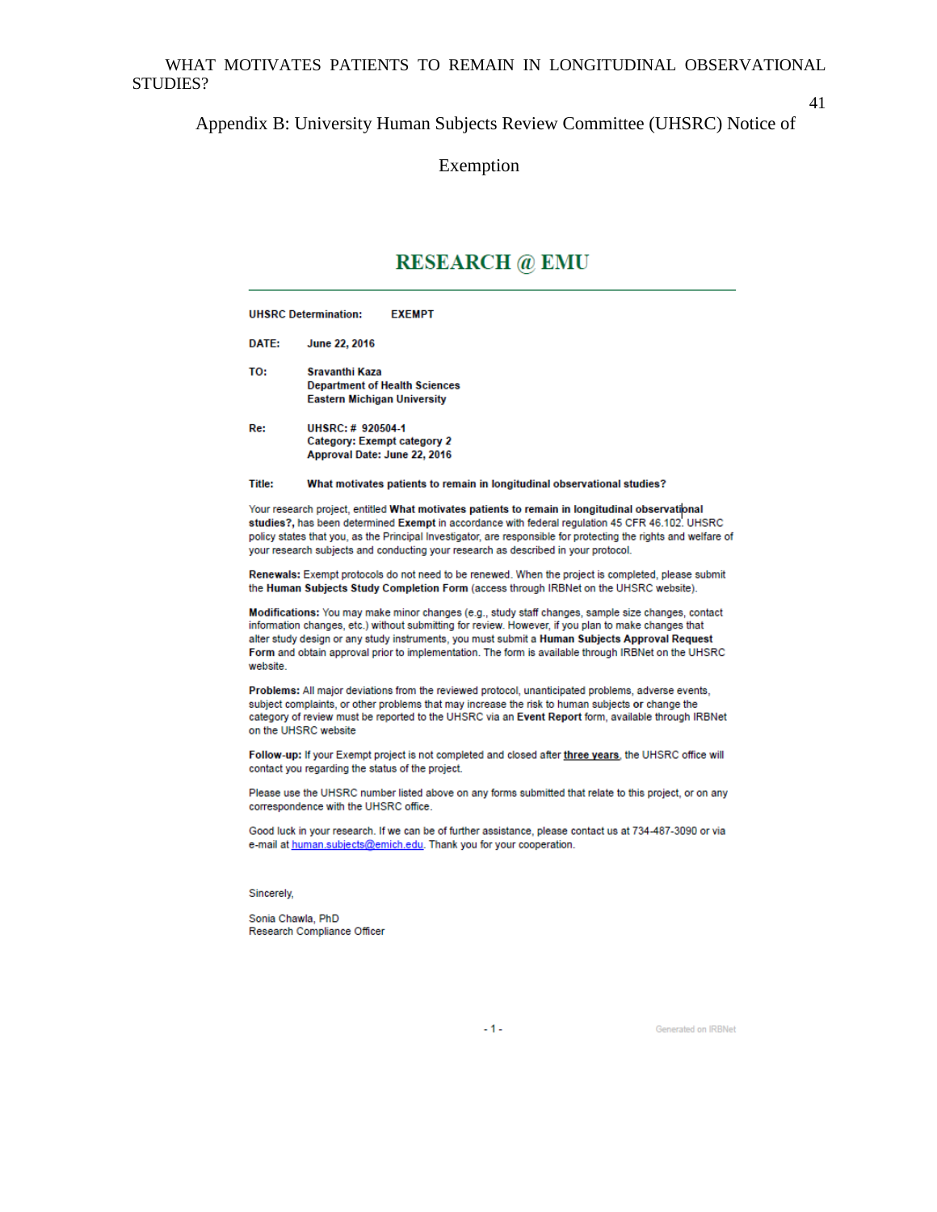## Appendix B: University Human Subjects Review Committee (UHSRC) Notice of Exemption

# RESEARCH @ EMU

**UHSRC Determination:** **EXEMPT**

**DATE:** **June 22, 2016**

**TO:** **Sravanthi Kaza**
**Department of Health Sciences**
**Eastern Michigan University**

**Re:** **UHSRC: # 920504-1**
**Category: Exempt category 2**
**Approval Date: June 22, 2016**

**Title:** **What motivates patients to remain in longitudinal observational studies?**

Your research project, entitled **What motivates patients to remain in longitudinal observational studies?,** has been determined **Exempt** in accordance with federal regulation 45 CFR 46.102. UHSRC policy states that you, as the Principal Investigator, are responsible for protecting the rights and welfare of your research subjects and conducting your research as described in your protocol.

**Renewals:** Exempt protocols do not need to be renewed. When the project is completed, please submit the **Human Subjects Study Completion Form** (access through IRBNet on the UHSRC website).

**Modifications:** You may make minor changes (e.g., study staff changes, sample size changes, contact information changes, etc.) without submitting for review. However, if you plan to make changes that alter study design or any study instruments, you must submit a **Human Subjects Approval Request Form** and obtain approval prior to implementation. The form is available through IRBNet on the UHSRC website.

**Problems:** All major deviations from the reviewed protocol, unanticipated problems, adverse events, subject complaints, or other problems that may increase the risk to human subjects **or** change the category of review must be reported to the UHSRC via an **Event Report** form, available through IRBNet on the UHSRC website

**Follow-up:** If your Exempt project is not completed and closed after **three years**, the UHSRC office will contact you regarding the status of the project.

Please use the UHSRC number listed above on any forms submitted that relate to this project, or on any correspondence with the UHSRC office.

Good luck in your research. If we can be of further assistance, please contact us at 734-487-3090 or via e-mail at human.subjects@emich.edu. Thank you for your cooperation.

Sincerely,

Sonia Chawla, PhD
Research Compliance Officer

Generated on IRBNet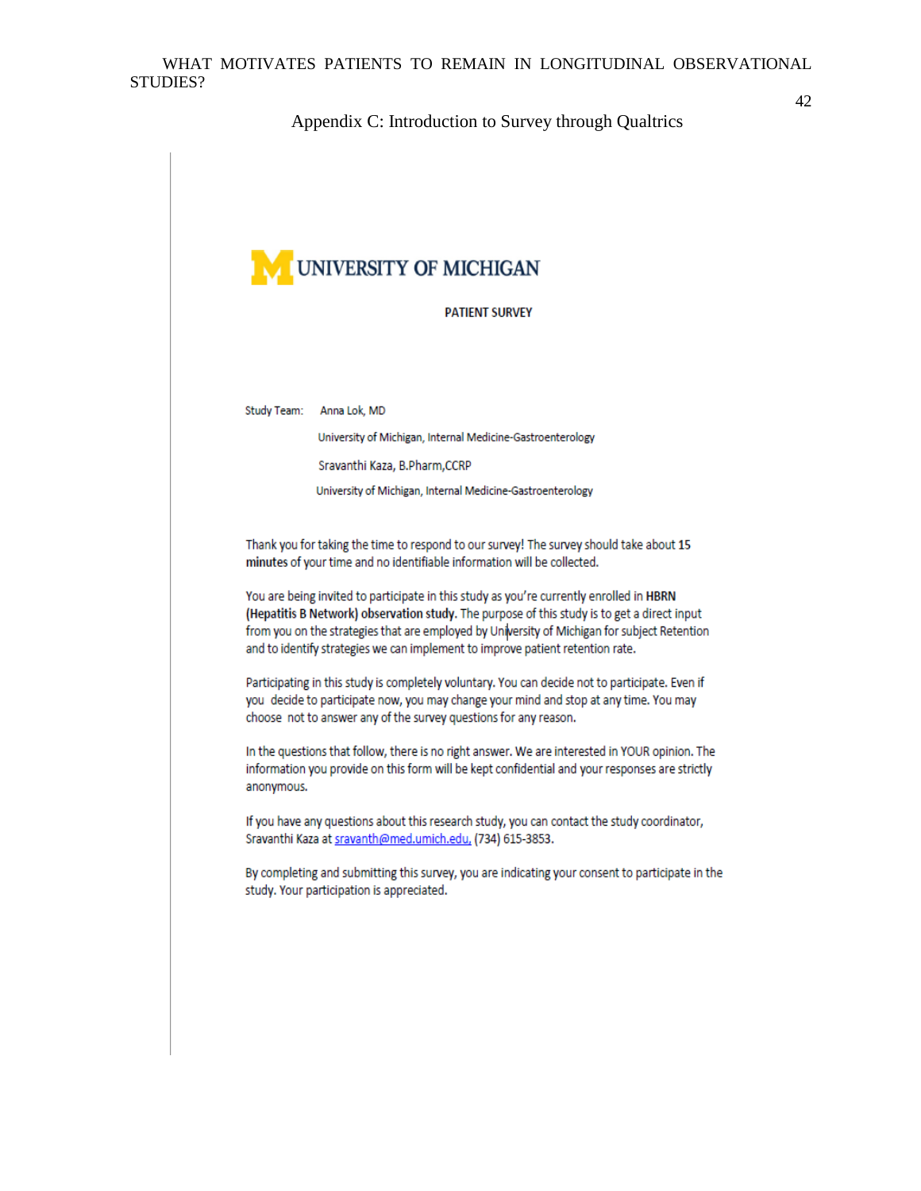## Appendix C: Introduction to Survey through Qualtrics

UNIVERSITY OF MICHIGAN

**PATIENT SURVEY**

Study Team: Anna Lok, MD

University of Michigan, Internal Medicine-Gastroenterology

Sravanthi Kaza, B.Pharm,CCRP

University of Michigan, Internal Medicine-Gastroenterology

Thank you for taking the time to respond to our survey! The survey should take about **15 minutes** of your time and no identifiable information will be collected.

You are being invited to participate in this study as you're currently enrolled in **HBRN (Hepatitis B Network) observation study.** The purpose of this study is to get a direct input from you on the strategies that are employed by University of Michigan for subject Retention and to identify strategies we can implement to improve patient retention rate.

Participating in this study is completely voluntary. You can decide not to participate. Even if you decide to participate now, you may change your mind and stop at any time. You may choose not to answer any of the survey questions for any reason.

In the questions that follow, there is no right answer. We are interested in YOUR opinion. The information you provide on this form will be kept confidential and your responses are strictly anonymous.

If you have any questions about this research study, you can contact the study coordinator, Sravanthi Kaza at sravanth@med.umich.edu, (734) 615-3853.

By completing and submitting this survey, you are indicating your consent to participate in the study. Your participation is appreciated.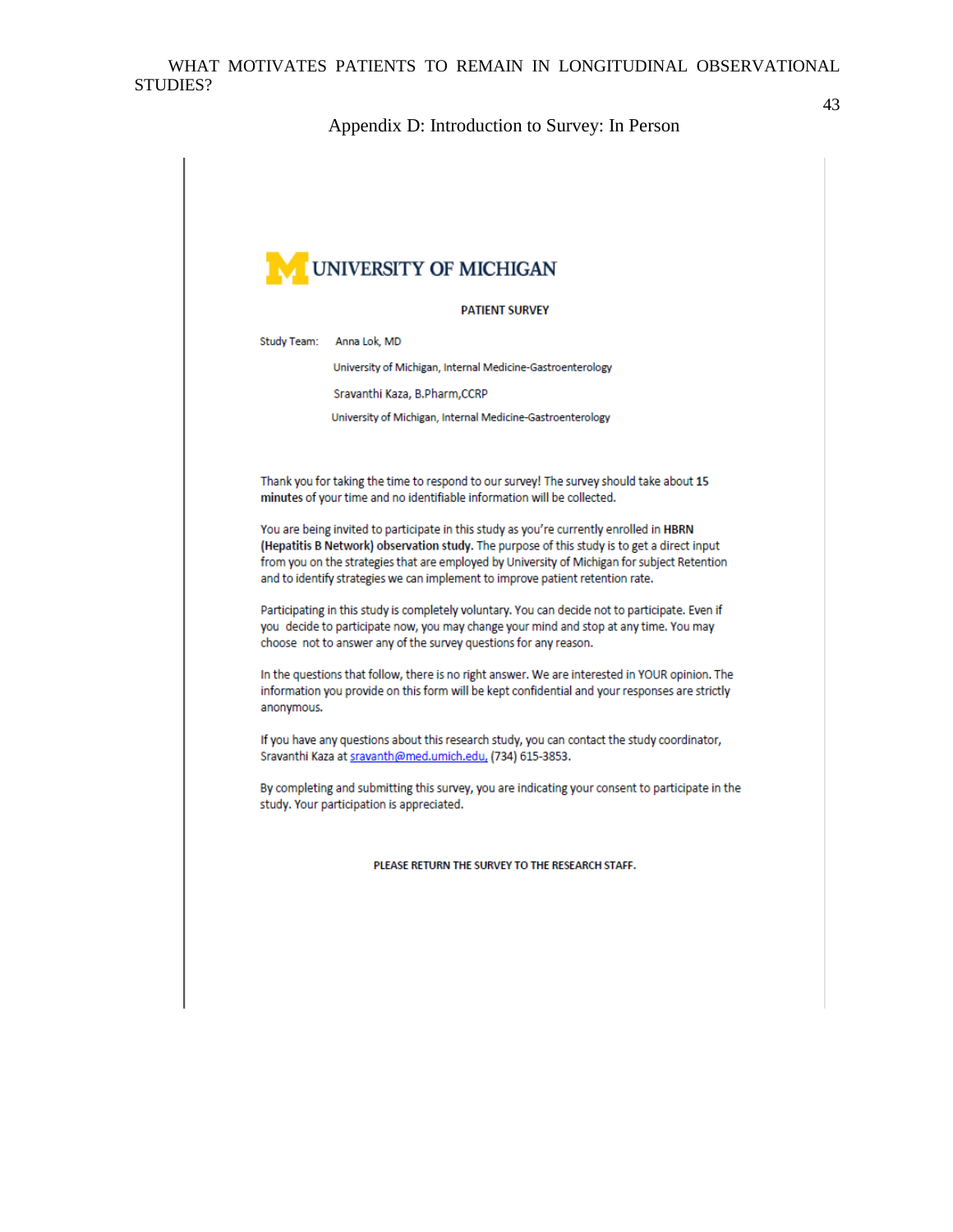## Appendix D: Introduction to Survey: In Person

UNIVERSITY OF MICHIGAN

**PATIENT SURVEY**

Study Team: Anna Lok, MD

University of Michigan, Internal Medicine-Gastroenterology

Sravanthi Kaza, B.Pharm,CCRP

University of Michigan, Internal Medicine-Gastroenterology

Thank you for taking the time to respond to our survey! The survey should take about **15 minutes** of your time and no identifiable information will be collected.

You are being invited to participate in this study as you're currently enrolled in **HBRN (Hepatitis B Network) observation study.** The purpose of this study is to get a direct input from you on the strategies that are employed by University of Michigan for subject Retention and to identify strategies we can implement to improve patient retention rate.

Participating in this study is completely voluntary. You can decide not to participate. Even if you decide to participate now, you may change your mind and stop at any time. You may choose not to answer any of the survey questions for any reason.

In the questions that follow, there is no right answer. We are interested in YOUR opinion. The information you provide on this form will be kept confidential and your responses are strictly anonymous.

If you have any questions about this research study, you can contact the study coordinator, Sravanthi Kaza at sravanth@med.umich.edu, (734) 615-3853.

By completing and submitting this survey, you are indicating your consent to participate in the study. Your participation is appreciated.

**PLEASE RETURN THE SURVEY TO THE RESEARCH STAFF.**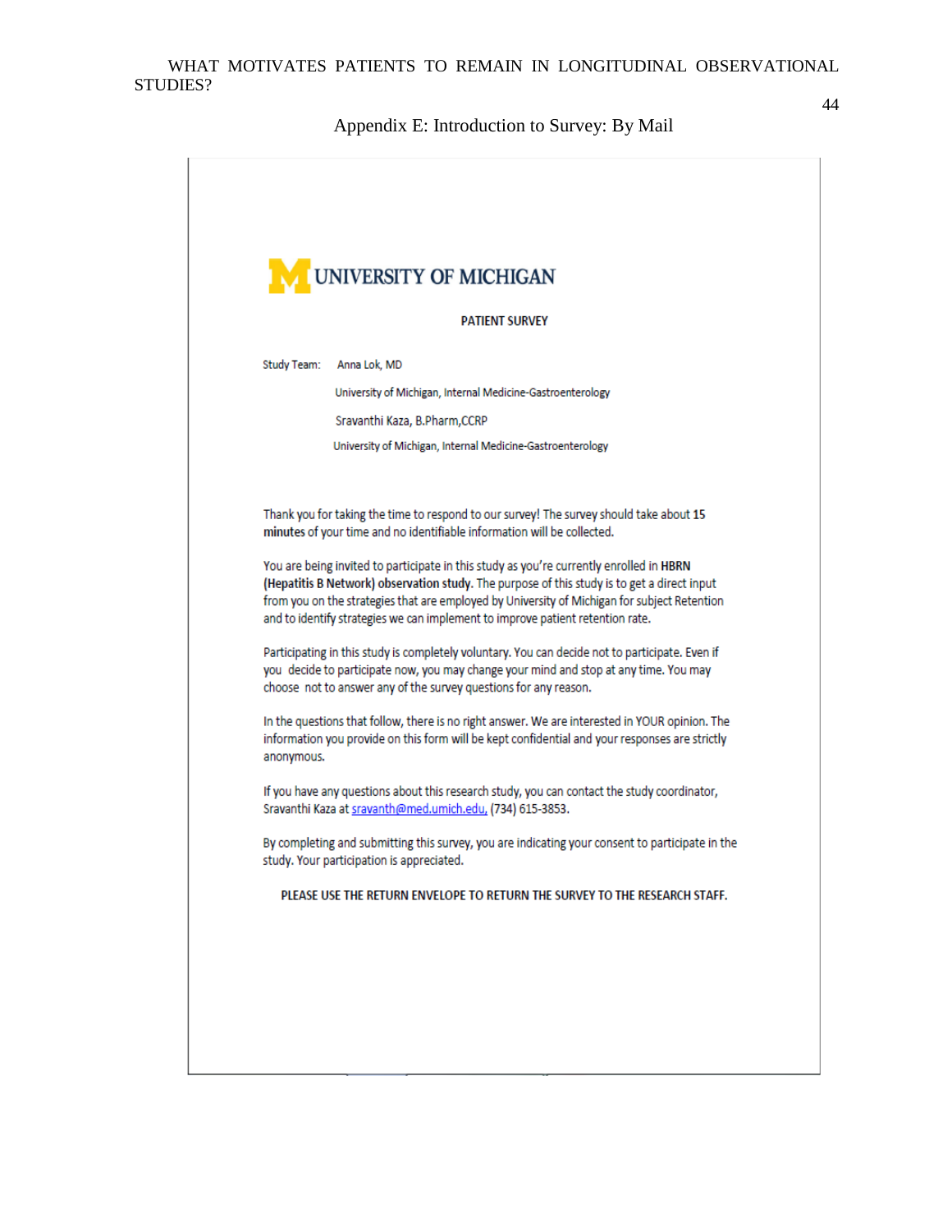## Appendix E: Introduction to Survey: By Mail

UNIVERSITY OF MICHIGAN

**PATIENT SURVEY**

Study Team: Anna Lok, MD

University of Michigan, Internal Medicine-Gastroenterology

Sravanthi Kaza, B.Pharm,CCRP

University of Michigan, Internal Medicine-Gastroenterology

Thank you for taking the time to respond to our survey! The survey should take about **15 minutes** of your time and no identifiable information will be collected.

You are being invited to participate in this study as you're currently enrolled in **HBRN (Hepatitis B Network) observation study**. The purpose of this study is to get a direct input from you on the strategies that are employed by University of Michigan for subject Retention and to identify strategies we can implement to improve patient retention rate.

Participating in this study is completely voluntary. You can decide not to participate. Even if you decide to participate now, you may change your mind and stop at any time. You may choose not to answer any of the survey questions for any reason.

In the questions that follow, there is no right answer. We are interested in YOUR opinion. The information you provide on this form will be kept confidential and your responses are strictly anonymous.

If you have any questions about this research study, you can contact the study coordinator, Sravanthi Kaza at sravanth@med.umich.edu, (734) 615-3853.

By completing and submitting this survey, you are indicating your consent to participate in the study. Your participation is appreciated.

**PLEASE USE THE RETURN ENVELOPE TO RETURN THE SURVEY TO THE RESEARCH STAFF.**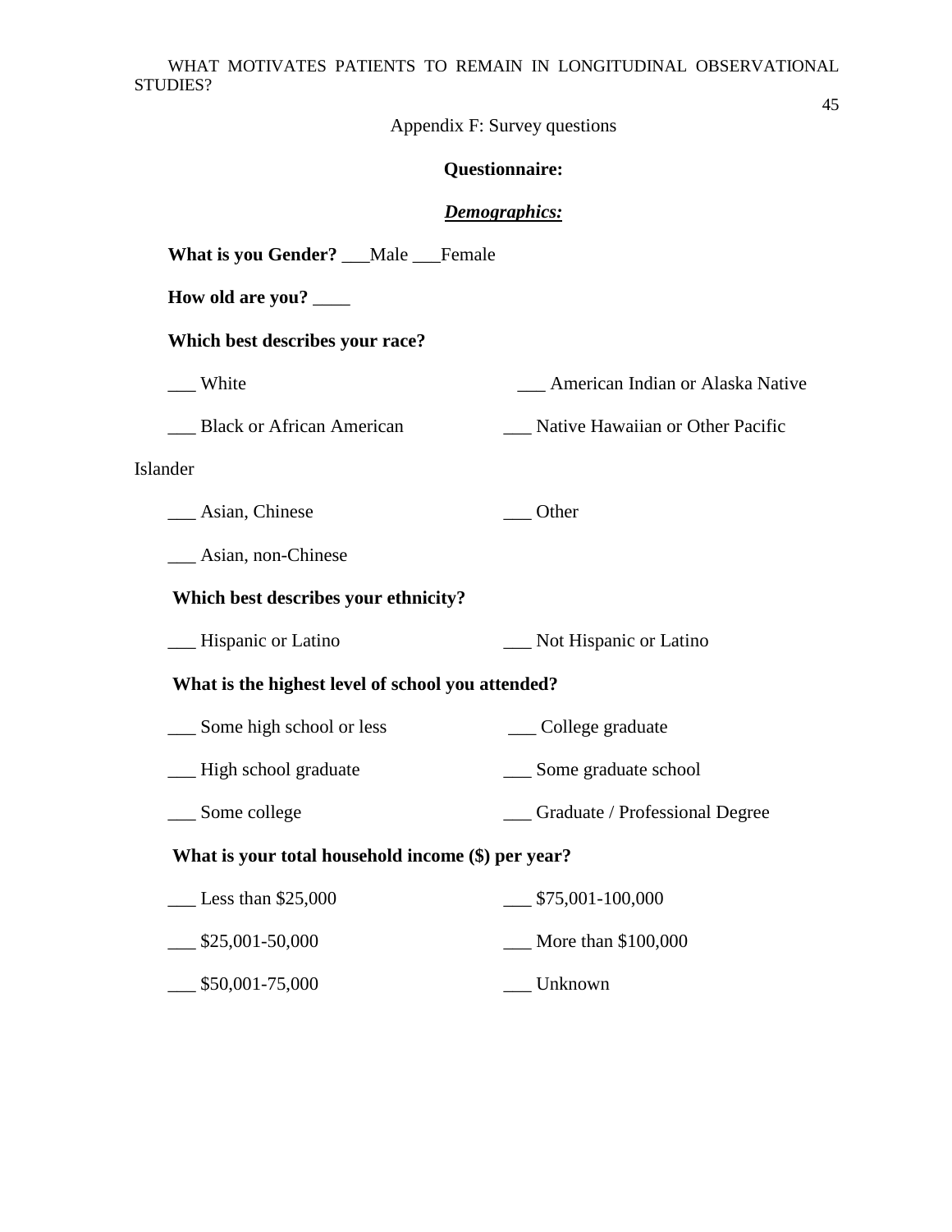Appendix F: Survey questions

**Questionnaire:**

***Demographics:***

**What is you Gender?** ___Male ___Female

**How old are you?** ____

**Which best describes your race?**

___ White

___ American Indian or Alaska Native

___ Black or African American

___ Native Hawaiian or Other Pacific Islander

___ Asian, Chinese

___ Other

___ Asian, non-Chinese

**Which best describes your ethnicity?**

___ Hispanic or Latino

___ Not Hispanic or Latino

**What is the highest level of school you attended?**

___ Some high school or less

___ College graduate

___ High school graduate

___ Some graduate school

___ Some college

___ Graduate / Professional Degree

**What is your total household income ($) per year?**

___ Less than $25,000

___ $75,001-100,000

___ $25,001-50,000

___ More than $100,000

___ $50,001-75,000

___ Unknown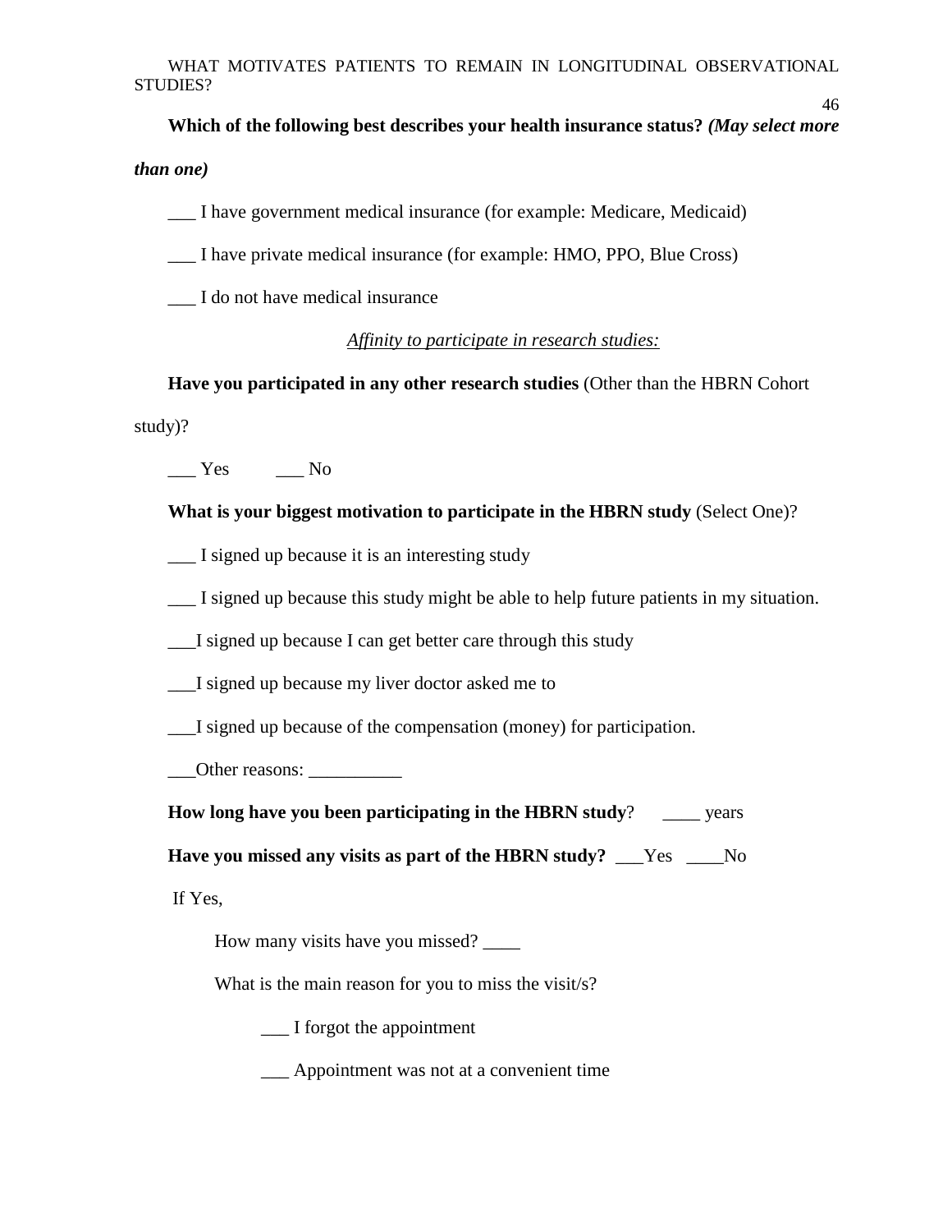**Which of the following best describes your health insurance status?** ***(May select more than one)***

___ I have government medical insurance (for example: Medicare, Medicaid)

___ I have private medical insurance (for example: HMO, PPO, Blue Cross)

___ I do not have medical insurance

*Affinity to participate in research studies:*

**Have you participated in any other research studies** (Other than the HBRN Cohort study)?

___ Yes ___ No

**What is your biggest motivation to participate in the HBRN study** (Select One)?

___ I signed up because it is an interesting study

___ I signed up because this study might be able to help future patients in my situation.

___I signed up because I can get better care through this study

___I signed up because my liver doctor asked me to

___I signed up because of the compensation (money) for participation.

___Other reasons: __________

**How long have you been participating in the HBRN study**? ____ years

**Have you missed any visits as part of the HBRN study?** ___Yes ____No

If Yes,

How many visits have you missed? ____

What is the main reason for you to miss the visit/s?

___ I forgot the appointment

___ Appointment was not at a convenient time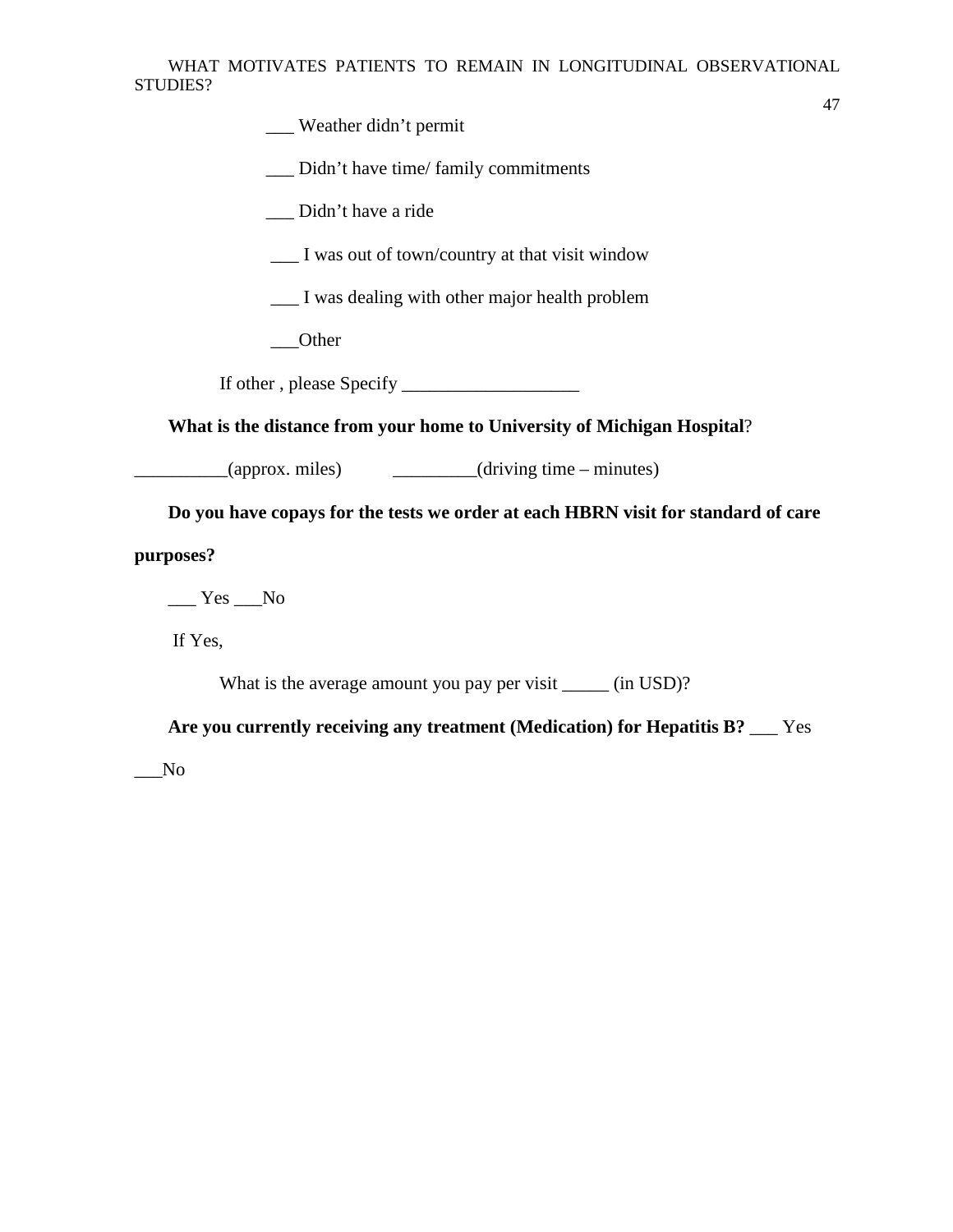___ Weather didn't permit

___ Didn't have time/ family commitments

___ Didn't have a ride

___ I was out of town/country at that visit window

___ I was dealing with other major health problem

___Other

If other , please Specify ___________________

**What is the distance from your home to University of Michigan Hospital**?

__________(approx. miles) _________(driving time – minutes)

**Do you have copays for the tests we order at each HBRN visit for standard of care purposes?**

___ Yes ___No

If Yes,

What is the average amount you pay per visit _____ (in USD)?

**Are you currently receiving any treatment (Medication) for Hepatitis B?** ___ Yes ___No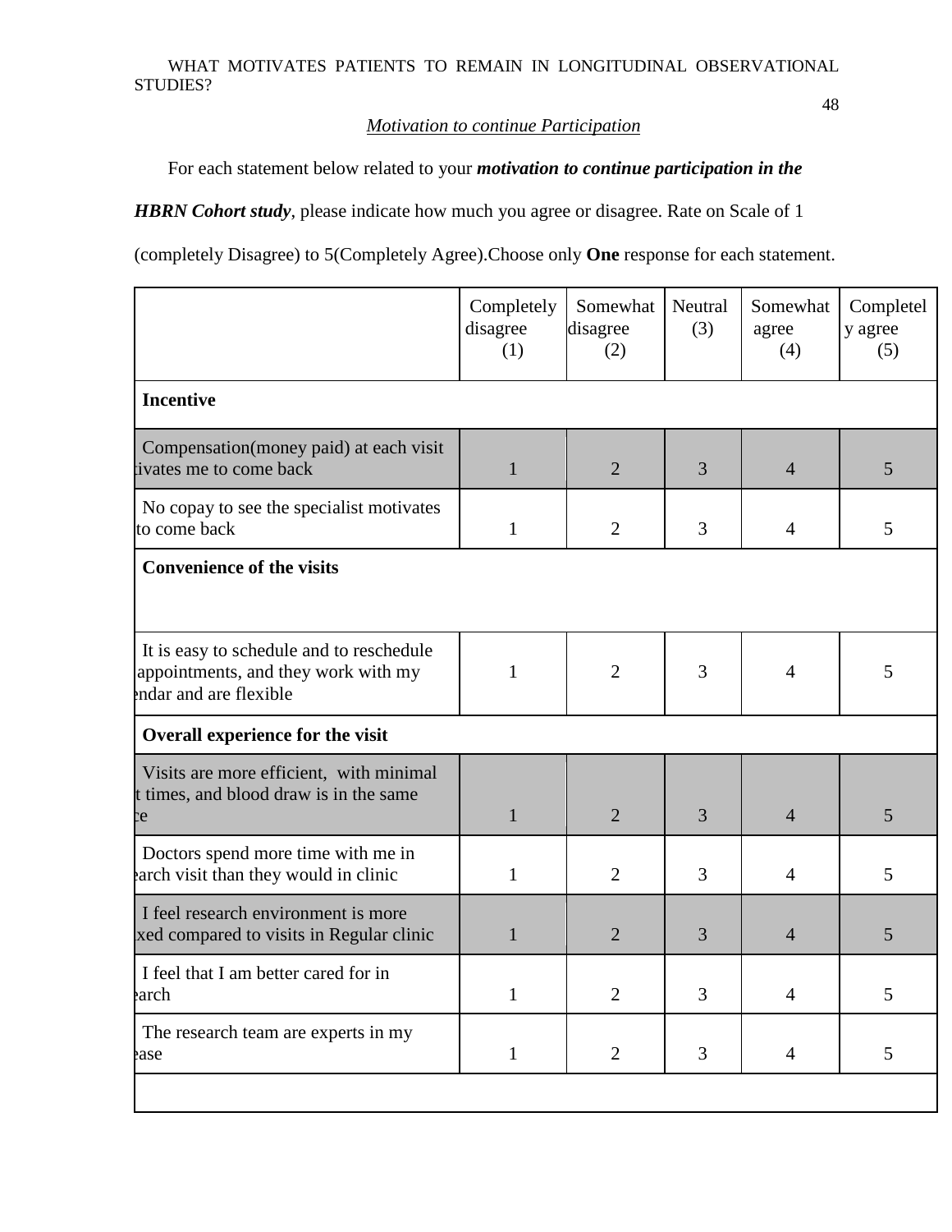*Motivation to continue Participation*

For each statement below related to your ***motivation to continue participation in the HBRN Cohort study***, please indicate how much you agree or disagree. Rate on Scale of 1 (completely Disagree) to 5(Completely Agree).Choose only **One** response for each statement.

| | Completely disagree (1) | Somewhat disagree (2) | Neutral (3) | Somewhat agree (4) | Completely agree (5) |
|---|---|---|---|---|---|
| **Incentive** | | | | | |
| Compensation(money paid) at each visit tivates me to come back | 1 | 2 | 3 | 4 | 5 |
| No copay to see the specialist motivates to come back | 1 | 2 | 3 | 4 | 5 |
| **Convenience of the visits** | | | | | |
| It is easy to schedule and to reschedule appointments, and they work with my ndar and are flexible | 1 | 2 | 3 | 4 | 5 |
| **Overall experience for the visit** | | | | | |
| Visits are more efficient, with minimal t times, and blood draw is in the same e | 1 | 2 | 3 | 4 | 5 |
| Doctors spend more time with me in earch visit than they would in clinic | 1 | 2 | 3 | 4 | 5 |
| I feel research environment is more xed compared to visits in Regular clinic | 1 | 2 | 3 | 4 | 5 |
| I feel that I am better cared for in earch | 1 | 2 | 3 | 4 | 5 |
| The research team are experts in my ease | 1 | 2 | 3 | 4 | 5 |
| | | | | | |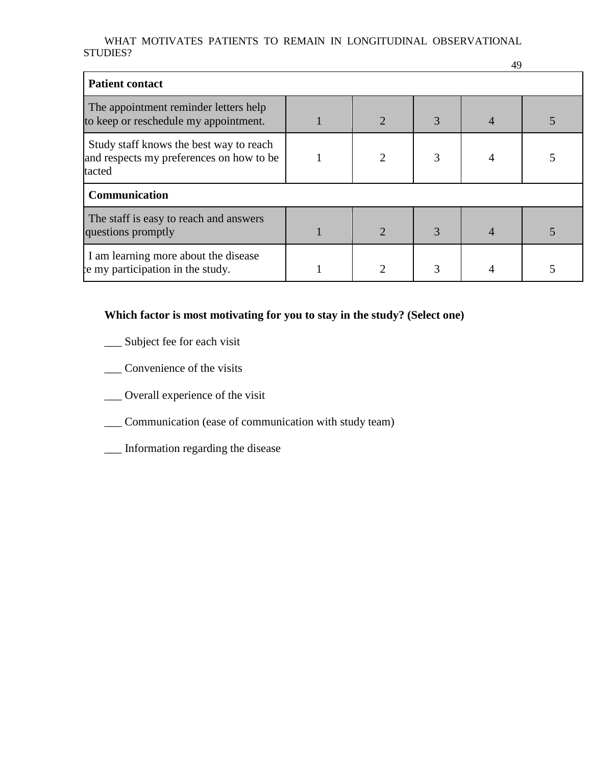| Patient contact | | | | | |
|---|---|---|---|---|---|
| The appointment reminder letters help to keep or reschedule my appointment. | 1 | 2 | 3 | 4 | 5 |
| Study staff knows the best way to reach and respects my preferences on how to be tacted | 1 | 2 | 3 | 4 | 5 |
| **Communication** | | | | | |
| The staff is easy to reach and answers questions promptly | 1 | 2 | 3 | 4 | 5 |
| I am learning more about the disease e my participation in the study. | 1 | 2 | 3 | 4 | 5 |

**Which factor is most motivating for you to stay in the study? (Select one)**

___ Subject fee for each visit

___ Convenience of the visits

___ Overall experience of the visit

___ Communication (ease of communication with study team)

___ Information regarding the disease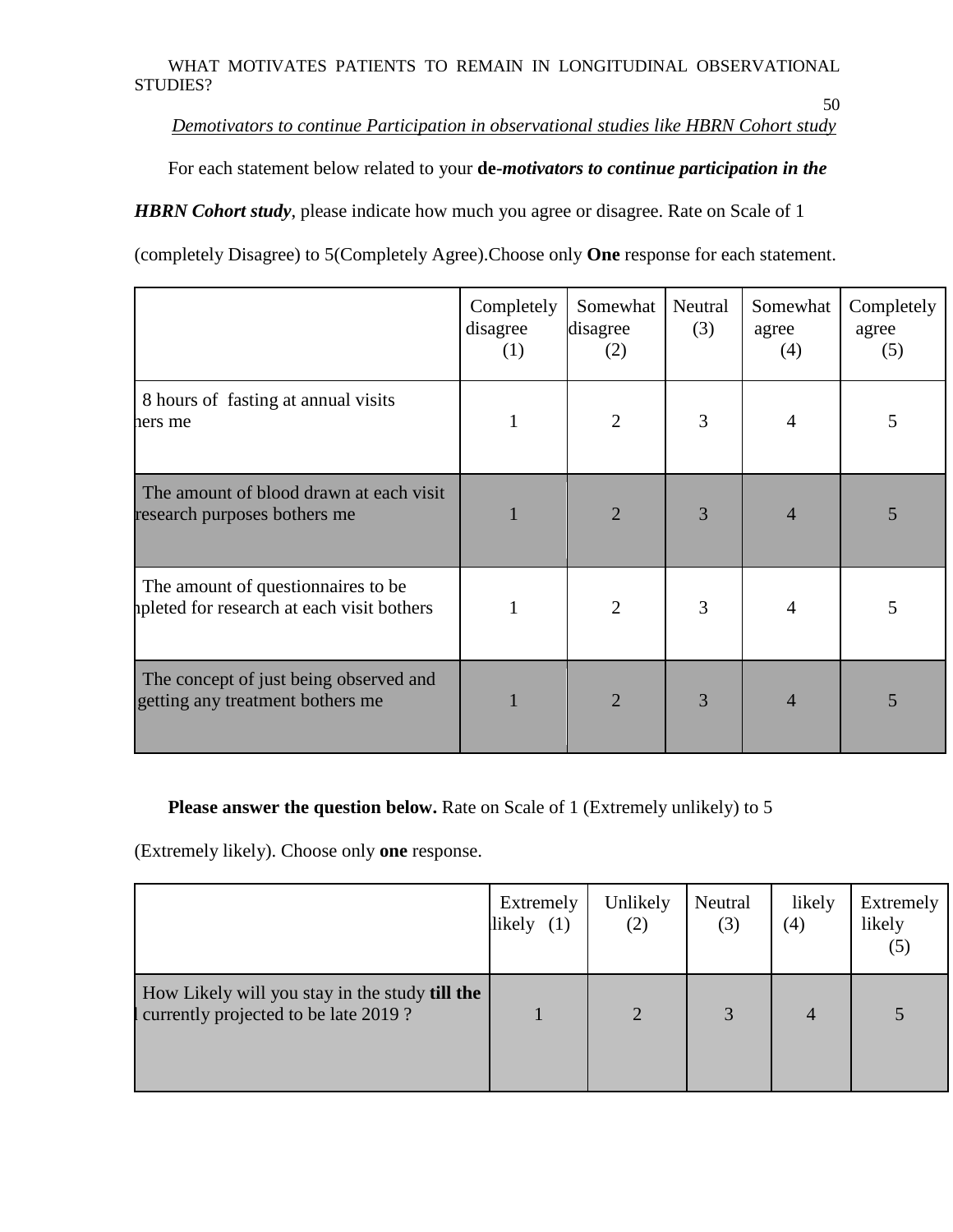*Demotivators to continue Participation in observational studies like HBRN Cohort study*

For each statement below related to your **de-*motivators to continue participation in the HBRN Cohort study***, please indicate how much you agree or disagree. Rate on Scale of 1 (completely Disagree) to 5(Completely Agree).Choose only **One** response for each statement.

| | Completely disagree (1) | Somewhat disagree (2) | Neutral (3) | Somewhat agree (4) | Completely agree (5) |
|---|---|---|---|---|---|
| 8 hours of fasting at annual visits hers me | 1 | 2 | 3 | 4 | 5 |
| The amount of blood drawn at each visit research purposes bothers me | 1 | 2 | 3 | 4 | 5 |
| The amount of questionnaires to be npleted for research at each visit bothers | 1 | 2 | 3 | 4 | 5 |
| The concept of just being observed and getting any treatment bothers me | 1 | 2 | 3 | 4 | 5 |

**Please answer the question below.** Rate on Scale of 1 (Extremely unlikely) to 5 (Extremely likely). Choose only **one** response.

| | Extremely likely (1) | Unlikely (2) | Neutral (3) | likely (4) | Extremely likely (5) |
|---|---|---|---|---|---|
| How Likely will you stay in the study **till the** l currently projected to be late 2019 ? | 1 | 2 | 3 | 4 | 5 |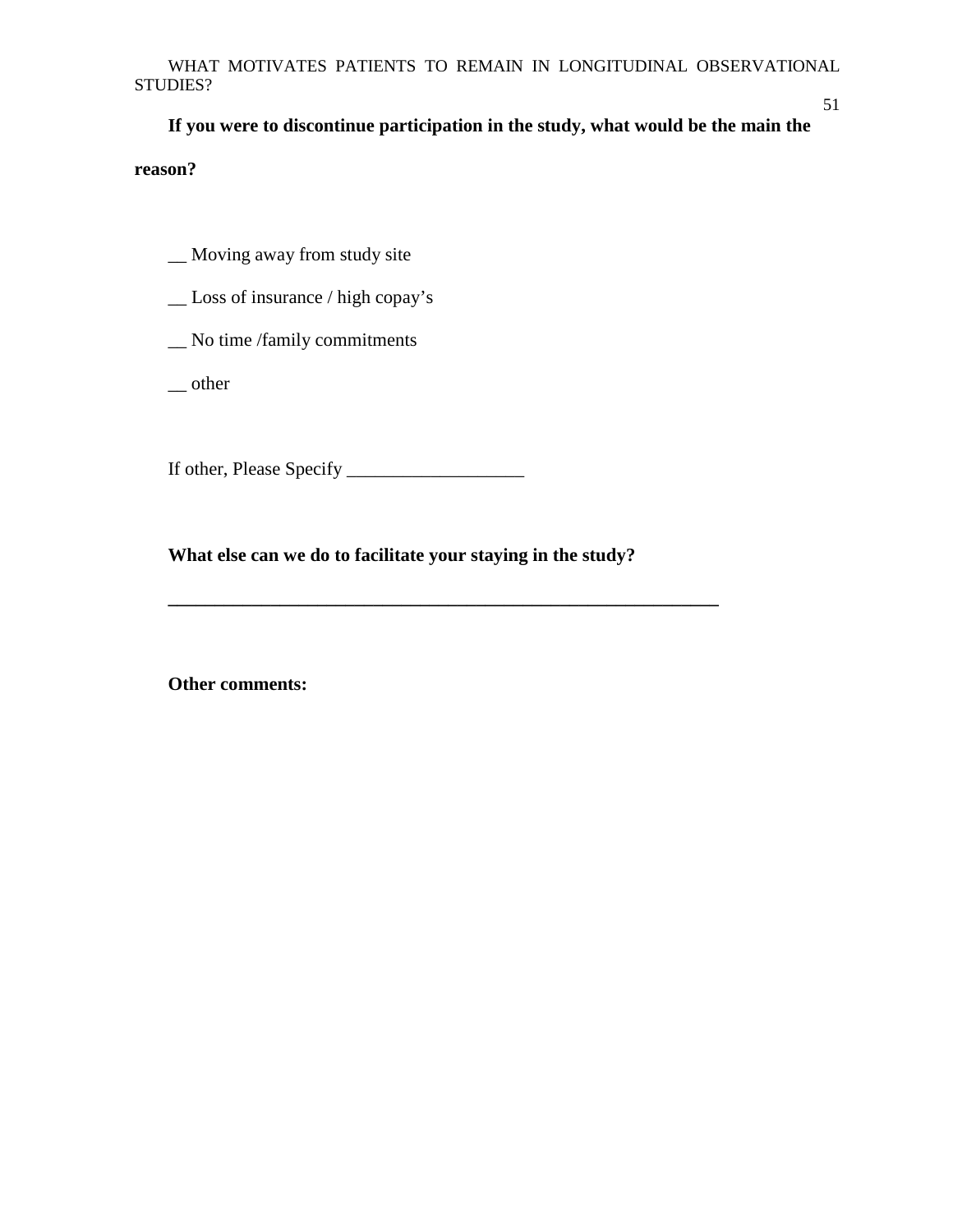**If you were to discontinue participation in the study, what would be the main the reason?**

__ Moving away from study site

__ Loss of insurance / high copay's

__ No time /family commitments

__ other

If other, Please Specify ___________________

**What else can we do to facilitate your staying in the study?**

**____________________________________________________________**

**Other comments:**